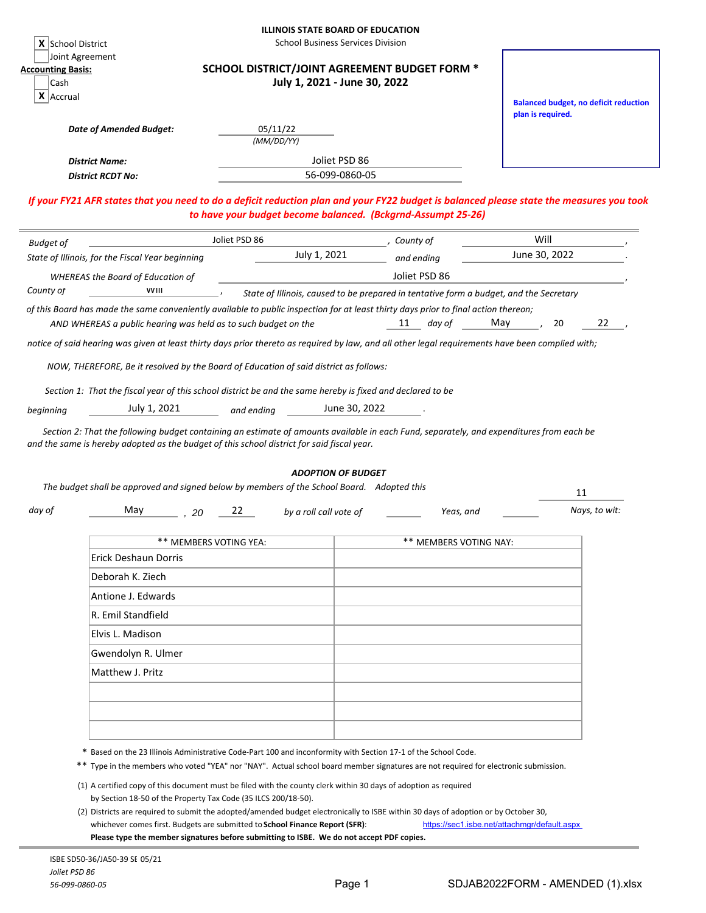**ILLINOIS STATE BOARD OF EDUCATION**
School Business Services Division

[X] School District
[ ] Joint Agreement

**Accounting Basis:**
[ ] Cash
[X] Accrual

## SCHOOL DISTRICT/JOINT AGREEMENT BUDGET FORM *
## July 1, 2021 - June 30, 2022

**Balanced budget, no deficit reduction plan is required.**

***Date of Amended Budget:*** 05/11/22 *(MM/DD/YY)*

***District Name:*** Joliet PSD 86

***District RCDT No:*** 56-099-0860-05

*If your FY21 AFR states that you need to do a deficit reduction plan and your FY22 budget is balanced please state the measures you took to have your budget become balanced. (Bckgrnd-Assumpt 25-26)*

*Budget of* Joliet PSD 86 *, County of* Will *,*
*State of Illinois, for the Fiscal Year beginning* July 1, 2021 *and ending* June 30, 2022 *.*

*WHEREAS the Board of Education of* Joliet PSD 86 *,*
*County of* Will *, State of Illinois, caused to be prepared in tentative form a budget, and the Secretary of this Board has made the same conveniently available to public inspection for at least thirty days prior to final action thereon;*

*AND WHEREAS a public hearing was held as to such budget on the* 11 *day of* May *, 20* 22 *,*
*notice of said hearing was given at least thirty days prior thereto as required by law, and all other legal requirements have been complied with;*

*NOW, THEREFORE, Be it resolved by the Board of Education of said district as follows:*

*Section 1: That the fiscal year of this school district be and the same hereby is fixed and declared to be*
*beginning* July 1, 2021 *and ending* June 30, 2022 *.*

*Section 2: That the following budget containing an estimate of amounts available in each Fund, separately, and expenditures from each be and the same is hereby adopted as the budget of this school district for said fiscal year.*

***ADOPTION OF BUDGET***

*The budget shall be approved and signed below by members of the School Board. Adopted this* 11
*day of* May *, 20* 22 *by a roll call vote of* ____ *Yeas, and* ____ *Nays, to wit:*

| ** MEMBERS VOTING YEA: | ** MEMBERS VOTING NAY: |
|---|---|
| Erick Deshaun Dorris | |
| Deborah K. Ziech | |
| Antione J. Edwards | |
| R. Emil Standfield | |
| Elvis L. Madison | |
| Gwendolyn R. Ulmer | |
| Matthew J. Pritz | |
| | |
| | |
| | |

\* Based on the 23 Illinois Administrative Code-Part 100 and inconformity with Section 17-1 of the School Code.

** Type in the members who voted "YEA" nor "NAY". Actual school board member signatures are not required for electronic submission.

(1) A certified copy of this document must be filed with the county clerk within 30 days of adoption as required by Section 18-50 of the Property Tax Code (35 ILCS 200/18-50).

(2) Districts are required to submit the adopted/amended budget electronically to ISBE within 30 days of adoption or by October 30, whichever comes first. Budgets are submitted to **School Finance Report (SFR)**: https://sec1.isbe.net/attachmgr/default.aspx
**Please type the member signatures before submitting to ISBE. We do not accept PDF copies.**

ISBE SD50-36/JA50-39 SE 05/21
*Joliet PSD 86*
*56-099-0860-05*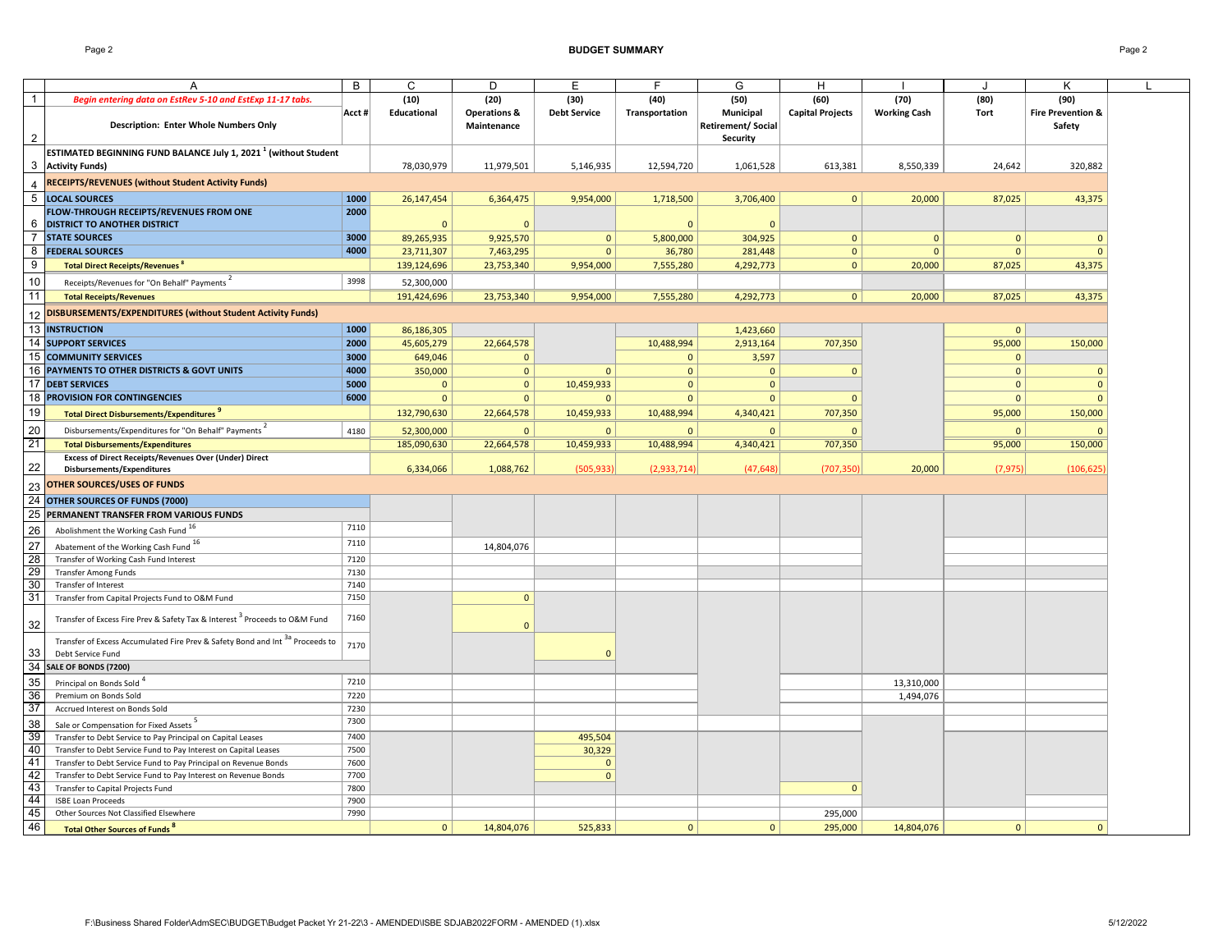# BUDGET SUMMARY

| | A | B | C | D | E | F | G | H | I | J | K |
|---|---|---|---|---|---|---|---|---|---|---|---|
| 1 | *Begin entering data on EstRev 5-10 and EstExp 11-17 tabs.* | Acct # | (10) Educational | (20) Operations & Maintenance | (30) Debt Service | (40) Transportation | (50) Municipal Retirement/ Social Security | (60) Capital Projects | (70) Working Cash | (80) Tort | (90) Fire Prevention & Safety |
| 2 | **Description: Enter Whole Numbers Only** | | | | | | | | | | |
| 3 | **ESTIMATED BEGINNING FUND BALANCE July 1, 2021 [1] (without Student Activity Funds)** | | 78,030,979 | 11,979,501 | 5,146,935 | 12,594,720 | 1,061,528 | 613,381 | 8,550,339 | 24,642 | 320,882 |
| 4 | **RECEIPTS/REVENUES (without Student Activity Funds)** | | | | | | | | | | |
| 5 | **LOCAL SOURCES** | 1000 | 26,147,454 | 6,364,475 | 9,954,000 | 1,718,500 | 3,706,400 | 0 | 20,000 | 87,025 | 43,375 |
| 6 | **FLOW-THROUGH RECEIPTS/REVENUES FROM ONE DISTRICT TO ANOTHER DISTRICT** | 2000 | 0 | 0 | | 0 | 0 | | | | |
| 7 | **STATE SOURCES** | 3000 | 89,265,935 | 9,925,570 | 0 | 5,800,000 | 304,925 | 0 | 0 | 0 | 0 |
| 8 | **FEDERAL SOURCES** | 4000 | 23,711,307 | 7,463,295 | 0 | 36,780 | 281,448 | 0 | 0 | 0 | 0 |
| 9 | **Total Direct Receipts/Revenues [8]** | | 139,124,696 | 23,753,340 | 9,954,000 | 7,555,280 | 4,292,773 | 0 | 20,000 | 87,025 | 43,375 |
| 10 | Receipts/Revenues for "On Behalf" Payments [2] | 3998 | 52,300,000 | | | | | | | | |
| 11 | **Total Receipts/Revenues** | | 191,424,696 | 23,753,340 | 9,954,000 | 7,555,280 | 4,292,773 | 0 | 20,000 | 87,025 | 43,375 |
| 12 | **DISBURSEMENTS/EXPENDITURES (without Student Activity Funds)** | | | | | | | | | | |
| 13 | **INSTRUCTION** | 1000 | 86,186,305 | | | | 1,423,660 | | | 0 | |
| 14 | **SUPPORT SERVICES** | 2000 | 45,605,279 | 22,664,578 | | 10,488,994 | 2,913,164 | 707,350 | | 95,000 | 150,000 |
| 15 | **COMMUNITY SERVICES** | 3000 | 649,046 | 0 | | 0 | 3,597 | | | 0 | |
| 16 | **PAYMENTS TO OTHER DISTRICTS & GOVT UNITS** | 4000 | 350,000 | 0 | 0 | 0 | 0 | 0 | | 0 | 0 |
| 17 | **DEBT SERVICES** | 5000 | 0 | 0 | 10,459,933 | 0 | 0 | | | 0 | 0 |
| 18 | **PROVISION FOR CONTINGENCIES** | 6000 | 0 | 0 | 0 | 0 | 0 | 0 | | 0 | 0 |
| 19 | **Total Direct Disbursements/Expenditures [9]** | | 132,790,630 | 22,664,578 | 10,459,933 | 10,488,994 | 4,340,421 | 707,350 | | 95,000 | 150,000 |
| 20 | Disbursements/Expenditures for "On Behalf" Payments [2] | 4180 | 52,300,000 | 0 | 0 | 0 | 0 | 0 | | 0 | 0 |
| 21 | **Total Disbursements/Expenditures** | | 185,090,630 | 22,664,578 | 10,459,933 | 10,488,994 | 4,340,421 | 707,350 | | 95,000 | 150,000 |
| 22 | **Excess of Direct Receipts/Revenues Over (Under) Direct Disbursements/Expenditures** | | 6,334,066 | 1,088,762 | (505,933) | (2,933,714) | (47,648) | (707,350) | 20,000 | (7,975) | (106,625) |
| 23 | **OTHER SOURCES/USES OF FUNDS** | | | | | | | | | | |
| 24 | **OTHER SOURCES OF FUNDS (7000)** | | | | | | | | | | |
| 25 | **PERMANENT TRANSFER FROM VARIOUS FUNDS** | | | | | | | | | | |
| 26 | Abolishment the Working Cash Fund [16] | 7110 | | | | | | | | | |
| 27 | Abatement of the Working Cash Fund [16] | 7110 | | 14,804,076 | | | | | | | |
| 28 | Transfer of Working Cash Fund Interest | 7120 | | | | | | | | | |
| 29 | Transfer Among Funds | 7130 | | | | | | | | | |
| 30 | Transfer of Interest | 7140 | | | | | | | | | |
| 31 | Transfer from Capital Projects Fund to O&M Fund | 7150 | | 0 | | | | | | | |
| 32 | Transfer of Excess Fire Prev & Safety Tax & Interest [3] Proceeds to O&M Fund | 7160 | | 0 | | | | | | | |
| 33 | Transfer of Excess Accumulated Fire Prev & Safety Bond and Int [3a] Proceeds to Debt Service Fund | 7170 | | | 0 | | | | | | |
| 34 | **SALE OF BONDS (7200)** | | | | | | | | | | |
| 35 | Principal on Bonds Sold [4] | 7210 | | | | | | | 13,310,000 | | |
| 36 | Premium on Bonds Sold | 7220 | | | | | | | 1,494,076 | | |
| 37 | Accrued Interest on Bonds Sold | 7230 | | | | | | | | | |
| 38 | Sale or Compensation for Fixed Assets [5] | 7300 | | | | | | | | | |
| 39 | Transfer to Debt Service to Pay Principal on Capital Leases | 7400 | | | 495,504 | | | | | | |
| 40 | Transfer to Debt Service Fund to Pay Interest on Capital Leases | 7500 | | | 30,329 | | | | | | |
| 41 | Transfer to Debt Service Fund to Pay Principal on Revenue Bonds | 7600 | | | 0 | | | | | | |
| 42 | Transfer to Debt Service Fund to Pay Interest on Revenue Bonds | 7700 | | | 0 | | | | | | |
| 43 | Transfer to Capital Projects Fund | 7800 | | | | | | 0 | | | |
| 44 | ISBE Loan Proceeds | 7900 | | | | | | | | | |
| 45 | Other Sources Not Classified Elsewhere | 7990 | | | | | | 295,000 | | | |
| 46 | **Total Other Sources of Funds [8]** | | 0 | 14,804,076 | 525,833 | 0 | 0 | 295,000 | 14,804,076 | 0 | 0 |

F:\Business Shared Folder\AdmSEC\BUDGET\Budget Packet Yr 21-22\3 - AMENDED\ISBE SDJAB2022FORM - AMENDED (1).xlsx 5/12/2022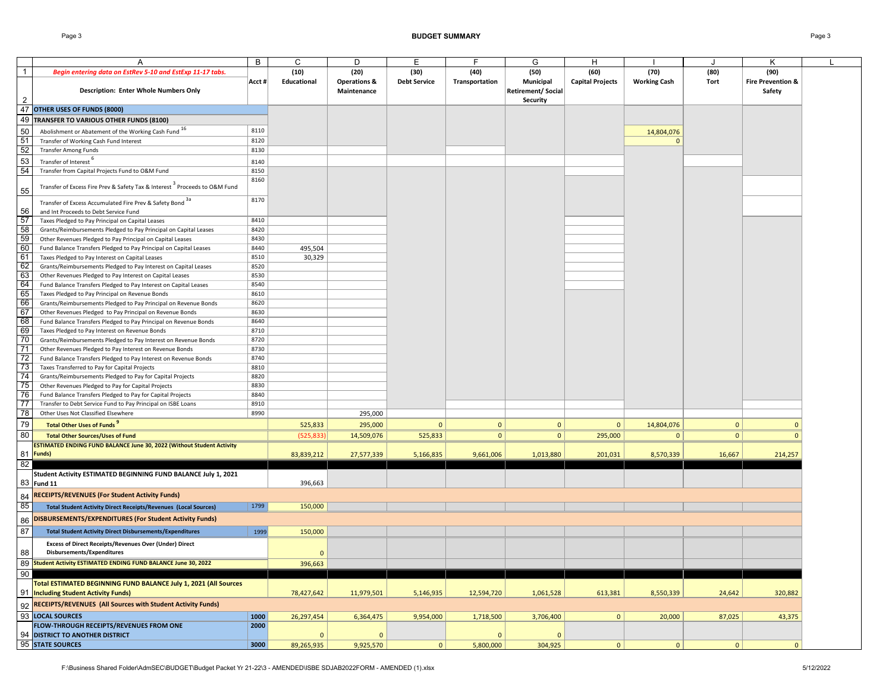# BUDGET SUMMARY

| | A | B | C | D | E | F | G | H | I | J | K |
|---|---|---|---|---|---|---|---|---|---|---|---|
| 1 | *Begin entering data on EstRev 5-10 and EstExp 11-17 tabs.* | Acct # | (10) Educational | (20) Operations & Maintenance | (30) Debt Service | (40) Transportation | (50) Municipal Retirement/ Social Security | (60) Capital Projects | (70) Working Cash | (80) Tort | (90) Fire Prevention & Safety |
| 2 | Description: Enter Whole Numbers Only | | | | | | | | | | |
| 47 | **OTHER USES OF FUNDS (8000)** | | | | | | | | | | |
| 49 | **TRANSFER TO VARIOUS OTHER FUNDS (8100)** | | | | | | | | | | |
| 50 | Abolishment or Abatement of the Working Cash Fund [16] | 8110 | | | | | | | 14,804,076 | | |
| 51 | Transfer of Working Cash Fund Interest | 8120 | | | | | | | 0 | | |
| 52 | Transfer Among Funds | 8130 | | | | | | | | | |
| 53 | Transfer of Interest [6] | 8140 | | | | | | | | | |
| 54 | Transfer from Capital Projects Fund to O&M Fund | 8150 | | | | | | | | | |
| 55 | Transfer of Excess Fire Prev & Safety Tax & Interest [3] Proceeds to O&M Fund | 8160 | | | | | | | | | |
| 56 | Transfer of Excess Accumulated Fire Prev & Safety Bond [3a] and Int Proceeds to Debt Service Fund | 8170 | | | | | | | | | |
| 57 | Taxes Pledged to Pay Principal on Capital Leases | 8410 | | | | | | | | | |
| 58 | Grants/Reimbursements Pledged to Pay Principal on Capital Leases | 8420 | | | | | | | | | |
| 59 | Other Revenues Pledged to Pay Principal on Capital Leases | 8430 | | | | | | | | | |
| 60 | Fund Balance Transfers Pledged to Pay Principal on Capital Leases | 8440 | 495,504 | | | | | | | | |
| 61 | Taxes Pledged to Pay Interest on Capital Leases | 8510 | 30,329 | | | | | | | | |
| 62 | Grants/Reimbursements Pledged to Pay Interest on Capital Leases | 8520 | | | | | | | | | |
| 63 | Other Revenues Pledged to Pay Interest on Capital Leases | 8530 | | | | | | | | | |
| 64 | Fund Balance Transfers Pledged to Pay Interest on Capital Leases | 8540 | | | | | | | | | |
| 65 | Taxes Pledged to Pay Principal on Revenue Bonds | 8610 | | | | | | | | | |
| 66 | Grants/Reimbursements Pledged to Pay Principal on Revenue Bonds | 8620 | | | | | | | | | |
| 67 | Other Revenues Pledged to Pay Principal on Revenue Bonds | 8630 | | | | | | | | | |
| 68 | Fund Balance Transfers Pledged to Pay Principal on Revenue Bonds | 8640 | | | | | | | | | |
| 69 | Taxes Pledged to Pay Interest on Revenue Bonds | 8710 | | | | | | | | | |
| 70 | Grants/Reimbursements Pledged to Pay Interest on Revenue Bonds | 8720 | | | | | | | | | |
| 71 | Other Revenues Pledged to Pay Interest on Revenue Bonds | 8730 | | | | | | | | | |
| 72 | Fund Balance Transfers Pledged to Pay Interest on Revenue Bonds | 8740 | | | | | | | | | |
| 73 | Taxes Transferred to Pay for Capital Projects | 8810 | | | | | | | | | |
| 74 | Grants/Reimbursements Pledged to Pay for Capital Projects | 8820 | | | | | | | | | |
| 75 | Other Revenues Pledged to Pay for Capital Projects | 8830 | | | | | | | | | |
| 76 | Fund Balance Transfers Pledged to Pay for Capital Projects | 8840 | | | | | | | | | |
| 77 | Transfer to Debt Service Fund to Pay Principal on ISBE Loans | 8910 | | | | | | | | | |
| 78 | Other Uses Not Classified Elsewhere | 8990 | | 295,000 | | | | | | | |
| 79 | **Total Other Uses of Funds [9]** | | 525,833 | 295,000 | 0 | 0 | 0 | 0 | 14,804,076 | 0 | 0 |
| 80 | **Total Other Sources/Uses of Fund** | | (525,833) | 14,509,076 | 525,833 | 0 | 0 | 295,000 | 0 | 0 | 0 |
| 81 | **ESTIMATED ENDING FUND BALANCE June 30, 2022 (Without Student Activity Funds)** | | 83,839,212 | 27,577,339 | 5,166,835 | 9,661,006 | 1,013,880 | 201,031 | 8,570,339 | 16,667 | 214,257 |
| 82 | | | | | | | | | | | |
| 83 | **Student Activity ESTIMATED BEGINNING FUND BALANCE July 1, 2021 Fund 11** | | 396,663 | | | | | | | | |
| 84 | **RECEIPTS/REVENUES (For Student Activity Funds)** | | | | | | | | | | |
| 85 | **Total Student Activity Direct Receipts/Revenues (Local Sources)** | 1799 | 150,000 | | | | | | | | |
| 86 | **DISBURSEMENTS/EXPENDITURES (For Student Activity Funds)** | | | | | | | | | | |
| 87 | **Total Student Activity Direct Disbursements/Expenditures** | 1999 | 150,000 | | | | | | | | |
| 88 | **Excess of Direct Receipts/Revenues Over (Under) Direct Disbursements/Expenditures** | | 0 | | | | | | | | |
| 89 | **Student Activity ESTIMATED ENDING FUND BALANCE June 30, 2022** | | 396,663 | | | | | | | | |
| 90 | | | | | | | | | | | |
| 91 | **Total ESTIMATED BEGINNING FUND BALANCE July 1, 2021 (All Sources Including Student Activity Funds)** | | 78,427,642 | 11,979,501 | 5,146,935 | 12,594,720 | 1,061,528 | 613,381 | 8,550,339 | 24,642 | 320,882 |
| 92 | **RECEIPTS/REVENUES (All Sources with Student Activity Funds)** | | | | | | | | | | |
| 93 | **LOCAL SOURCES** | 1000 | 26,297,454 | 6,364,475 | 9,954,000 | 1,718,500 | 3,706,400 | 0 | 20,000 | 87,025 | 43,375 |
| 94 | **FLOW-THROUGH RECEIPTS/REVENUES FROM ONE DISTRICT TO ANOTHER DISTRICT** | 2000 | 0 | 0 | | 0 | 0 | | | | |
| 95 | **STATE SOURCES** | 3000 | 89,265,935 | 9,925,570 | 0 | 5,800,000 | 304,925 | 0 | 0 | 0 | 0 |

F:\Business Shared Folder\AdmSEC\BUDGET\Budget Packet Yr 21-22\3 - AMENDED\ISBE SDJAB2022FORM - AMENDED (1).xlsx 5/12/2022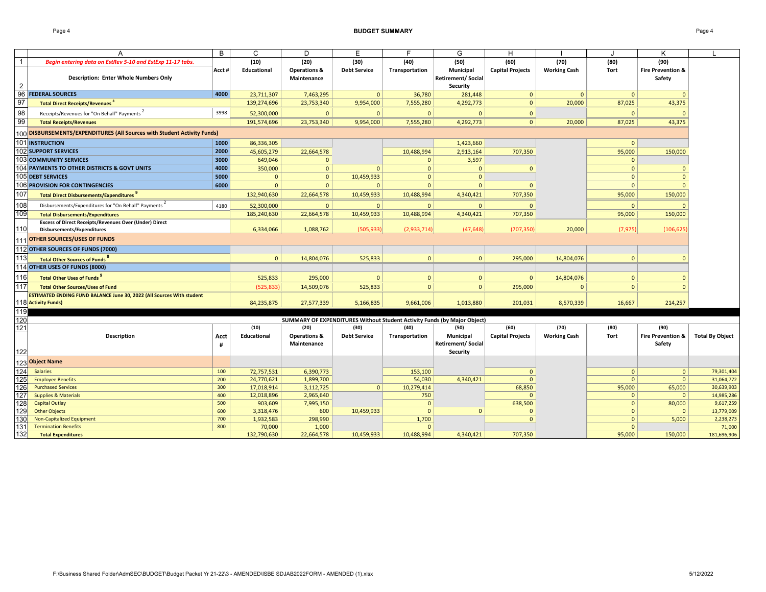# BUDGET SUMMARY

| | A | B | C | D | E | F | G | H | I | J | K | L |
|---|---|---|---|---|---|---|---|---|---|---|---|---|
| 1 | *Begin entering data on EstRev 5-10 and EstExp 11-17 tabs.* | | (10) | (20) | (30) | (40) | (50) | (60) | (70) | (80) | (90) | |
| 2 | Description: Enter Whole Numbers Only | Acct # | Educational | Operations & Maintenance | Debt Service | Transportation | Municipal Retirement/ Social Security | Capital Projects | Working Cash | Tort | Fire Prevention & Safety | |
| 96 | **FEDERAL SOURCES** | 4000 | 23,711,307 | 7,463,295 | 0 | 36,780 | 281,448 | 0 | 0 | 0 | 0 | |
| 97 | **Total Direct Receipts/Revenues** [8] | | 139,274,696 | 23,753,340 | 9,954,000 | 7,555,280 | 4,292,773 | 0 | 20,000 | 87,025 | 43,375 | |
| 98 | Receipts/Revenues for "On Behalf" Payments [2] | 3998 | 52,300,000 | 0 | 0 | 0 | 0 | 0 | | 0 | 0 | |
| 99 | **Total Receipts/Revenues** | | 191,574,696 | 23,753,340 | 9,954,000 | 7,555,280 | 4,292,773 | 0 | 20,000 | 87,025 | 43,375 | |
| 100 | **DISBURSEMENTS/EXPENDITURES (All Sources with Student Activity Funds)** | | | | | | | | | | | |
| 101 | **INSTRUCTION** | 1000 | 86,336,305 | | | | 1,423,660 | | | 0 | | |
| 102 | **SUPPORT SERVICES** | 2000 | 45,605,279 | 22,664,578 | | 10,488,994 | 2,913,164 | 707,350 | | 95,000 | 150,000 | |
| 103 | **COMMUNITY SERVICES** | 3000 | 649,046 | 0 | | 0 | 3,597 | | | 0 | | |
| 104 | **PAYMENTS TO OTHER DISTRICTS & GOVT UNITS** | 4000 | 350,000 | 0 | 0 | 0 | 0 | 0 | | 0 | 0 | |
| 105 | **DEBT SERVICES** | 5000 | 0 | 0 | 10,459,933 | 0 | 0 | | | 0 | 0 | |
| 106 | **PROVISION FOR CONTINGENCIES** | 6000 | 0 | 0 | 0 | 0 | 0 | 0 | | 0 | 0 | |
| 107 | **Total Direct Disbursements/Expenditures** [9] | | 132,940,630 | 22,664,578 | 10,459,933 | 10,488,994 | 4,340,421 | 707,350 | | 95,000 | 150,000 | |
| 108 | Disbursements/Expenditures for "On Behalf" Payments [2] | 4180 | 52,300,000 | 0 | 0 | 0 | 0 | 0 | | 0 | 0 | |
| 109 | **Total Disbursements/Expenditures** | | 185,240,630 | 22,664,578 | 10,459,933 | 10,488,994 | 4,340,421 | 707,350 | | 95,000 | 150,000 | |
| 110 | **Excess of Direct Receipts/Revenues Over (Under) Direct Disbursements/Expenditures** | | 6,334,066 | 1,088,762 | (505,933) | (2,933,714) | (47,648) | (707,350) | 20,000 | (7,975) | (106,625) | |
| 111 | **OTHER SOURCES/USES OF FUNDS** | | | | | | | | | | | |
| 112 | **OTHER SOURCES OF FUNDS (7000)** | | | | | | | | | | | |
| 113 | **Total Other Sources of Funds** [8] | | 0 | 14,804,076 | 525,833 | 0 | 0 | 295,000 | 14,804,076 | 0 | 0 | |
| 114 | **OTHER USES OF FUNDS (8000)** | | | | | | | | | | | |
| 116 | **Total Other Uses of Funds** [9] | | 525,833 | 295,000 | 0 | 0 | 0 | 0 | 14,804,076 | 0 | 0 | |
| 117 | **Total Other Sources/Uses of Fund** | | (525,833) | 14,509,076 | 525,833 | 0 | 0 | 295,000 | 0 | 0 | 0 | |
| 118 | **ESTIMATED ENDING FUND BALANCE June 30, 2022 (All Sources With student Activity Funds)** | | 84,235,875 | 27,577,339 | 5,166,835 | 9,661,006 | 1,013,880 | 201,031 | 8,570,339 | 16,667 | 214,257 | |

## SUMMARY OF EXPENDITURES Without Student Activity Funds (by Major Object)

| | Description | Acct # | (10) Educational | (20) Operations & Maintenance | (30) Debt Service | (40) Transportation | (50) Municipal Retirement/ Social Security | (60) Capital Projects | (70) Working Cash | (80) Tort | (90) Fire Prevention & Safety | Total By Object |
|---|---|---|---|---|---|---|---|---|---|---|---|---|
| 123 | **Object Name** | | | | | | | | | | | |
| 124 | Salaries | 100 | 72,757,531 | 6,390,773 | | 153,100 | | 0 | | 0 | 0 | 79,301,404 |
| 125 | Employee Benefits | 200 | 24,770,621 | 1,899,700 | | 54,030 | 4,340,421 | 0 | | 0 | 0 | 31,064,772 |
| 126 | Purchased Services | 300 | 17,018,914 | 3,112,725 | 0 | 10,279,414 | | 68,850 | | 95,000 | 65,000 | 30,639,903 |
| 127 | Supplies & Materials | 400 | 12,018,896 | 2,965,640 | | 750 | | 0 | | 0 | 0 | 14,985,286 |
| 128 | Capital Outlay | 500 | 903,609 | 7,995,150 | | 0 | | 638,500 | | 0 | 80,000 | 9,617,259 |
| 129 | Other Objects | 600 | 3,318,476 | 600 | 10,459,933 | 0 | 0 | 0 | | 0 | 0 | 13,779,009 |
| 130 | Non-Capitalized Equipment | 700 | 1,932,583 | 298,990 | | 1,700 | | 0 | | 0 | 5,000 | 2,238,273 |
| 131 | Termination Benefits | 800 | 70,000 | 1,000 | | 0 | | | | 0 | | 71,000 |
| 132 | **Total Expenditures** | | 132,790,630 | 22,664,578 | 10,459,933 | 10,488,994 | 4,340,421 | 707,350 | | 95,000 | 150,000 | 181,696,906 |

F:\Business Shared Folder\AdmSEC\BUDGET\Budget Packet Yr 21-22\3 - AMENDED\ISBE SDJAB2022FORM - AMENDED (1).xlsx 5/12/2022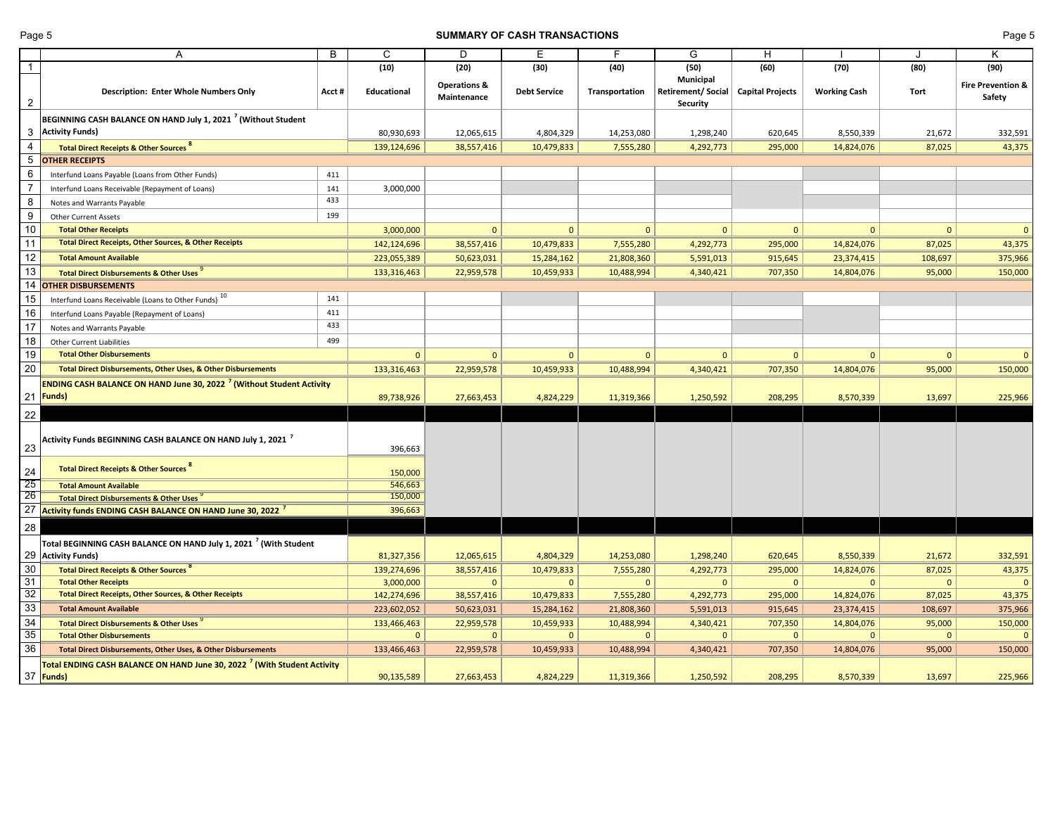## SUMMARY OF CASH TRANSACTIONS

| | A | B | C | D | E | F | G | H | I | J | K |
|---|---|---|---|---|---|---|---|---|---|---|---|
| 1 | | | (10) | (20) | (30) | (40) | (50) | (60) | (70) | (80) | (90) |
| 2 | **Description: Enter Whole Numbers Only** | **Acct #** | **Educational** | **Operations & Maintenance** | **Debt Service** | **Transportation** | **Municipal Retirement/ Social Security** | **Capital Projects** | **Working Cash** | **Tort** | **Fire Prevention & Safety** |
| 3 | **BEGINNING CASH BALANCE ON HAND July 1, 2021 [7] (Without Student Activity Funds)** | | 80,930,693 | 12,065,615 | 4,804,329 | 14,253,080 | 1,298,240 | 620,645 | 8,550,339 | 21,672 | 332,591 |
| 4 | **Total Direct Receipts & Other Sources [8]** | | 139,124,696 | 38,557,416 | 10,479,833 | 7,555,280 | 4,292,773 | 295,000 | 14,824,076 | 87,025 | 43,375 |
| 5 | **OTHER RECEIPTS** | | | | | | | | | | |
| 6 | Interfund Loans Payable (Loans from Other Funds) | 411 | | | | | | | | | |
| 7 | Interfund Loans Receivable (Repayment of Loans) | 141 | 3,000,000 | | | | | | | | |
| 8 | Notes and Warrants Payable | 433 | | | | | | | | | |
| 9 | Other Current Assets | 199 | | | | | | | | | |
| 10 | **Total Other Receipts** | | 3,000,000 | 0 | 0 | 0 | 0 | 0 | 0 | 0 | 0 |
| 11 | **Total Direct Receipts, Other Sources, & Other Receipts** | | 142,124,696 | 38,557,416 | 10,479,833 | 7,555,280 | 4,292,773 | 295,000 | 14,824,076 | 87,025 | 43,375 |
| 12 | **Total Amount Available** | | 223,055,389 | 50,623,031 | 15,284,162 | 21,808,360 | 5,591,013 | 915,645 | 23,374,415 | 108,697 | 375,966 |
| 13 | **Total Direct Disbursements & Other Uses [9]** | | 133,316,463 | 22,959,578 | 10,459,933 | 10,488,994 | 4,340,421 | 707,350 | 14,804,076 | 95,000 | 150,000 |
| 14 | **OTHER DISBURSEMENTS** | | | | | | | | | | |
| 15 | Interfund Loans Receivable (Loans to Other Funds) [10] | 141 | | | | | | | | | |
| 16 | Interfund Loans Payable (Repayment of Loans) | 411 | | | | | | | | | |
| 17 | Notes and Warrants Payable | 433 | | | | | | | | | |
| 18 | Other Current Liabilities | 499 | | | | | | | | | |
| 19 | **Total Other Disbursements** | | 0 | 0 | 0 | 0 | 0 | 0 | 0 | 0 | 0 |
| 20 | **Total Direct Disbursements, Other Uses, & Other Disbursements** | | 133,316,463 | 22,959,578 | 10,459,933 | 10,488,994 | 4,340,421 | 707,350 | 14,804,076 | 95,000 | 150,000 |
| 21 | **ENDING CASH BALANCE ON HAND June 30, 2022 [7] (Without Student Activity Funds)** | | 89,738,926 | 27,663,453 | 4,824,229 | 11,319,366 | 1,250,592 | 208,295 | 8,570,339 | 13,697 | 225,966 |
| 22 | | | | | | | | | | | |
| 23 | **Activity Funds BEGINNING CASH BALANCE ON HAND July 1, 2021 [7]** | | 396,663 | | | | | | | | |
| 24 | **Total Direct Receipts & Other Sources [8]** | | 150,000 | | | | | | | | |
| 25 | **Total Amount Available** | | 546,663 | | | | | | | | |
| 26 | **Total Direct Disbursements & Other Uses [9]** | | 150,000 | | | | | | | | |
| 27 | **Activity funds ENDING CASH BALANCE ON HAND June 30, 2022 [7]** | | 396,663 | | | | | | | | |
| 28 | | | | | | | | | | | |
| 29 | **Total BEGINNING CASH BALANCE ON HAND July 1, 2021 [7] (With Student Activity Funds)** | | 81,327,356 | 12,065,615 | 4,804,329 | 14,253,080 | 1,298,240 | 620,645 | 8,550,339 | 21,672 | 332,591 |
| 30 | **Total Direct Receipts & Other Sources [8]** | | 139,274,696 | 38,557,416 | 10,479,833 | 7,555,280 | 4,292,773 | 295,000 | 14,824,076 | 87,025 | 43,375 |
| 31 | **Total Other Receipts** | | 3,000,000 | 0 | 0 | 0 | 0 | 0 | 0 | 0 | 0 |
| 32 | **Total Direct Receipts, Other Sources, & Other Receipts** | | 142,274,696 | 38,557,416 | 10,479,833 | 7,555,280 | 4,292,773 | 295,000 | 14,824,076 | 87,025 | 43,375 |
| 33 | **Total Amount Available** | | 223,602,052 | 50,623,031 | 15,284,162 | 21,808,360 | 5,591,013 | 915,645 | 23,374,415 | 108,697 | 375,966 |
| 34 | **Total Direct Disbursements & Other Uses [9]** | | 133,466,463 | 22,959,578 | 10,459,933 | 10,488,994 | 4,340,421 | 707,350 | 14,804,076 | 95,000 | 150,000 |
| 35 | **Total Other Disbursements** | | 0 | 0 | 0 | 0 | 0 | 0 | 0 | 0 | 0 |
| 36 | **Total Direct Disbursements, Other Uses, & Other Disbursements** | | 133,466,463 | 22,959,578 | 10,459,933 | 10,488,994 | 4,340,421 | 707,350 | 14,804,076 | 95,000 | 150,000 |
| 37 | **Total ENDING CASH BALANCE ON HAND June 30, 2022 [7] (With Student Activity Funds)** | | 90,135,589 | 27,663,453 | 4,824,229 | 11,319,366 | 1,250,592 | 208,295 | 8,570,339 | 13,697 | 225,966 |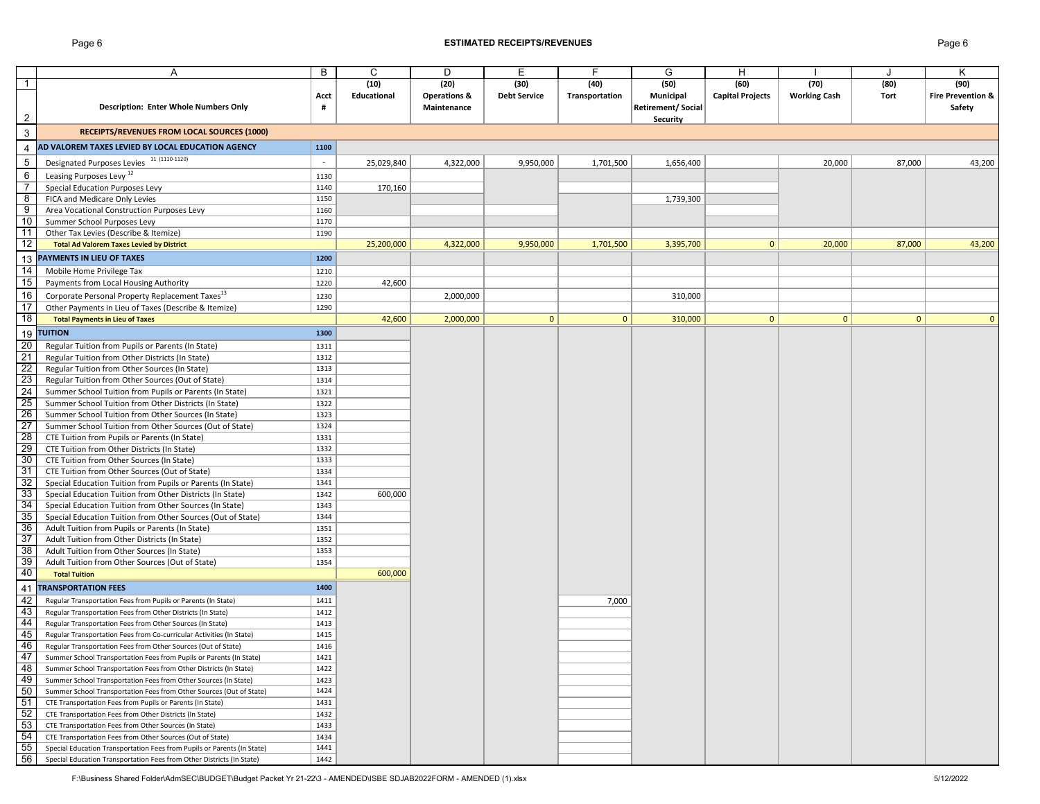## ESTIMATED RECEIPTS/REVENUES

| | A | B | C | D | E | F | G | H | I | J | K |
|---|---|---|---|---|---|---|---|---|---|---|---|
| 1-2 | Description: Enter Whole Numbers Only | Acct # | (10) Educational | (20) Operations & Maintenance | (30) Debt Service | (40) Transportation | (50) Municipal Retirement/ Social Security | (60) Capital Projects | (70) Working Cash | (80) Tort | (90) Fire Prevention & Safety |
| 3 | **RECEIPTS/REVENUES FROM LOCAL SOURCES (1000)** | | | | | | | | | | |
| 4 | **AD VALOREM TAXES LEVIED BY LOCAL EDUCATION AGENCY** | 1100 | | | | | | | | | |
| 5 | Designated Purposes Levies [11] (1110-1120) | - | 25,029,840 | 4,322,000 | 9,950,000 | 1,701,500 | 1,656,400 | | 20,000 | 87,000 | 43,200 |
| 6 | Leasing Purposes Levy [12] | 1130 | | | | | | | | | |
| 7 | Special Education Purposes Levy | 1140 | 170,160 | | | | | | | | |
| 8 | FICA and Medicare Only Levies | 1150 | | | | | 1,739,300 | | | | |
| 9 | Area Vocational Construction Purposes Levy | 1160 | | | | | | | | | |
| 10 | Summer School Purposes Levy | 1170 | | | | | | | | | |
| 11 | Other Tax Levies (Describe & Itemize) | 1190 | | | | | | | | | |
| 12 | **Total Ad Valorem Taxes Levied by District** | | 25,200,000 | 4,322,000 | 9,950,000 | 1,701,500 | 3,395,700 | 0 | 20,000 | 87,000 | 43,200 |
| 13 | **PAYMENTS IN LIEU OF TAXES** | 1200 | | | | | | | | | |
| 14 | Mobile Home Privilege Tax | 1210 | | | | | | | | | |
| 15 | Payments from Local Housing Authority | 1220 | 42,600 | | | | | | | | |
| 16 | Corporate Personal Property Replacement Taxes [13] | 1230 | | 2,000,000 | | | 310,000 | | | | |
| 17 | Other Payments in Lieu of Taxes (Describe & Itemize) | 1290 | | | | | | | | | |
| 18 | **Total Payments in Lieu of Taxes** | | 42,600 | 2,000,000 | 0 | 0 | 310,000 | 0 | 0 | 0 | 0 |
| 19 | **TUITION** | 1300 | | | | | | | | | |
| 20 | Regular Tuition from Pupils or Parents (In State) | 1311 | | | | | | | | | |
| 21 | Regular Tuition from Other Districts (In State) | 1312 | | | | | | | | | |
| 22 | Regular Tuition from Other Sources (In State) | 1313 | | | | | | | | | |
| 23 | Regular Tuition from Other Sources (Out of State) | 1314 | | | | | | | | | |
| 24 | Summer School Tuition from Pupils or Parents (In State) | 1321 | | | | | | | | | |
| 25 | Summer School Tuition from Other Districts (In State) | 1322 | | | | | | | | | |
| 26 | Summer School Tuition from Other Sources (In State) | 1323 | | | | | | | | | |
| 27 | Summer School Tuition from Other Sources (Out of State) | 1324 | | | | | | | | | |
| 28 | CTE Tuition from Pupils or Parents (In State) | 1331 | | | | | | | | | |
| 29 | CTE Tuition from Other Districts (In State) | 1332 | | | | | | | | | |
| 30 | CTE Tuition from Other Sources (In State) | 1333 | | | | | | | | | |
| 31 | CTE Tuition from Other Sources (Out of State) | 1334 | | | | | | | | | |
| 32 | Special Education Tuition from Pupils or Parents (In State) | 1341 | | | | | | | | | |
| 33 | Special Education Tuition from Other Districts (In State) | 1342 | 600,000 | | | | | | | | |
| 34 | Special Education Tuition from Other Sources (In State) | 1343 | | | | | | | | | |
| 35 | Special Education Tuition from Other Sources (Out of State) | 1344 | | | | | | | | | |
| 36 | Adult Tuition from Pupils or Parents (In State) | 1351 | | | | | | | | | |
| 37 | Adult Tuition from Other Districts (In State) | 1352 | | | | | | | | | |
| 38 | Adult Tuition from Other Sources (In State) | 1353 | | | | | | | | | |
| 39 | Adult Tuition from Other Sources (Out of State) | 1354 | | | | | | | | | |
| 40 | **Total Tuition** | | 600,000 | | | | | | | | |
| 41 | **TRANSPORTATION FEES** | 1400 | | | | | | | | | |
| 42 | Regular Transportation Fees from Pupils or Parents (In State) | 1411 | | | | 7,000 | | | | | |
| 43 | Regular Transportation Fees from Other Districts (In State) | 1412 | | | | | | | | | |
| 44 | Regular Transportation Fees from Other Sources (In State) | 1413 | | | | | | | | | |
| 45 | Regular Transportation Fees from Co-curricular Activities (In State) | 1415 | | | | | | | | | |
| 46 | Regular Transportation Fees from Other Sources (Out of State) | 1416 | | | | | | | | | |
| 47 | Summer School Transportation Fees from Pupils or Parents (In State) | 1421 | | | | | | | | | |
| 48 | Summer School Transportation Fees from Other Districts (In State) | 1422 | | | | | | | | | |
| 49 | Summer School Transportation Fees from Other Sources (In State) | 1423 | | | | | | | | | |
| 50 | Summer School Transportation Fees from Other Sources (Out of State) | 1424 | | | | | | | | | |
| 51 | CTE Transportation Fees from Pupils or Parents (In State) | 1431 | | | | | | | | | |
| 52 | CTE Transportation Fees from Other Districts (In State) | 1432 | | | | | | | | | |
| 53 | CTE Transportation Fees from Other Sources (In State) | 1433 | | | | | | | | | |
| 54 | CTE Transportation Fees from Other Sources (Out of State) | 1434 | | | | | | | | | |
| 55 | Special Education Transportation Fees from Pupils or Parents (In State) | 1441 | | | | | | | | | |
| 56 | Special Education Transportation Fees from Other Districts (In State) | 1442 | | | | | | | | | |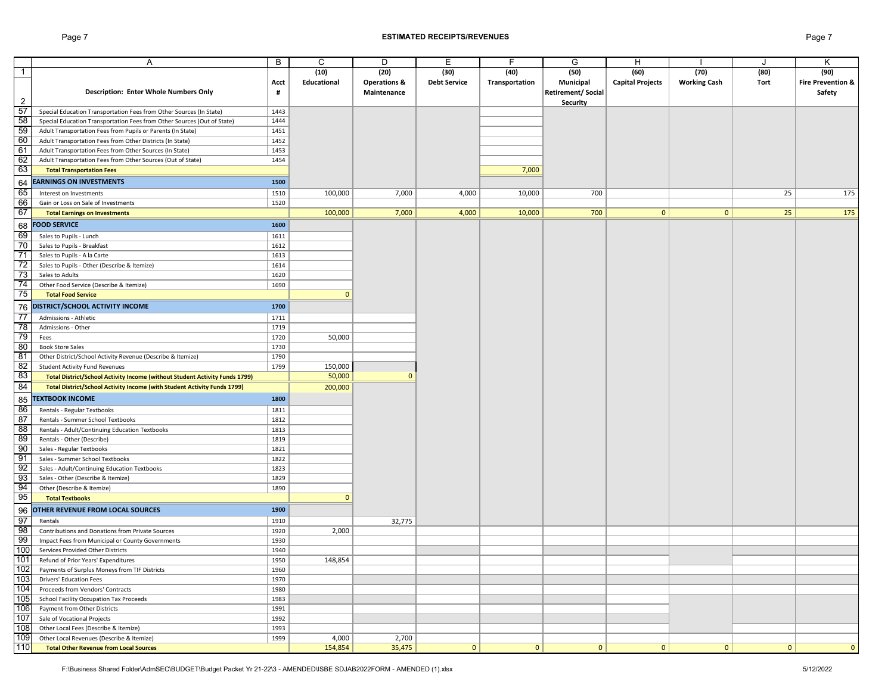# ESTIMATED RECEIPTS/REVENUES

| | A | B | C | D | E | F | G | H | I | J | K |
|---|---|---|---|---|---|---|---|---|---|---|---|
| 1 | | | (10) | (20) | (30) | (40) | (50) | (60) | (70) | (80) | (90) |
| 2 | **Description: Enter Whole Numbers Only** | **Acct #** | **Educational** | **Operations & Maintenance** | **Debt Service** | **Transportation** | **Municipal Retirement/ Social Security** | **Capital Projects** | **Working Cash** | **Tort** | **Fire Prevention & Safety** |
| 57 | Special Education Transportation Fees from Other Sources (In State) | 1443 | | | | | | | | | |
| 58 | Special Education Transportation Fees from Other Sources (Out of State) | 1444 | | | | | | | | | |
| 59 | Adult Transportation Fees from Pupils or Parents (In State) | 1451 | | | | | | | | | |
| 60 | Adult Transportation Fees from Other Districts (In State) | 1452 | | | | | | | | | |
| 61 | Adult Transportation Fees from Other Sources (In State) | 1453 | | | | | | | | | |
| 62 | Adult Transportation Fees from Other Sources (Out of State) | 1454 | | | | | | | | | |
| 63 | **Total Transportation Fees** | | | | | 7,000 | | | | | |
| 64 | **EARNINGS ON INVESTMENTS** | **1500** | | | | | | | | | |
| 65 | Interest on Investments | 1510 | 100,000 | 7,000 | 4,000 | 10,000 | 700 | | | 25 | 175 |
| 66 | Gain or Loss on Sale of Investments | 1520 | | | | | | | | | |
| 67 | **Total Earnings on Investments** | | 100,000 | 7,000 | 4,000 | 10,000 | 700 | 0 | 0 | 25 | 175 |
| 68 | **FOOD SERVICE** | **1600** | | | | | | | | | |
| 69 | Sales to Pupils - Lunch | 1611 | | | | | | | | | |
| 70 | Sales to Pupils - Breakfast | 1612 | | | | | | | | | |
| 71 | Sales to Pupils - A la Carte | 1613 | | | | | | | | | |
| 72 | Sales to Pupils - Other (Describe & Itemize) | 1614 | | | | | | | | | |
| 73 | Sales to Adults | 1620 | | | | | | | | | |
| 74 | Other Food Service (Describe & Itemize) | 1690 | | | | | | | | | |
| 75 | **Total Food Service** | | 0 | | | | | | | | |
| 76 | **DISTRICT/SCHOOL ACTIVITY INCOME** | **1700** | | | | | | | | | |
| 77 | Admissions - Athletic | 1711 | | | | | | | | | |
| 78 | Admissions - Other | 1719 | | | | | | | | | |
| 79 | Fees | 1720 | 50,000 | | | | | | | | |
| 80 | Book Store Sales | 1730 | | | | | | | | | |
| 81 | Other District/School Activity Revenue (Describe & Itemize) | 1790 | | | | | | | | | |
| 82 | Student Activity Fund Revenues | 1799 | 150,000 | | | | | | | | |
| 83 | **Total District/School Activity Income (without Student Activity Funds 1799)** | | 50,000 | 0 | | | | | | | |
| 84 | **Total District/School Activity Income (with Student Activity Funds 1799)** | | 200,000 | | | | | | | | |
| 85 | **TEXTBOOK INCOME** | **1800** | | | | | | | | | |
| 86 | Rentals - Regular Textbooks | 1811 | | | | | | | | | |
| 87 | Rentals - Summer School Textbooks | 1812 | | | | | | | | | |
| 88 | Rentals - Adult/Continuing Education Textbooks | 1813 | | | | | | | | | |
| 89 | Rentals - Other (Describe) | 1819 | | | | | | | | | |
| 90 | Sales - Regular Textbooks | 1821 | | | | | | | | | |
| 91 | Sales - Summer School Textbooks | 1822 | | | | | | | | | |
| 92 | Sales - Adult/Continuing Education Textbooks | 1823 | | | | | | | | | |
| 93 | Sales - Other (Describe & Itemize) | 1829 | | | | | | | | | |
| 94 | Other (Describe & Itemize) | 1890 | | | | | | | | | |
| 95 | **Total Textbooks** | | 0 | | | | | | | | |
| 96 | **OTHER REVENUE FROM LOCAL SOURCES** | **1900** | | | | | | | | | |
| 97 | Rentals | 1910 | | 32,775 | | | | | | | |
| 98 | Contributions and Donations from Private Sources | 1920 | 2,000 | | | | | | | | |
| 99 | Impact Fees from Municipal or County Governments | 1930 | | | | | | | | | |
| 100 | Services Provided Other Districts | 1940 | | | | | | | | | |
| 101 | Refund of Prior Years' Expenditures | 1950 | 148,854 | | | | | | | | |
| 102 | Payments of Surplus Moneys from TIF Districts | 1960 | | | | | | | | | |
| 103 | Drivers' Education Fees | 1970 | | | | | | | | | |
| 104 | Proceeds from Vendors' Contracts | 1980 | | | | | | | | | |
| 105 | School Facility Occupation Tax Proceeds | 1983 | | | | | | | | | |
| 106 | Payment from Other Districts | 1991 | | | | | | | | | |
| 107 | Sale of Vocational Projects | 1992 | | | | | | | | | |
| 108 | Other Local Fees (Describe & Itemize) | 1993 | | | | | | | | | |
| 109 | Other Local Revenues (Describe & Itemize) | 1999 | 4,000 | 2,700 | | | | | | | |
| 110 | **Total Other Revenue from Local Sources** | | 154,854 | 35,475 | 0 | 0 | 0 | 0 | 0 | 0 | 0 |

F:\Business Shared Folder\AdmSEC\BUDGET\Budget Packet Yr 21-22\3 - AMENDED\ISBE SDJAB2022FORM - AMENDED (1).xlsx 5/12/2022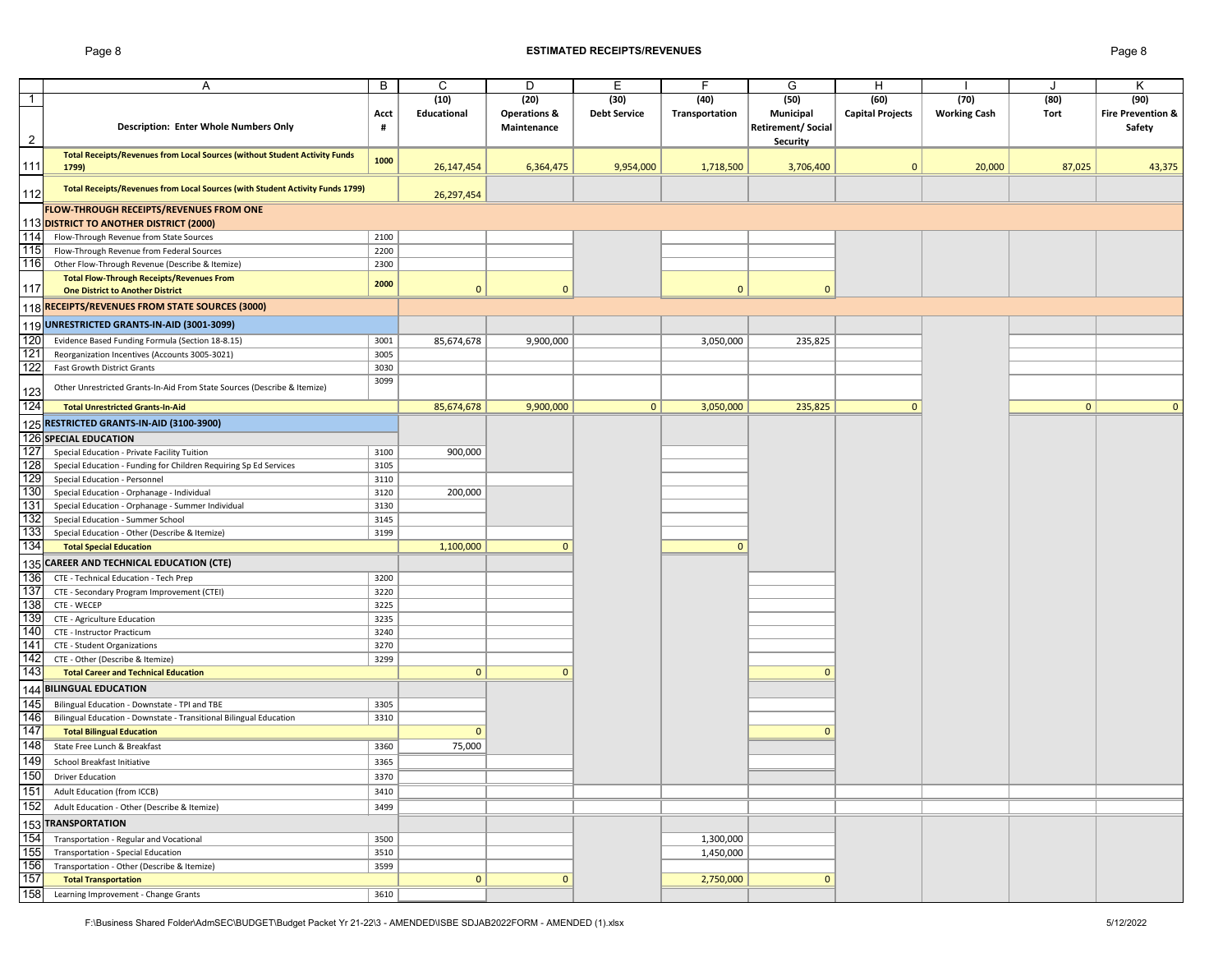## ESTIMATED RECEIPTS/REVENUES

| | A | B | C | D | E | F | G | H | I | J | K |
|---|---|---|---|---|---|---|---|---|---|---|---|
| 1 | | | (10) | (20) | (30) | (40) | (50) | (60) | (70) | (80) | (90) |
| 2 | Description: Enter Whole Numbers Only | Acct # | Educational | Operations & Maintenance | Debt Service | Transportation | Municipal Retirement/ Social Security | Capital Projects | Working Cash | Tort | Fire Prevention & Safety |
| 111 | **Total Receipts/Revenues from Local Sources (without Student Activity Funds 1799)** | 1000 | 26,147,454 | 6,364,475 | 9,954,000 | 1,718,500 | 3,706,400 | 0 | 20,000 | 87,025 | 43,375 |
| 112 | **Total Receipts/Revenues from Local Sources (with Student Activity Funds 1799)** | | 26,297,454 | | | | | | | | |
| 113 | **FLOW-THROUGH RECEIPTS/REVENUES FROM ONE DISTRICT TO ANOTHER DISTRICT (2000)** | | | | | | | | | | |
| 114 | Flow-Through Revenue from State Sources | 2100 | | | | | | | | | |
| 115 | Flow-Through Revenue from Federal Sources | 2200 | | | | | | | | | |
| 116 | Other Flow-Through Revenue (Describe & Itemize) | 2300 | | | | | | | | | |
| 117 | **Total Flow-Through Receipts/Revenues From One District to Another District** | 2000 | 0 | 0 | | 0 | 0 | | | | |
| 118 | **RECEIPTS/REVENUES FROM STATE SOURCES (3000)** | | | | | | | | | | |
| 119 | **UNRESTRICTED GRANTS-IN-AID (3001-3099)** | | | | | | | | | | |
| 120 | Evidence Based Funding Formula (Section 18-8.15) | 3001 | 85,674,678 | 9,900,000 | | 3,050,000 | 235,825 | | | | |
| 121 | Reorganization Incentives (Accounts 3005-3021) | 3005 | | | | | | | | | |
| 122 | Fast Growth District Grants | 3030 | | | | | | | | | |
| 123 | Other Unrestricted Grants-In-Aid From State Sources (Describe & Itemize) | 3099 | | | | | | | | | |
| 124 | **Total Unrestricted Grants-In-Aid** | | 85,674,678 | 9,900,000 | 0 | 3,050,000 | 235,825 | 0 | | 0 | 0 |
| 125 | **RESTRICTED GRANTS-IN-AID (3100-3900)** | | | | | | | | | | |
| 126 | **SPECIAL EDUCATION** | | | | | | | | | | |
| 127 | Special Education - Private Facility Tuition | 3100 | 900,000 | | | | | | | | |
| 128 | Special Education - Funding for Children Requiring Sp Ed Services | 3105 | | | | | | | | | |
| 129 | Special Education - Personnel | 3110 | | | | | | | | | |
| 130 | Special Education - Orphanage - Individual | 3120 | 200,000 | | | | | | | | |
| 131 | Special Education - Orphanage - Summer Individual | 3130 | | | | | | | | | |
| 132 | Special Education - Summer School | 3145 | | | | | | | | | |
| 133 | Special Education - Other (Describe & Itemize) | 3199 | | | | | | | | | |
| 134 | **Total Special Education** | | 1,100,000 | 0 | | 0 | | | | | |
| 135 | **CAREER AND TECHNICAL EDUCATION (CTE)** | | | | | | | | | | |
| 136 | CTE - Technical Education - Tech Prep | 3200 | | | | | | | | | |
| 137 | CTE - Secondary Program Improvement (CTEI) | 3220 | | | | | | | | | |
| 138 | CTE - WECEP | 3225 | | | | | | | | | |
| 139 | CTE - Agriculture Education | 3235 | | | | | | | | | |
| 140 | CTE - Instructor Practicum | 3240 | | | | | | | | | |
| 141 | CTE - Student Organizations | 3270 | | | | | | | | | |
| 142 | CTE - Other (Describe & Itemize) | 3299 | | | | | | | | | |
| 143 | **Total Career and Technical Education** | | 0 | 0 | | | 0 | | | | |
| 144 | **BILINGUAL EDUCATION** | | | | | | | | | | |
| 145 | Bilingual Education - Downstate - TPI and TBE | 3305 | | | | | | | | | |
| 146 | Bilingual Education - Downstate - Transitional Bilingual Education | 3310 | | | | | | | | | |
| 147 | **Total Bilingual Education** | | 0 | | | | 0 | | | | |
| 148 | State Free Lunch & Breakfast | 3360 | 75,000 | | | | | | | | |
| 149 | School Breakfast Initiative | 3365 | | | | | | | | | |
| 150 | Driver Education | 3370 | | | | | | | | | |
| 151 | Adult Education (from ICCB) | 3410 | | | | | | | | | |
| 152 | Adult Education - Other (Describe & Itemize) | 3499 | | | | | | | | | |
| 153 | **TRANSPORTATION** | | | | | | | | | | |
| 154 | Transportation - Regular and Vocational | 3500 | | | | 1,300,000 | | | | | |
| 155 | Transportation - Special Education | 3510 | | | | 1,450,000 | | | | | |
| 156 | Transportation - Other (Describe & Itemize) | 3599 | | | | | | | | | |
| 157 | **Total Transportation** | | 0 | 0 | | 2,750,000 | 0 | | | | |
| 158 | Learning Improvement - Change Grants | 3610 | | | | | | | | | |

F:\Business Shared Folder\AdmSEC\BUDGET\Budget Packet Yr 21-22\3 - AMENDED\ISBE SDJAB2022FORM - AMENDED (1).xlsx 5/12/2022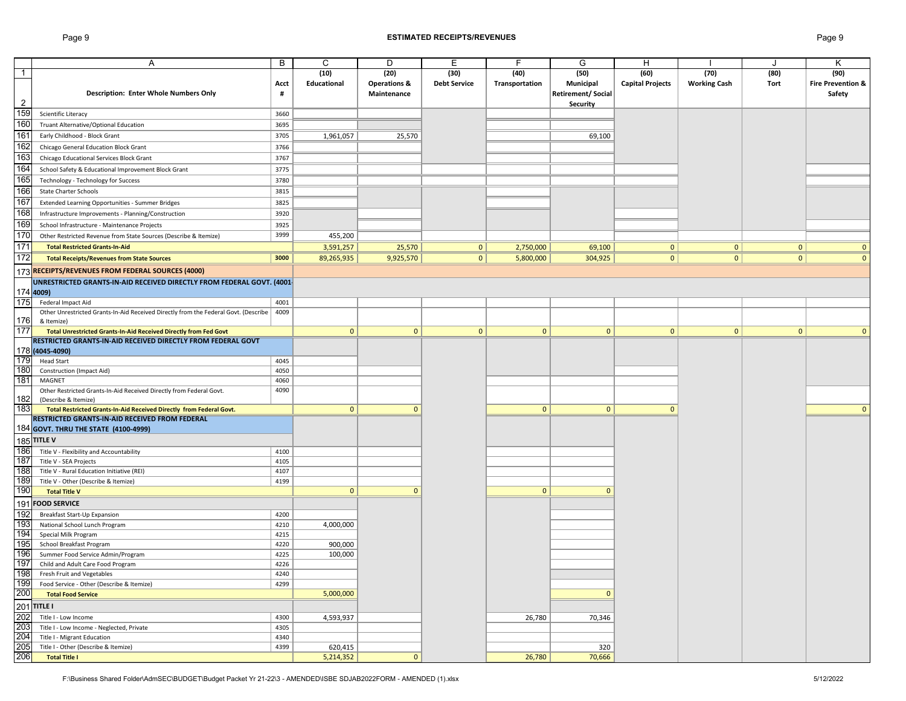## ESTIMATED RECEIPTS/REVENUES

| | A | B | C | D | E | F | G | H | I | J | K |
|---|---|---|---|---|---|---|---|---|---|---|---|
| 1 | | | (10) | (20) | (30) | (40) | (50) | (60) | (70) | (80) | (90) |
| 2 | **Description: Enter Whole Numbers Only** | **Acct #** | **Educational** | **Operations & Maintenance** | **Debt Service** | **Transportation** | **Municipal Retirement/ Social Security** | **Capital Projects** | **Working Cash** | **Tort** | **Fire Prevention & Safety** |
| 159 | Scientific Literacy | 3660 | | | | | | | | | |
| 160 | Truant Alternative/Optional Education | 3695 | | | | | | | | | |
| 161 | Early Childhood - Block Grant | 3705 | 1,961,057 | 25,570 | | | 69,100 | | | | |
| 162 | Chicago General Education Block Grant | 3766 | | | | | | | | | |
| 163 | Chicago Educational Services Block Grant | 3767 | | | | | | | | | |
| 164 | School Safety & Educational Improvement Block Grant | 3775 | | | | | | | | | |
| 165 | Technology - Technology for Success | 3780 | | | | | | | | | |
| 166 | State Charter Schools | 3815 | | | | | | | | | |
| 167 | Extended Learning Opportunities - Summer Bridges | 3825 | | | | | | | | | |
| 168 | Infrastructure Improvements - Planning/Construction | 3920 | | | | | | | | | |
| 169 | School Infrastructure - Maintenance Projects | 3925 | | | | | | | | | |
| 170 | Other Restricted Revenue from State Sources (Describe & Itemize) | 3999 | 455,200 | | | | | | | | |
| 171 | **Total Restricted Grants-In-Aid** | | 3,591,257 | 25,570 | 0 | 2,750,000 | 69,100 | 0 | 0 | 0 | 0 |
| 172 | **Total Receipts/Revenues from State Sources** | **3000** | 89,265,935 | 9,925,570 | 0 | 5,800,000 | 304,925 | 0 | 0 | 0 | 0 |
| 173 | **RECEIPTS/REVENUES FROM FEDERAL SOURCES (4000)** | | | | | | | | | | |
| 174 | **UNRESTRICTED GRANTS-IN-AID RECEIVED DIRECTLY FROM FEDERAL GOVT. (4001-4009)** | | | | | | | | | | |
| 175 | Federal Impact Aid | 4001 | | | | | | | | | |
| 176 | Other Unrestricted Grants-In-Aid Received Directly from the Federal Govt. (Describe & Itemize) | 4009 | | | | | | | | | |
| 177 | **Total Unrestricted Grants-In-Aid Received Directly from Fed Govt** | | 0 | 0 | 0 | 0 | 0 | 0 | 0 | 0 | 0 |
| 178 | **RESTRICTED GRANTS-IN-AID RECEIVED DIRECTLY FROM FEDERAL GOVT (4045-4090)** | | | | | | | | | | |
| 179 | Head Start | 4045 | | | | | | | | | |
| 180 | Construction (Impact Aid) | 4050 | | | | | | | | | |
| 181 | MAGNET | 4060 | | | | | | | | | |
| 182 | Other Restricted Grants-In-Aid Received Directly from Federal Govt. (Describe & Itemize) | 4090 | | | | | | | | | |
| 183 | **Total Restricted Grants-In-Aid Received Directly from Federal Govt.** | | 0 | 0 | | 0 | 0 | 0 | | | 0 |
| 184 | **RESTRICTED GRANTS-IN-AID RECEIVED FROM FEDERAL GOVT. THRU THE STATE (4100-4999)** | | | | | | | | | | |
| 185 | **TITLE V** | | | | | | | | | | |
| 186 | Title V - Flexibility and Accountability | 4100 | | | | | | | | | |
| 187 | Title V - SEA Projects | 4105 | | | | | | | | | |
| 188 | Title V - Rural Education Initiative (REI) | 4107 | | | | | | | | | |
| 189 | Title V - Other (Describe & Itemize) | 4199 | | | | | | | | | |
| 190 | **Total Title V** | | 0 | 0 | | 0 | 0 | | | | |
| 191 | **FOOD SERVICE** | | | | | | | | | | |
| 192 | Breakfast Start-Up Expansion | 4200 | | | | | | | | | |
| 193 | National School Lunch Program | 4210 | 4,000,000 | | | | | | | | |
| 194 | Special Milk Program | 4215 | | | | | | | | | |
| 195 | School Breakfast Program | 4220 | 900,000 | | | | | | | | |
| 196 | Summer Food Service Admin/Program | 4225 | 100,000 | | | | | | | | |
| 197 | Child and Adult Care Food Program | 4226 | | | | | | | | | |
| 198 | Fresh Fruit and Vegetables | 4240 | | | | | | | | | |
| 199 | Food Service - Other (Describe & Itemize) | 4299 | | | | | | | | | |
| 200 | **Total Food Service** | | 5,000,000 | | | | 0 | | | | |
| 201 | **TITLE I** | | | | | | | | | | |
| 202 | Title I - Low Income | 4300 | 4,593,937 | | | 26,780 | 70,346 | | | | |
| 203 | Title I - Low Income - Neglected, Private | 4305 | | | | | | | | | |
| 204 | Title I - Migrant Education | 4340 | | | | | | | | | |
| 205 | Title I - Other (Describe & Itemize) | 4399 | 620,415 | | | | 320 | | | | |
| 206 | **Total Title I** | | 5,214,352 | 0 | | 26,780 | 70,666 | | | | |

F:\Business Shared Folder\AdmSEC\BUDGET\Budget Packet Yr 21-22\3 - AMENDED\ISBE SDJAB2022FORM - AMENDED (1).xlsx 5/12/2022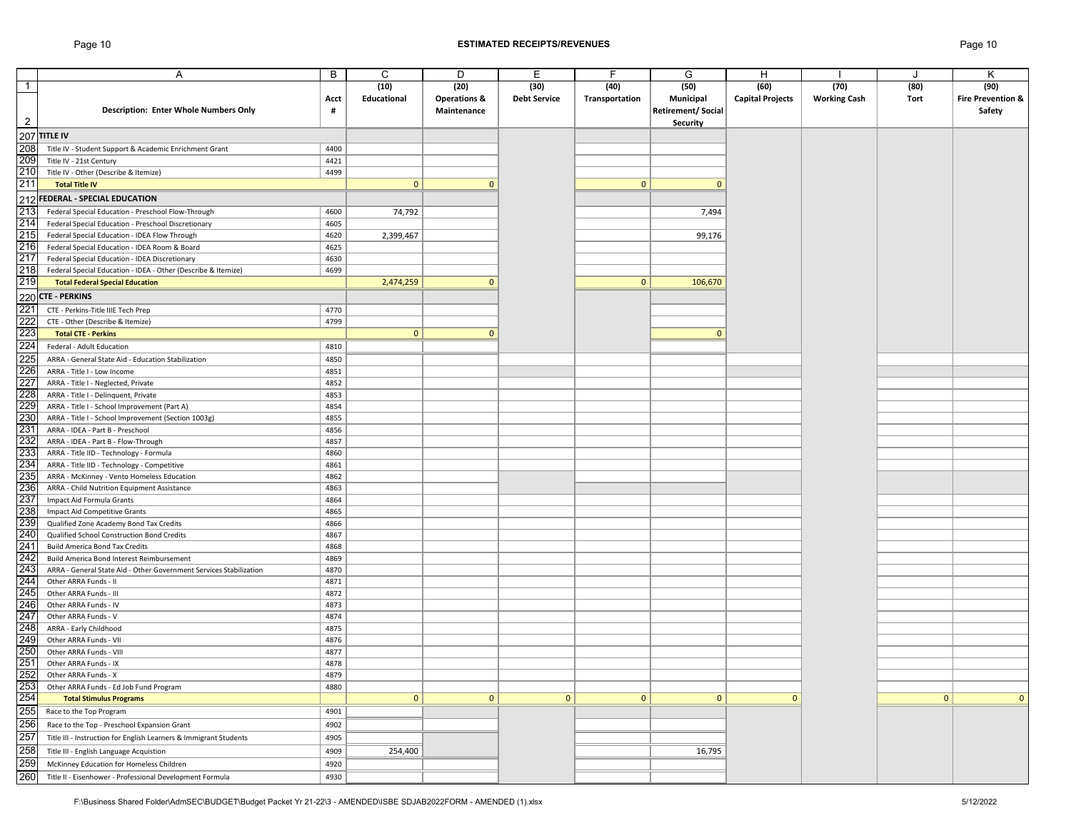# ESTIMATED RECEIPTS/REVENUES

| | A | B | C | D | E | F | G | H | I | J | K |
|---|---|---|---|---|---|---|---|---|---|---|---|
| 1 | | | (10) | (20) | (30) | (40) | (50) | (60) | (70) | (80) | (90) |
| 2 | **Description: Enter Whole Numbers Only** | **Acct #** | **Educational** | **Operations & Maintenance** | **Debt Service** | **Transportation** | **Municipal Retirement/ Social Security** | **Capital Projects** | **Working Cash** | **Tort** | **Fire Prevention & Safety** |
| 207 | **TITLE IV** | | | | | | | | | | |
| 208 | Title IV - Student Support & Academic Enrichment Grant | 4400 | | | | | | | | | |
| 209 | Title IV - 21st Century | 4421 | | | | | | | | | |
| 210 | Title IV - Other (Describe & Itemize) | 4499 | | | | | | | | | |
| 211 | **Total Title IV** | | 0 | 0 | | 0 | 0 | | | | |
| 212 | **FEDERAL - SPECIAL EDUCATION** | | | | | | | | | | |
| 213 | Federal Special Education - Preschool Flow-Through | 4600 | 74,792 | | | | 7,494 | | | | |
| 214 | Federal Special Education - Preschool Discretionary | 4605 | | | | | | | | | |
| 215 | Federal Special Education - IDEA Flow Through | 4620 | 2,399,467 | | | | 99,176 | | | | |
| 216 | Federal Special Education - IDEA Room & Board | 4625 | | | | | | | | | |
| 217 | Federal Special Education - IDEA Discretionary | 4630 | | | | | | | | | |
| 218 | Federal Special Education - IDEA - Other (Describe & Itemize) | 4699 | | | | | | | | | |
| 219 | **Total Federal Special Education** | | 2,474,259 | 0 | | 0 | 106,670 | | | | |
| 220 | **CTE - PERKINS** | | | | | | | | | | |
| 221 | CTE - Perkins-Title IIIE Tech Prep | 4770 | | | | | | | | | |
| 222 | CTE - Other (Describe & Itemize) | 4799 | | | | | | | | | |
| 223 | **Total CTE - Perkins** | | 0 | 0 | | | 0 | | | | |
| 224 | Federal - Adult Education | 4810 | | | | | | | | | |
| 225 | ARRA - General State Aid - Education Stabilization | 4850 | | | | | | | | | |
| 226 | ARRA - Title I - Low Income | 4851 | | | | | | | | | |
| 227 | ARRA - Title I - Neglected, Private | 4852 | | | | | | | | | |
| 228 | ARRA - Title I - Delinquent, Private | 4853 | | | | | | | | | |
| 229 | ARRA - Title I - School Improvement (Part A) | 4854 | | | | | | | | | |
| 230 | ARRA - Title I - School Improvement (Section 1003g) | 4855 | | | | | | | | | |
| 231 | ARRA - IDEA - Part B - Preschool | 4856 | | | | | | | | | |
| 232 | ARRA - IDEA - Part B - Flow-Through | 4857 | | | | | | | | | |
| 233 | ARRA - Title IID - Technology - Formula | 4860 | | | | | | | | | |
| 234 | ARRA - Title IID - Technology - Competitive | 4861 | | | | | | | | | |
| 235 | ARRA - McKinney - Vento Homeless Education | 4862 | | | | | | | | | |
| 236 | ARRA - Child Nutrition Equipment Assistance | 4863 | | | | | | | | | |
| 237 | Impact Aid Formula Grants | 4864 | | | | | | | | | |
| 238 | Impact Aid Competitive Grants | 4865 | | | | | | | | | |
| 239 | Qualified Zone Academy Bond Tax Credits | 4866 | | | | | | | | | |
| 240 | Qualified School Construction Bond Credits | 4867 | | | | | | | | | |
| 241 | Build America Bond Tax Credits | 4868 | | | | | | | | | |
| 242 | Build America Bond Interest Reimbursement | 4869 | | | | | | | | | |
| 243 | ARRA - General State Aid - Other Government Services Stabilization | 4870 | | | | | | | | | |
| 244 | Other ARRA Funds - II | 4871 | | | | | | | | | |
| 245 | Other ARRA Funds - III | 4872 | | | | | | | | | |
| 246 | Other ARRA Funds - IV | 4873 | | | | | | | | | |
| 247 | Other ARRA Funds - V | 4874 | | | | | | | | | |
| 248 | ARRA - Early Childhood | 4875 | | | | | | | | | |
| 249 | Other ARRA Funds - VII | 4876 | | | | | | | | | |
| 250 | Other ARRA Funds - VIII | 4877 | | | | | | | | | |
| 251 | Other ARRA Funds - IX | 4878 | | | | | | | | | |
| 252 | Other ARRA Funds - X | 4879 | | | | | | | | | |
| 253 | Other ARRA Funds - Ed Job Fund Program | 4880 | | | | | | | | | |
| 254 | **Total Stimulus Programs** | | 0 | 0 | 0 | 0 | 0 | 0 | | 0 | 0 |
| 255 | Race to the Top Program | 4901 | | | | | | | | | |
| 256 | Race to the Top - Preschool Expansion Grant | 4902 | | | | | | | | | |
| 257 | Title III - Instruction for English Learners & Immigrant Students | 4905 | | | | | | | | | |
| 258 | Title III - English Language Acquistion | 4909 | 254,400 | | | | 16,795 | | | | |
| 259 | McKinney Education for Homeless Children | 4920 | | | | | | | | | |
| 260 | Title II - Eisenhower - Professional Development Formula | 4930 | | | | | | | | | |

F:\Business Shared Folder\AdmSEC\BUDGET\Budget Packet Yr 21-22\3 - AMENDED\ISBE SDJAB2022FORM - AMENDED (1).xlsx 5/12/2022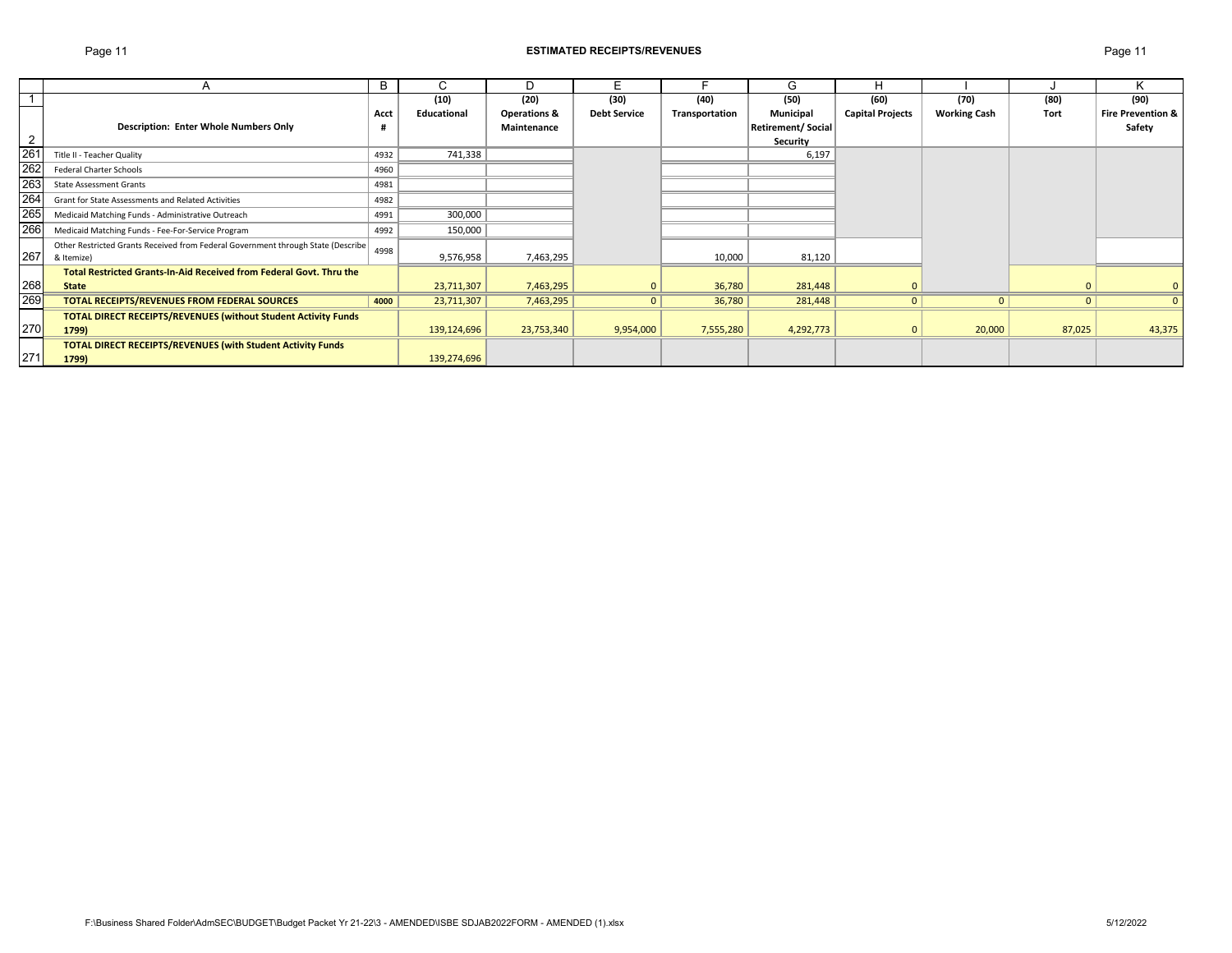## ESTIMATED RECEIPTS/REVENUES

| | A | B | C | D | E | F | G | H | I | J | K |
|---|---|---|---|---|---|---|---|---|---|---|---|
| 1 | | | (10) | (20) | (30) | (40) | (50) | (60) | (70) | (80) | (90) |
| 2 | **Description: Enter Whole Numbers Only** | **Acct #** | **Educational** | **Operations & Maintenance** | **Debt Service** | **Transportation** | **Municipal Retirement/ Social Security** | **Capital Projects** | **Working Cash** | **Tort** | **Fire Prevention & Safety** |
| 261 | Title II - Teacher Quality | 4932 | 741,338 | | | | 6,197 | | | | |
| 262 | Federal Charter Schools | 4960 | | | | | | | | | |
| 263 | State Assessment Grants | 4981 | | | | | | | | | |
| 264 | Grant for State Assessments and Related Activities | 4982 | | | | | | | | | |
| 265 | Medicaid Matching Funds - Administrative Outreach | 4991 | 300,000 | | | | | | | | |
| 266 | Medicaid Matching Funds - Fee-For-Service Program | 4992 | 150,000 | | | | | | | | |
| 267 | Other Restricted Grants Received from Federal Government through State (Describe & Itemize) | 4998 | 9,576,958 | 7,463,295 | | 10,000 | 81,120 | | | | |
| 268 | **Total Restricted Grants-In-Aid Received from Federal Govt. Thru the State** | | 23,711,307 | 7,463,295 | 0 | 36,780 | 281,448 | 0 | | 0 | 0 |
| 269 | **TOTAL RECEIPTS/REVENUES FROM FEDERAL SOURCES** | **4000** | 23,711,307 | 7,463,295 | 0 | 36,780 | 281,448 | 0 | 0 | 0 | 0 |
| 270 | **TOTAL DIRECT RECEIPTS/REVENUES (without Student Activity Funds 1799)** | | 139,124,696 | 23,753,340 | 9,954,000 | 7,555,280 | 4,292,773 | 0 | 20,000 | 87,025 | 43,375 |
| 271 | **TOTAL DIRECT RECEIPTS/REVENUES (with Student Activity Funds 1799)** | | 139,274,696 | | | | | | | | |

F:\Business Shared Folder\AdmSEC\BUDGET\Budget Packet Yr 21-22\3 - AMENDED\ISBE SDJAB2022FORM - AMENDED (1).xlsx

5/12/2022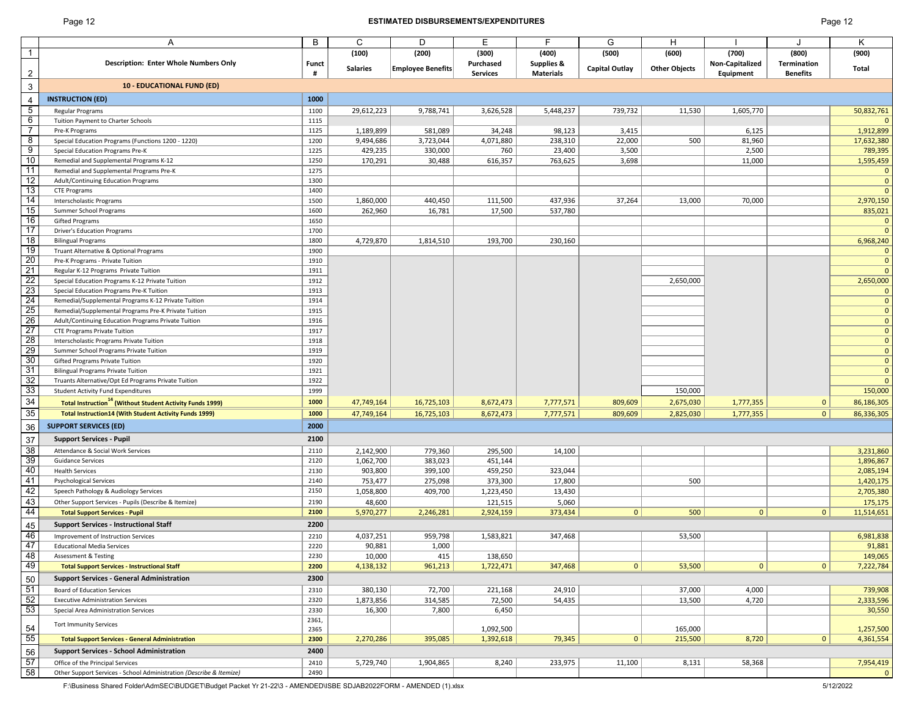## ESTIMATED DISBURSEMENTS/EXPENDITURES

| | A | B | C | D | E | F | G | H | I | J | K |
|---|---|---|---|---|---|---|---|---|---|---|---|
| 1 | | | (100) | (200) | (300) | (400) | (500) | (600) | (700) | (800) | (900) |
| 2 | **Description: Enter Whole Numbers Only** | **Funct #** | **Salaries** | **Employee Benefits** | **Purchased Services** | **Supplies & Materials** | **Capital Outlay** | **Other Objects** | **Non-Capitalized Equipment** | **Termination Benefits** | **Total** |
| 3 | **10 - EDUCATIONAL FUND (ED)** | | | | | | | | | | |
| 4 | **INSTRUCTION (ED)** | **1000** | | | | | | | | | |
| 5 | Regular Programs | 1100 | 29,612,223 | 9,788,741 | 3,626,528 | 5,448,237 | 739,732 | 11,530 | 1,605,770 | | 50,832,761 |
| 6 | Tuition Payment to Charter Schools | 1115 | | | | | | | | | 0 |
| 7 | Pre-K Programs | 1125 | 1,189,899 | 581,089 | 34,248 | 98,123 | 3,415 | | 6,125 | | 1,912,899 |
| 8 | Special Education Programs (Functions 1200 - 1220) | 1200 | 9,494,686 | 3,723,044 | 4,071,880 | 238,310 | 22,000 | 500 | 81,960 | | 17,632,380 |
| 9 | Special Education Programs Pre-K | 1225 | 429,235 | 330,000 | 760 | 23,400 | 3,500 | | 2,500 | | 789,395 |
| 10 | Remedial and Supplemental Programs K-12 | 1250 | 170,291 | 30,488 | 616,357 | 763,625 | 3,698 | | 11,000 | | 1,595,459 |
| 11 | Remedial and Supplemental Programs Pre-K | 1275 | | | | | | | | | 0 |
| 12 | Adult/Continuing Education Programs | 1300 | | | | | | | | | 0 |
| 13 | CTE Programs | 1400 | | | | | | | | | 0 |
| 14 | Interscholastic Programs | 1500 | 1,860,000 | 440,450 | 111,500 | 437,936 | 37,264 | 13,000 | 70,000 | | 2,970,150 |
| 15 | Summer School Programs | 1600 | 262,960 | 16,781 | 17,500 | 537,780 | | | | | 835,021 |
| 16 | Gifted Programs | 1650 | | | | | | | | | 0 |
| 17 | Driver's Education Programs | 1700 | | | | | | | | | 0 |
| 18 | Bilingual Programs | 1800 | 4,729,870 | 1,814,510 | 193,700 | 230,160 | | | | | 6,968,240 |
| 19 | Truant Alternative & Optional Programs | 1900 | | | | | | | | | 0 |
| 20 | Pre-K Programs - Private Tuition | 1910 | | | | | | | | | 0 |
| 21 | Regular K-12 Programs Private Tuition | 1911 | | | | | | | | | 0 |
| 22 | Special Education Programs K-12 Private Tuition | 1912 | | | | | | 2,650,000 | | | 2,650,000 |
| 23 | Special Education Programs Pre-K Tuition | 1913 | | | | | | | | | 0 |
| 24 | Remedial/Supplemental Programs K-12 Private Tuition | 1914 | | | | | | | | | 0 |
| 25 | Remedial/Supplemental Programs Pre-K Private Tuition | 1915 | | | | | | | | | 0 |
| 26 | Adult/Continuing Education Programs Private Tuition | 1916 | | | | | | | | | 0 |
| 27 | CTE Programs Private Tuition | 1917 | | | | | | | | | 0 |
| 28 | Interscholastic Programs Private Tuition | 1918 | | | | | | | | | 0 |
| 29 | Summer School Programs Private Tuition | 1919 | | | | | | | | | 0 |
| 30 | Gifted Programs Private Tuition | 1920 | | | | | | | | | 0 |
| 31 | Bilingual Programs Private Tuition | 1921 | | | | | | | | | 0 |
| 32 | Truants Alternative/Opt Ed Programs Private Tuition | 1922 | | | | | | | | | 0 |
| 33 | Student Activity Fund Expenditures | 1999 | | | | | | 150,000 | | | 150,000 |
| 34 | **Total Instruction[14] (Without Student Activity Funds 1999)** | **1000** | 47,749,164 | 16,725,103 | 8,672,473 | 7,777,571 | 809,609 | 2,675,030 | 1,777,355 | 0 | 86,186,305 |
| 35 | **Total Instruction14 (With Student Activity Funds 1999)** | **1000** | 47,749,164 | 16,725,103 | 8,672,473 | 7,777,571 | 809,609 | 2,825,030 | 1,777,355 | 0 | 86,336,305 |
| 36 | **SUPPORT SERVICES (ED)** | **2000** | | | | | | | | | |
| 37 | **Support Services - Pupil** | **2100** | | | | | | | | | |
| 38 | Attendance & Social Work Services | 2110 | 2,142,900 | 779,360 | 295,500 | 14,100 | | | | | 3,231,860 |
| 39 | Guidance Services | 2120 | 1,062,700 | 383,023 | 451,144 | | | | | | 1,896,867 |
| 40 | Health Services | 2130 | 903,800 | 399,100 | 459,250 | 323,044 | | | | | 2,085,194 |
| 41 | Psychological Services | 2140 | 753,477 | 275,098 | 373,300 | 17,800 | | 500 | | | 1,420,175 |
| 42 | Speech Pathology & Audiology Services | 2150 | 1,058,800 | 409,700 | 1,223,450 | 13,430 | | | | | 2,705,380 |
| 43 | Other Support Services - Pupils (Describe & Itemize) | 2190 | 48,600 | | 121,515 | 5,060 | | | | | 175,175 |
| 44 | **Total Support Services - Pupil** | **2100** | 5,970,277 | 2,246,281 | 2,924,159 | 373,434 | 0 | 500 | 0 | 0 | 11,514,651 |
| 45 | **Support Services - Instructional Staff** | **2200** | | | | | | | | | |
| 46 | Improvement of Instruction Services | 2210 | 4,037,251 | 959,798 | 1,583,821 | 347,468 | | 53,500 | | | 6,981,838 |
| 47 | Educational Media Services | 2220 | 90,881 | 1,000 | | | | | | | 91,881 |
| 48 | Assessment & Testing | 2230 | 10,000 | 415 | 138,650 | | | | | | 149,065 |
| 49 | **Total Support Services - Instructional Staff** | **2200** | 4,138,132 | 961,213 | 1,722,471 | 347,468 | 0 | 53,500 | 0 | 0 | 7,222,784 |
| 50 | **Support Services - General Administration** | **2300** | | | | | | | | | |
| 51 | Board of Education Services | 2310 | 380,130 | 72,700 | 221,168 | 24,910 | | 37,000 | 4,000 | | 739,908 |
| 52 | Executive Administration Services | 2320 | 1,873,856 | 314,585 | 72,500 | 54,435 | | 13,500 | 4,720 | | 2,333,596 |
| 53 | Special Area Administration Services | 2330 | 16,300 | 7,800 | 6,450 | | | | | | 30,550 |
| 54 | Tort Immunity Services | 2361, 2365 | | | 1,092,500 | | | 165,000 | | | 1,257,500 |
| 55 | **Total Support Services - General Administration** | **2300** | 2,270,286 | 395,085 | 1,392,618 | 79,345 | 0 | 215,500 | 8,720 | 0 | 4,361,554 |
| 56 | **Support Services - School Administration** | **2400** | | | | | | | | | |
| 57 | Office of the Principal Services | 2410 | 5,729,740 | 1,904,865 | 8,240 | 233,975 | 11,100 | 8,131 | 58,368 | | 7,954,419 |
| 58 | Other Support Services - School Administration *(Describe & Itemize)* | 2490 | | | | | | | | | 0 |

F:\Business Shared Folder\AdmSEC\BUDGET\Budget Packet Yr 21-22\3 - AMENDED\ISBE SDJAB2022FORM - AMENDED (1).xlsx    5/12/2022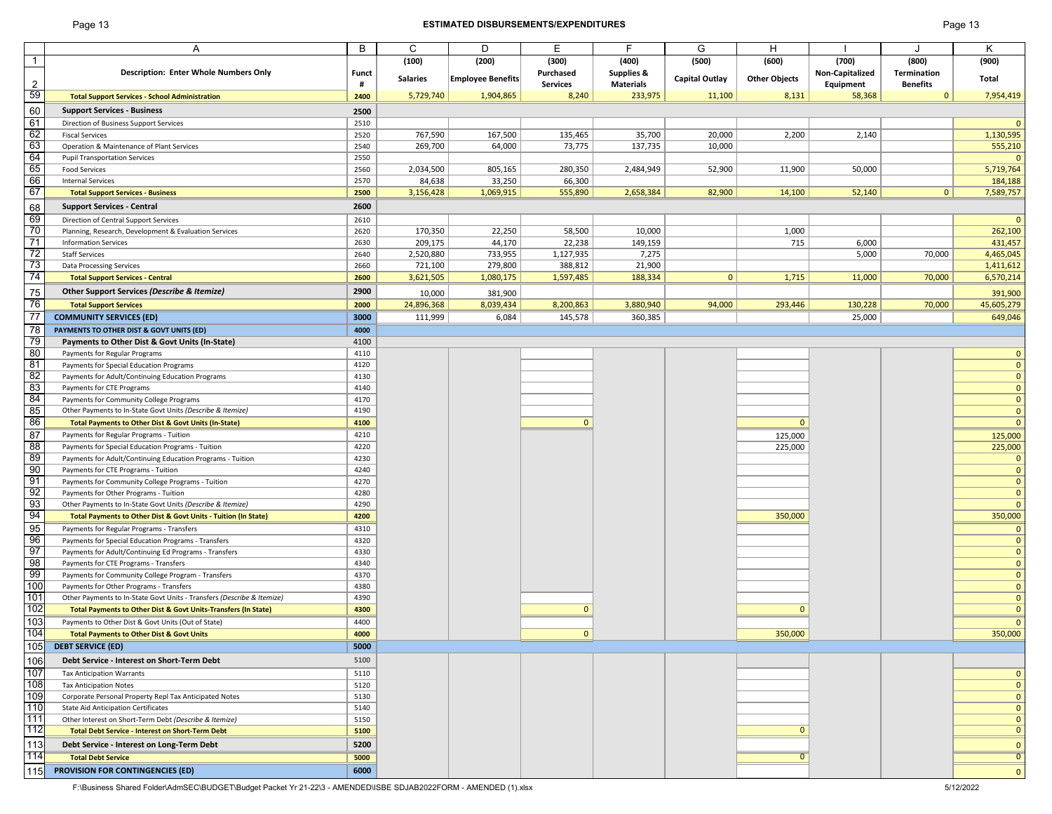# ESTIMATED DISBURSEMENTS/EXPENDITURES

| | A | B | C | D | E | F | G | H | I | J | K |
|---|---|---|---|---|---|---|---|---|---|---|---|
| 1 | | | (100) | (200) | (300) | (400) | (500) | (600) | (700) | (800) | (900) |
| 2 | **Description: Enter Whole Numbers Only** | **Funct #** | **Salaries** | **Employee Benefits** | **Purchased Services** | **Supplies & Materials** | **Capital Outlay** | **Other Objects** | **Non-Capitalized Equipment** | **Termination Benefits** | **Total** |
| 59 | **Total Support Services - School Administration** | **2400** | 5,729,740 | 1,904,865 | 8,240 | 233,975 | 11,100 | 8,131 | 58,368 | 0 | 7,954,419 |
| 60 | **Support Services - Business** | **2500** | | | | | | | | | |
| 61 | Direction of Business Support Services | 2510 | | | | | | | | | 0 |
| 62 | Fiscal Services | 2520 | 767,590 | 167,500 | 135,465 | 35,700 | 20,000 | 2,200 | 2,140 | | 1,130,595 |
| 63 | Operation & Maintenance of Plant Services | 2540 | 269,700 | 64,000 | 73,775 | 137,735 | 10,000 | | | | 555,210 |
| 64 | Pupil Transportation Services | 2550 | | | | | | | | | 0 |
| 65 | Food Services | 2560 | 2,034,500 | 805,165 | 280,350 | 2,484,949 | 52,900 | 11,900 | 50,000 | | 5,719,764 |
| 66 | Internal Services | 2570 | 84,638 | 33,250 | 66,300 | | | | | | 184,188 |
| 67 | **Total Support Services - Business** | **2500** | 3,156,428 | 1,069,915 | 555,890 | 2,658,384 | 82,900 | 14,100 | 52,140 | 0 | 7,589,757 |
| 68 | **Support Services - Central** | **2600** | | | | | | | | | |
| 69 | Direction of Central Support Services | 2610 | | | | | | | | | 0 |
| 70 | Planning, Research, Development & Evaluation Services | 2620 | 170,350 | 22,250 | 58,500 | 10,000 | | 1,000 | | | 262,100 |
| 71 | Information Services | 2630 | 209,175 | 44,170 | 22,238 | 149,159 | | 715 | 6,000 | | 431,457 |
| 72 | Staff Services | 2640 | 2,520,880 | 733,955 | 1,127,935 | 7,275 | | | 5,000 | 70,000 | 4,465,045 |
| 73 | Data Processing Services | 2660 | 721,100 | 279,800 | 388,812 | 21,900 | | | | | 1,411,612 |
| 74 | **Total Support Services - Central** | **2600** | 3,621,505 | 1,080,175 | 1,597,485 | 188,334 | 0 | 1,715 | 11,000 | 70,000 | 6,570,214 |
| 75 | **Other Support Services *(Describe & Itemize)*** | **2900** | 10,000 | 381,900 | | | | | | | 391,900 |
| 76 | **Total Support Services** | **2000** | 24,896,368 | 8,039,434 | 8,200,863 | 3,880,940 | 94,000 | 293,446 | 130,228 | 70,000 | 45,605,279 |
| 77 | **COMMUNITY SERVICES (ED)** | **3000** | 111,999 | 6,084 | 145,578 | 360,385 | | | 25,000 | | 649,046 |
| 78 | **PAYMENTS TO OTHER DIST & GOVT UNITS (ED)** | **4000** | | | | | | | | | |
| 79 | **Payments to Other Dist & Govt Units (In-State)** | 4100 | | | | | | | | | |
| 80 | Payments for Regular Programs | 4110 | | | | | | | | | 0 |
| 81 | Payments for Special Education Programs | 4120 | | | | | | | | | 0 |
| 82 | Payments for Adult/Continuing Education Programs | 4130 | | | | | | | | | 0 |
| 83 | Payments for CTE Programs | 4140 | | | | | | | | | 0 |
| 84 | Payments for Community College Programs | 4170 | | | | | | | | | 0 |
| 85 | Other Payments to In-State Govt Units *(Describe & Itemize)* | 4190 | | | | | | | | | 0 |
| 86 | **Total Payments to Other Dist & Govt Units (In-State)** | **4100** | | | 0 | | | 0 | | | 0 |
| 87 | Payments for Regular Programs - Tuition | 4210 | | | | | | 125,000 | | | 125,000 |
| 88 | Payments for Special Education Programs - Tuition | 4220 | | | | | | 225,000 | | | 225,000 |
| 89 | Payments for Adult/Continuing Education Programs - Tuition | 4230 | | | | | | | | | 0 |
| 90 | Payments for CTE Programs - Tuition | 4240 | | | | | | | | | 0 |
| 91 | Payments for Community College Programs - Tuition | 4270 | | | | | | | | | 0 |
| 92 | Payments for Other Programs - Tuition | 4280 | | | | | | | | | 0 |
| 93 | Other Payments to In-State Govt Units *(Describe & Itemize)* | 4290 | | | | | | | | | 0 |
| 94 | **Total Payments to Other Dist & Govt Units - Tuition (In State)** | **4200** | | | | | | 350,000 | | | 350,000 |
| 95 | Payments for Regular Programs - Transfers | 4310 | | | | | | | | | 0 |
| 96 | Payments for Special Education Programs - Transfers | 4320 | | | | | | | | | 0 |
| 97 | Payments for Adult/Continuing Ed Programs - Transfers | 4330 | | | | | | | | | 0 |
| 98 | Payments for CTE Programs - Transfers | 4340 | | | | | | | | | 0 |
| 99 | Payments for Community College Program - Transfers | 4370 | | | | | | | | | 0 |
| 100 | Payments for Other Programs - Transfers | 4380 | | | | | | | | | 0 |
| 101 | Other Payments to In-State Govt Units - Transfers *(Describe & Itemize)* | 4390 | | | | | | | | | 0 |
| 102 | **Total Payments to Other Dist & Govt Units-Transfers (In State)** | **4300** | | | 0 | | | 0 | | | 0 |
| 103 | Payments to Other Dist & Govt Units (Out of State) | 4400 | | | | | | | | | 0 |
| 104 | **Total Payments to Other Dist & Govt Units** | **4000** | | | 0 | | | 350,000 | | | 350,000 |
| 105 | **DEBT SERVICE (ED)** | **5000** | | | | | | | | | |
| 106 | **Debt Service - Interest on Short-Term Debt** | 5100 | | | | | | | | | |
| 107 | Tax Anticipation Warrants | 5110 | | | | | | | | | 0 |
| 108 | Tax Anticipation Notes | 5120 | | | | | | | | | 0 |
| 109 | Corporate Personal Property Repl Tax Anticipated Notes | 5130 | | | | | | | | | 0 |
| 110 | State Aid Anticipation Certificates | 5140 | | | | | | | | | 0 |
| 111 | Other Interest on Short-Term Debt *(Describe & Itemize)* | 5150 | | | | | | | | | 0 |
| 112 | **Total Debt Service - Interest on Short-Term Debt** | **5100** | | | | | | 0 | | | 0 |
| 113 | **Debt Service - Interest on Long-Term Debt** | **5200** | | | | | | | | | 0 |
| 114 | **Total Debt Service** | **5000** | | | | | | 0 | | | 0 |
| 115 | **PROVISION FOR CONTINGENCIES (ED)** | **6000** | | | | | | | | | 0 |

F:\Business Shared Folder\AdmSEC\BUDGET\Budget Packet Yr 21-22\3 - AMENDED\ISBE SDJAB2022FORM - AMENDED (1).xlsx 5/12/2022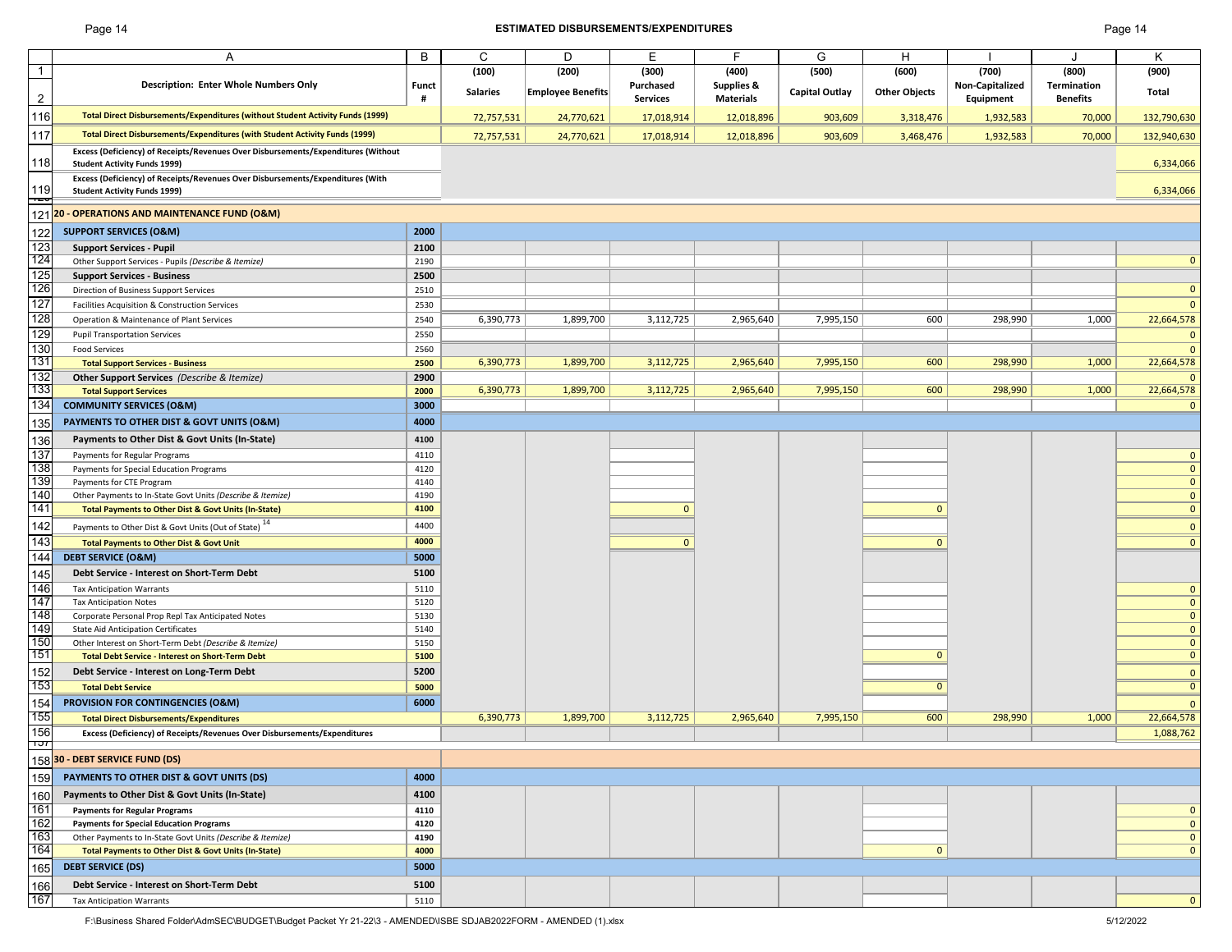# ESTIMATED DISBURSEMENTS/EXPENDITURES

| | A | B | C | D | E | F | G | H | I | J | K |
|---|---|---|---|---|---|---|---|---|---|---|---|
| 1 | | | (100) | (200) | (300) | (400) | (500) | (600) | (700) | (800) | (900) |
| 2 | Description: Enter Whole Numbers Only | Funct # | Salaries | Employee Benefits | Purchased Services | Supplies & Materials | Capital Outlay | Other Objects | Non-Capitalized Equipment | Termination Benefits | Total |
| 116 | Total Direct Disbursements/Expenditures (without Student Activity Funds (1999) | | 72,757,531 | 24,770,621 | 17,018,914 | 12,018,896 | 903,609 | 3,318,476 | 1,932,583 | 70,000 | 132,790,630 |
| 117 | Total Direct Disbursements/Expenditures (with Student Activity Funds (1999) | | 72,757,531 | 24,770,621 | 17,018,914 | 12,018,896 | 903,609 | 3,468,476 | 1,932,583 | 70,000 | 132,940,630 |
| 118 | Excess (Deficiency) of Receipts/Revenues Over Disbursements/Expenditures (Without Student Activity Funds 1999) | | | | | | | | | | 6,334,066 |
| 119 | Excess (Deficiency) of Receipts/Revenues Over Disbursements/Expenditures (With Student Activity Funds 1999) | | | | | | | | | | 6,334,066 |
| 121 | 20 - OPERATIONS AND MAINTENANCE FUND (O&M) | | | | | | | | | | |
| 122 | SUPPORT SERVICES (O&M) | 2000 | | | | | | | | | |
| 123 | Support Services - Pupil | 2100 | | | | | | | | | |
| 124 | Other Support Services - Pupils *(Describe & Itemize)* | 2190 | | | | | | | | | 0 |
| 125 | Support Services - Business | 2500 | | | | | | | | | |
| 126 | Direction of Business Support Services | 2510 | | | | | | | | | 0 |
| 127 | Facilities Acquisition & Construction Services | 2530 | | | | | | | | | 0 |
| 128 | Operation & Maintenance of Plant Services | 2540 | 6,390,773 | 1,899,700 | 3,112,725 | 2,965,640 | 7,995,150 | 600 | 298,990 | 1,000 | 22,664,578 |
| 129 | Pupil Transportation Services | 2550 | | | | | | | | | 0 |
| 130 | Food Services | 2560 | | | | | | | | | 0 |
| 131 | Total Support Services - Business | 2500 | 6,390,773 | 1,899,700 | 3,112,725 | 2,965,640 | 7,995,150 | 600 | 298,990 | 1,000 | 22,664,578 |
| 132 | Other Support Services *(Describe & Itemize)* | 2900 | | | | | | | | | 0 |
| 133 | Total Support Services | 2000 | 6,390,773 | 1,899,700 | 3,112,725 | 2,965,640 | 7,995,150 | 600 | 298,990 | 1,000 | 22,664,578 |
| 134 | COMMUNITY SERVICES (O&M) | 3000 | | | | | | | | | 0 |
| 135 | PAYMENTS TO OTHER DIST & GOVT UNITS (O&M) | 4000 | | | | | | | | | |
| 136 | Payments to Other Dist & Govt Units (In-State) | 4100 | | | | | | | | | |
| 137 | Payments for Regular Programs | 4110 | | | | | | | | | 0 |
| 138 | Payments for Special Education Programs | 4120 | | | | | | | | | 0 |
| 139 | Payments for CTE Program | 4140 | | | | | | | | | 0 |
| 140 | Other Payments to In-State Govt Units *(Describe & Itemize)* | 4190 | | | | | | | | | 0 |
| 141 | Total Payments to Other Dist & Govt Units (In-State) | 4100 | | | 0 | | | 0 | | | 0 |
| 142 | Payments to Other Dist & Govt Units (Out of State) [14] | 4400 | | | | | | | | | 0 |
| 143 | Total Payments to Other Dist & Govt Unit | 4000 | | | 0 | | | 0 | | | 0 |
| 144 | DEBT SERVICE (O&M) | 5000 | | | | | | | | | |
| 145 | Debt Service - Interest on Short-Term Debt | 5100 | | | | | | | | | |
| 146 | Tax Anticipation Warrants | 5110 | | | | | | | | | 0 |
| 147 | Tax Anticipation Notes | 5120 | | | | | | | | | 0 |
| 148 | Corporate Personal Prop Repl Tax Anticipated Notes | 5130 | | | | | | | | | 0 |
| 149 | State Aid Anticipation Certificates | 5140 | | | | | | | | | 0 |
| 150 | Other Interest on Short-Term Debt *(Describe & Itemize)* | 5150 | | | | | | | | | 0 |
| 151 | Total Debt Service - Interest on Short-Term Debt | 5100 | | | | | | 0 | | | 0 |
| 152 | Debt Service - Interest on Long-Term Debt | 5200 | | | | | | | | | 0 |
| 153 | Total Debt Service | 5000 | | | | | | 0 | | | 0 |
| 154 | PROVISION FOR CONTINGENCIES (O&M) | 6000 | | | | | | | | | 0 |
| 155 | Total Direct Disbursements/Expenditures | | 6,390,773 | 1,899,700 | 3,112,725 | 2,965,640 | 7,995,150 | 600 | 298,990 | 1,000 | 22,664,578 |
| 156 | Excess (Deficiency) of Receipts/Revenues Over Disbursements/Expenditures | | | | | | | | | | 1,088,762 |
| 158 | 30 - DEBT SERVICE FUND (DS) | | | | | | | | | | |
| 159 | PAYMENTS TO OTHER DIST & GOVT UNITS (DS) | 4000 | | | | | | | | | |
| 160 | Payments to Other Dist & Govt Units (In-State) | 4100 | | | | | | | | | |
| 161 | Payments for Regular Programs | 4110 | | | | | | | | | 0 |
| 162 | Payments for Special Education Programs | 4120 | | | | | | | | | 0 |
| 163 | Other Payments to In-State Govt Units *(Describe & Itemize)* | 4190 | | | | | | | | | 0 |
| 164 | Total Payments to Other Dist & Govt Units (In-State) | 4000 | | | | | | 0 | | | 0 |
| 165 | DEBT SERVICE (DS) | 5000 | | | | | | | | | |
| 166 | Debt Service - Interest on Short-Term Debt | 5100 | | | | | | | | | |
| 167 | Tax Anticipation Warrants | 5110 | | | | | | | | | 0 |

F:\Business Shared Folder\AdmSEC\BUDGET\Budget Packet Yr 21-22\3 - AMENDED\ISBE SDJAB2022FORM - AMENDED (1).xlsx 5/12/2022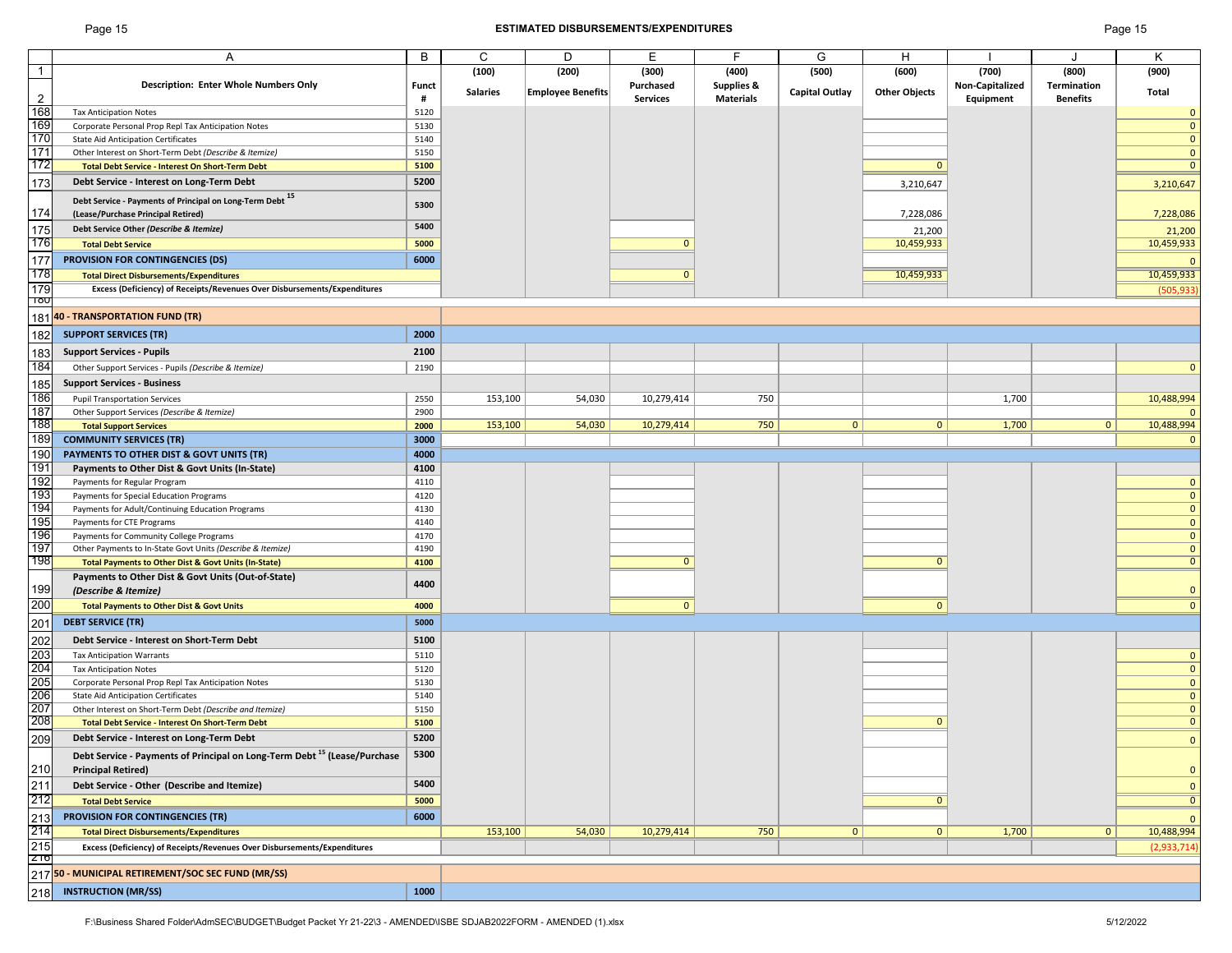# ESTIMATED DISBURSEMENTS/EXPENDITURES

| | A | B | C | D | E | F | G | H | I | J | K |
|---|---|---|---|---|---|---|---|---|---|---|---|
| 1 | | | (100) | (200) | (300) | (400) | (500) | (600) | (700) | (800) | (900) |
| 2 | Description: Enter Whole Numbers Only | Funct # | Salaries | Employee Benefits | Purchased Services | Supplies & Materials | Capital Outlay | Other Objects | Non-Capitalized Equipment | Termination Benefits | Total |
| 168 | Tax Anticipation Notes | 5120 | | | | | | | | | 0 |
| 169 | Corporate Personal Prop Repl Tax Anticipation Notes | 5130 | | | | | | | | | 0 |
| 170 | State Aid Anticipation Certificates | 5140 | | | | | | | | | 0 |
| 171 | Other Interest on Short-Term Debt *(Describe & Itemize)* | 5150 | | | | | | | | | 0 |
| 172 | **Total Debt Service - Interest On Short-Term Debt** | 5100 | | | | | | 0 | | | 0 |
| 173 | **Debt Service - Interest on Long-Term Debt** | 5200 | | | | | | 3,210,647 | | | 3,210,647 |
| 174 | **Debt Service - Payments of Principal on Long-Term Debt [15] (Lease/Purchase Principal Retired)** | 5300 | | | | | | 7,228,086 | | | 7,228,086 |
| 175 | **Debt Service Other *(Describe & Itemize)*** | 5400 | | | | | | 21,200 | | | 21,200 |
| 176 | **Total Debt Service** | 5000 | | | 0 | | | 10,459,933 | | | 10,459,933 |
| 177 | **PROVISION FOR CONTINGENCIES (DS)** | 6000 | | | | | | | | | 0 |
| 178 | **Total Direct Disbursements/Expenditures** | | | | 0 | | | 10,459,933 | | | 10,459,933 |
| 179 | **Excess (Deficiency) of Receipts/Revenues Over Disbursements/Expenditures** | | | | | | | | | | (505,933) |
| 180 | | | | | | | | | | | |
| 181 | **40 - TRANSPORTATION FUND (TR)** | | | | | | | | | | |
| 182 | **SUPPORT SERVICES (TR)** | 2000 | | | | | | | | | |
| 183 | **Support Services - Pupils** | 2100 | | | | | | | | | |
| 184 | Other Support Services - Pupils *(Describe & Itemize)* | 2190 | | | | | | | | | 0 |
| 185 | **Support Services - Business** | | | | | | | | | | |
| 186 | Pupil Transportation Services | 2550 | 153,100 | 54,030 | 10,279,414 | 750 | | | 1,700 | | 10,488,994 |
| 187 | Other Support Services *(Describe & Itemize)* | 2900 | | | | | | | | | 0 |
| 188 | **Total Support Services** | 2000 | 153,100 | 54,030 | 10,279,414 | 750 | 0 | 0 | 1,700 | 0 | 10,488,994 |
| 189 | **COMMUNITY SERVICES (TR)** | 3000 | | | | | | | | | 0 |
| 190 | **PAYMENTS TO OTHER DIST & GOVT UNITS (TR)** | 4000 | | | | | | | | | |
| 191 | **Payments to Other Dist & Govt Units (In-State)** | 4100 | | | | | | | | | |
| 192 | Payments for Regular Program | 4110 | | | | | | | | | 0 |
| 193 | Payments for Special Education Programs | 4120 | | | | | | | | | 0 |
| 194 | Payments for Adult/Continuing Education Programs | 4130 | | | | | | | | | 0 |
| 195 | Payments for CTE Programs | 4140 | | | | | | | | | 0 |
| 196 | Payments for Community College Programs | 4170 | | | | | | | | | 0 |
| 197 | Other Payments to In-State Govt Units *(Describe & Itemize)* | 4190 | | | | | | | | | 0 |
| 198 | **Total Payments to Other Dist & Govt Units (In-State)** | 4100 | | | 0 | | | 0 | | | 0 |
| 199 | **Payments to Other Dist & Govt Units (Out-of-State) *(Describe & Itemize)*** | 4400 | | | | | | | | | 0 |
| 200 | **Total Payments to Other Dist & Govt Units** | 4000 | | | 0 | | | 0 | | | 0 |
| 201 | **DEBT SERVICE (TR)** | 5000 | | | | | | | | | |
| 202 | **Debt Service - Interest on Short-Term Debt** | 5100 | | | | | | | | | |
| 203 | Tax Anticipation Warrants | 5110 | | | | | | | | | 0 |
| 204 | Tax Anticipation Notes | 5120 | | | | | | | | | 0 |
| 205 | Corporate Personal Prop Repl Tax Anticipation Notes | 5130 | | | | | | | | | 0 |
| 206 | State Aid Anticipation Certificates | 5140 | | | | | | | | | 0 |
| 207 | Other Interest on Short-Term Debt *(Describe and Itemize)* | 5150 | | | | | | | | | 0 |
| 208 | **Total Debt Service - Interest On Short-Term Debt** | 5100 | | | | | | 0 | | | 0 |
| 209 | **Debt Service - Interest on Long-Term Debt** | 5200 | | | | | | | | | 0 |
| 210 | **Debt Service - Payments of Principal on Long-Term Debt [15] (Lease/Purchase Principal Retired)** | 5300 | | | | | | | | | 0 |
| 211 | **Debt Service - Other (Describe and Itemize)** | 5400 | | | | | | | | | 0 |
| 212 | **Total Debt Service** | 5000 | | | | | | 0 | | | 0 |
| 213 | **PROVISION FOR CONTINGENCIES (TR)** | 6000 | | | | | | | | | 0 |
| 214 | **Total Direct Disbursements/Expenditures** | | 153,100 | 54,030 | 10,279,414 | 750 | 0 | 0 | 1,700 | 0 | 10,488,994 |
| 215 | **Excess (Deficiency) of Receipts/Revenues Over Disbursements/Expenditures** | | | | | | | | | | (2,933,714) |
| 216 | | | | | | | | | | | |
| 217 | **50 - MUNICIPAL RETIREMENT/SOC SEC FUND (MR/SS)** | | | | | | | | | | |
| 218 | **INSTRUCTION (MR/SS)** | 1000 | | | | | | | | | |

F:\Business Shared Folder\AdmSEC\BUDGET\Budget Packet Yr 21-22\3 - AMENDED\ISBE SDJAB2022FORM - AMENDED (1).xlsx 5/12/2022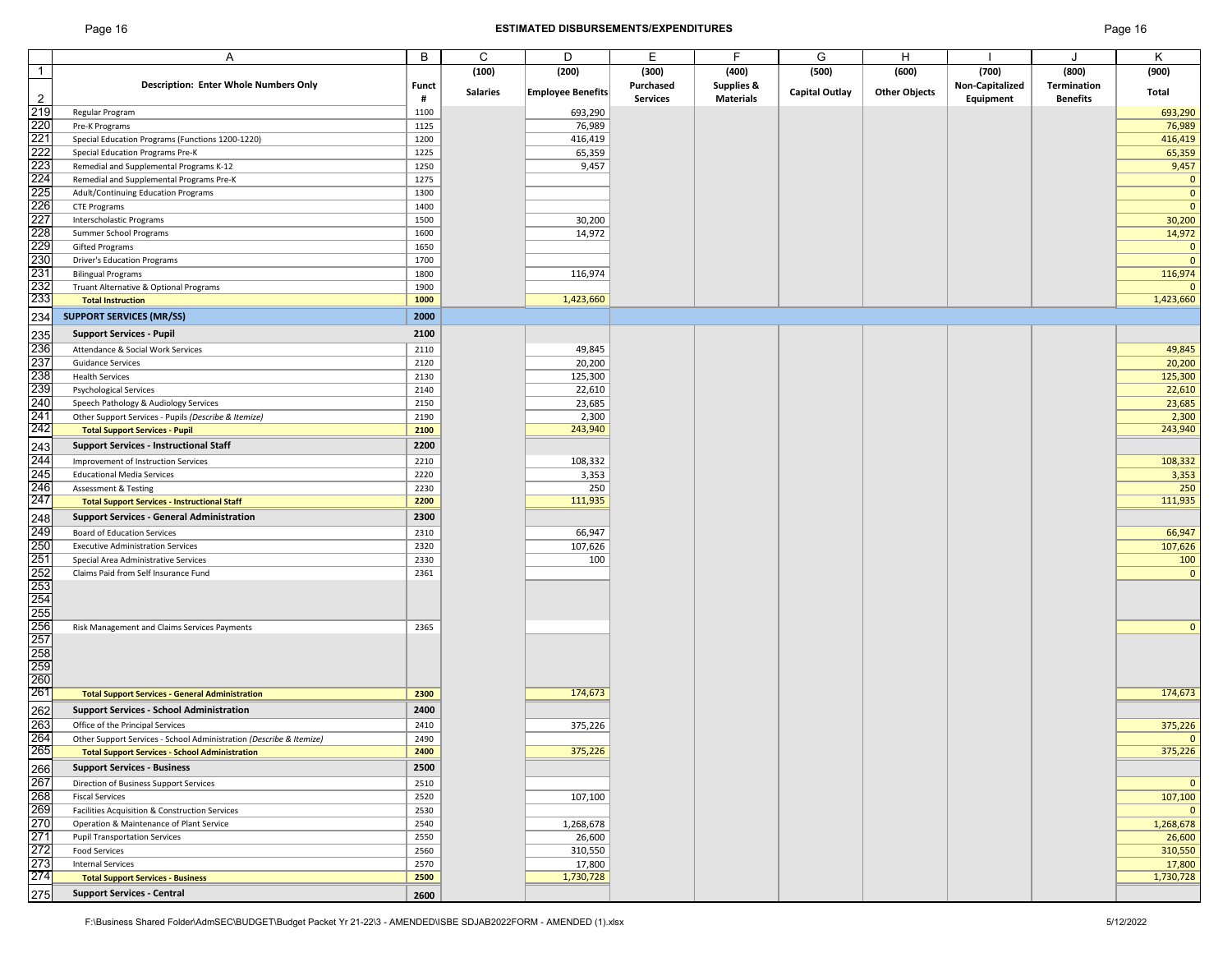## ESTIMATED DISBURSEMENTS/EXPENDITURES

| | A | B | C | D | E | F | G | H | I | J | K |
|---|---|---|---|---|---|---|---|---|---|---|---|
| 1 | | | (100) | (200) | (300) | (400) | (500) | (600) | (700) | (800) | (900) |
| 2 | **Description: Enter Whole Numbers Only** | **Funct #** | **Salaries** | **Employee Benefits** | **Purchased Services** | **Supplies & Materials** | **Capital Outlay** | **Other Objects** | **Non-Capitalized Equipment** | **Termination Benefits** | **Total** |
| 219 | Regular Program | 1100 | | 693,290 | | | | | | | 693,290 |
| 220 | Pre-K Programs | 1125 | | 76,989 | | | | | | | 76,989 |
| 221 | Special Education Programs (Functions 1200-1220) | 1200 | | 416,419 | | | | | | | 416,419 |
| 222 | Special Education Programs Pre-K | 1225 | | 65,359 | | | | | | | 65,359 |
| 223 | Remedial and Supplemental Programs K-12 | 1250 | | 9,457 | | | | | | | 9,457 |
| 224 | Remedial and Supplemental Programs Pre-K | 1275 | | | | | | | | | 0 |
| 225 | Adult/Continuing Education Programs | 1300 | | | | | | | | | 0 |
| 226 | CTE Programs | 1400 | | | | | | | | | 0 |
| 227 | Interscholastic Programs | 1500 | | 30,200 | | | | | | | 30,200 |
| 228 | Summer School Programs | 1600 | | 14,972 | | | | | | | 14,972 |
| 229 | Gifted Programs | 1650 | | | | | | | | | 0 |
| 230 | Driver's Education Programs | 1700 | | | | | | | | | 0 |
| 231 | Bilingual Programs | 1800 | | 116,974 | | | | | | | 116,974 |
| 232 | Truant Alternative & Optional Programs | 1900 | | | | | | | | | 0 |
| 233 | **Total Instruction** | **1000** | | 1,423,660 | | | | | | | 1,423,660 |
| 234 | **SUPPORT SERVICES (MR/SS)** | **2000** | | | | | | | | | |
| 235 | **Support Services - Pupil** | **2100** | | | | | | | | | |
| 236 | Attendance & Social Work Services | 2110 | | 49,845 | | | | | | | 49,845 |
| 237 | Guidance Services | 2120 | | 20,200 | | | | | | | 20,200 |
| 238 | Health Services | 2130 | | 125,300 | | | | | | | 125,300 |
| 239 | Psychological Services | 2140 | | 22,610 | | | | | | | 22,610 |
| 240 | Speech Pathology & Audiology Services | 2150 | | 23,685 | | | | | | | 23,685 |
| 241 | Other Support Services - Pupils *(Describe & Itemize)* | 2190 | | 2,300 | | | | | | | 2,300 |
| 242 | **Total Support Services - Pupil** | **2100** | | 243,940 | | | | | | | 243,940 |
| 243 | **Support Services - Instructional Staff** | **2200** | | | | | | | | | |
| 244 | Improvement of Instruction Services | 2210 | | 108,332 | | | | | | | 108,332 |
| 245 | Educational Media Services | 2220 | | 3,353 | | | | | | | 3,353 |
| 246 | Assessment & Testing | 2230 | | 250 | | | | | | | 250 |
| 247 | **Total Support Services - Instructional Staff** | **2200** | | 111,935 | | | | | | | 111,935 |
| 248 | **Support Services - General Administration** | **2300** | | | | | | | | | |
| 249 | Board of Education Services | 2310 | | 66,947 | | | | | | | 66,947 |
| 250 | Executive Administration Services | 2320 | | 107,626 | | | | | | | 107,626 |
| 251 | Special Area Administrative Services | 2330 | | 100 | | | | | | | 100 |
| 252 | Claims Paid from Self Insurance Fund | 2361 | | | | | | | | | 0 |
| 253 | | | | | | | | | | | |
| 254 | | | | | | | | | | | |
| 255 | | | | | | | | | | | |
| 256 | Risk Management and Claims Services Payments | 2365 | | | | | | | | | 0 |
| 257 | | | | | | | | | | | |
| 258 | | | | | | | | | | | |
| 259 | | | | | | | | | | | |
| 260 | | | | | | | | | | | |
| 261 | **Total Support Services - General Administration** | **2300** | | 174,673 | | | | | | | 174,673 |
| 262 | **Support Services - School Administration** | **2400** | | | | | | | | | |
| 263 | Office of the Principal Services | 2410 | | 375,226 | | | | | | | 375,226 |
| 264 | Other Support Services - School Administration *(Describe & Itemize)* | 2490 | | | | | | | | | 0 |
| 265 | **Total Support Services - School Administration** | **2400** | | 375,226 | | | | | | | 375,226 |
| 266 | **Support Services - Business** | **2500** | | | | | | | | | |
| 267 | Direction of Business Support Services | 2510 | | | | | | | | | 0 |
| 268 | Fiscal Services | 2520 | | 107,100 | | | | | | | 107,100 |
| 269 | Facilities Acquisition & Construction Services | 2530 | | | | | | | | | 0 |
| 270 | Operation & Maintenance of Plant Service | 2540 | | 1,268,678 | | | | | | | 1,268,678 |
| 271 | Pupil Transportation Services | 2550 | | 26,600 | | | | | | | 26,600 |
| 272 | Food Services | 2560 | | 310,550 | | | | | | | 310,550 |
| 273 | Internal Services | 2570 | | 17,800 | | | | | | | 17,800 |
| 274 | **Total Support Services - Business** | **2500** | | 1,730,728 | | | | | | | 1,730,728 |
| 275 | **Support Services - Central** | **2600** | | | | | | | | | |

F:\Business Shared Folder\AdmSEC\BUDGET\Budget Packet Yr 21-22\3 - AMENDED\ISBE SDJAB2022FORM - AMENDED (1).xlsx 5/12/2022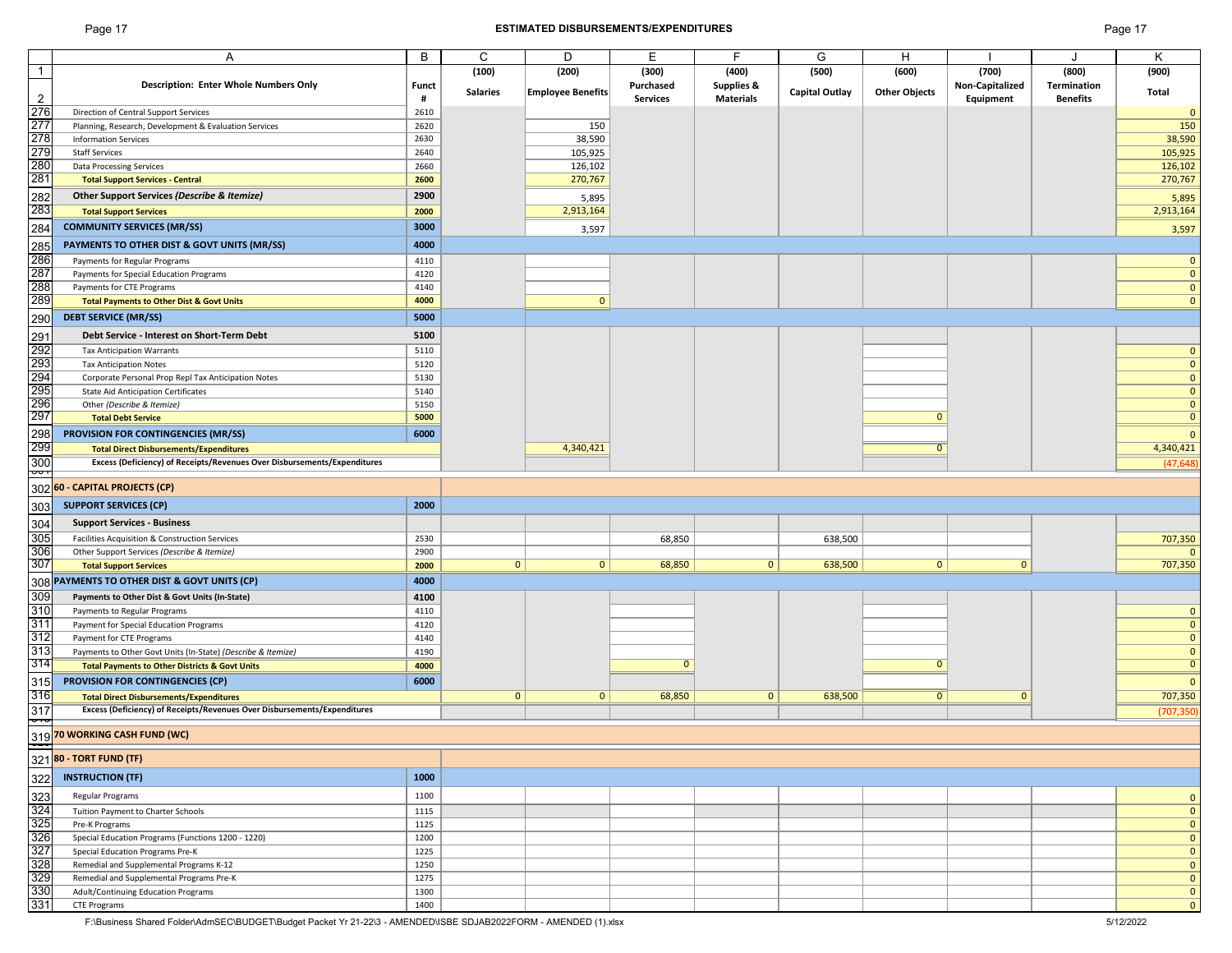# ESTIMATED DISBURSEMENTS/EXPENDITURES

| | A | B | C | D | E | F | G | H | I | J | K |
|---|---|---|---|---|---|---|---|---|---|---|---|
| 1 | | | (100) | (200) | (300) | (400) | (500) | (600) | (700) | (800) | (900) |
| 2 | **Description: Enter Whole Numbers Only** | **Funct #** | **Salaries** | **Employee Benefits** | **Purchased Services** | **Supplies & Materials** | **Capital Outlay** | **Other Objects** | **Non-Capitalized Equipment** | **Termination Benefits** | **Total** |
| 276 | Direction of Central Support Services | 2610 | | | | | | | | | 0 |
| 277 | Planning, Research, Development & Evaluation Services | 2620 | | 150 | | | | | | | 150 |
| 278 | Information Services | 2630 | | 38,590 | | | | | | | 38,590 |
| 279 | Staff Services | 2640 | | 105,925 | | | | | | | 105,925 |
| 280 | Data Processing Services | 2660 | | 126,102 | | | | | | | 126,102 |
| 281 | **Total Support Services - Central** | **2600** | | 270,767 | | | | | | | 270,767 |
| 282 | **Other Support Services *(Describe & Itemize)*** | **2900** | | 5,895 | | | | | | | 5,895 |
| 283 | **Total Support Services** | **2000** | | 2,913,164 | | | | | | | 2,913,164 |
| 284 | **COMMUNITY SERVICES (MR/SS)** | **3000** | | 3,597 | | | | | | | 3,597 |
| 285 | **PAYMENTS TO OTHER DIST & GOVT UNITS (MR/SS)** | **4000** | | | | | | | | | |
| 286 | Payments for Regular Programs | 4110 | | | | | | | | | 0 |
| 287 | Payments for Special Education Programs | 4120 | | | | | | | | | 0 |
| 288 | Payments for CTE Programs | 4140 | | | | | | | | | 0 |
| 289 | **Total Payments to Other Dist & Govt Units** | **4000** | | 0 | | | | | | | 0 |
| 290 | **DEBT SERVICE (MR/SS)** | **5000** | | | | | | | | | |
| 291 | **Debt Service - Interest on Short-Term Debt** | **5100** | | | | | | | | | |
| 292 | Tax Anticipation Warrants | 5110 | | | | | | | | | 0 |
| 293 | Tax Anticipation Notes | 5120 | | | | | | | | | 0 |
| 294 | Corporate Personal Prop Repl Tax Anticipation Notes | 5130 | | | | | | | | | 0 |
| 295 | State Aid Anticipation Certificates | 5140 | | | | | | | | | 0 |
| 296 | Other *(Describe & Itemize)* | 5150 | | | | | | | | | 0 |
| 297 | **Total Debt Service** | **5000** | | | | | | 0 | | | 0 |
| 298 | **PROVISION FOR CONTINGENCIES (MR/SS)** | **6000** | | | | | | | | | 0 |
| 299 | **Total Direct Disbursements/Expenditures** | | | 4,340,421 | | | | 0 | | | 4,340,421 |
| 300 | **Excess (Deficiency) of Receipts/Revenues Over Disbursements/Expenditures** | | | | | | | | | | (47,648) |
| 302 | **60 - CAPITAL PROJECTS (CP)** | | | | | | | | | | |
| 303 | **SUPPORT SERVICES (CP)** | **2000** | | | | | | | | | |
| 304 | **Support Services - Business** | | | | | | | | | | |
| 305 | Facilities Acquisition & Construction Services | 2530 | | | 68,850 | | 638,500 | | | | 707,350 |
| 306 | Other Support Services *(Describe & Itemize)* | 2900 | | | | | | | | | 0 |
| 307 | **Total Support Services** | **2000** | 0 | 0 | 68,850 | 0 | 638,500 | 0 | 0 | | 707,350 |
| 308 | **PAYMENTS TO OTHER DIST & GOVT UNITS (CP)** | **4000** | | | | | | | | | |
| 309 | **Payments to Other Dist & Govt Units (In-State)** | **4100** | | | | | | | | | |
| 310 | Payments to Regular Programs | 4110 | | | | | | | | | 0 |
| 311 | Payment for Special Education Programs | 4120 | | | | | | | | | 0 |
| 312 | Payment for CTE Programs | 4140 | | | | | | | | | 0 |
| 313 | Payments to Other Govt Units (In-State) *(Describe & Itemize)* | 4190 | | | | | | | | | 0 |
| 314 | **Total Payments to Other Districts & Govt Units** | **4000** | | | 0 | | | 0 | | | 0 |
| 315 | **PROVISION FOR CONTINGENCIES (CP)** | **6000** | | | | | | | | | 0 |
| 316 | **Total Direct Disbursements/Expenditures** | | 0 | 0 | 68,850 | 0 | 638,500 | 0 | 0 | | 707,350 |
| 317 | **Excess (Deficiency) of Receipts/Revenues Over Disbursements/Expenditures** | | | | | | | | | | (707,350) |
| 319 | **70 WORKING CASH FUND (WC)** | | | | | | | | | | |
| 321 | **80 - TORT FUND (TF)** | | | | | | | | | | |
| 322 | **INSTRUCTION (TF)** | **1000** | | | | | | | | | |
| 323 | Regular Programs | 1100 | | | | | | | | | 0 |
| 324 | Tuition Payment to Charter Schools | 1115 | | | | | | | | | 0 |
| 325 | Pre-K Programs | 1125 | | | | | | | | | 0 |
| 326 | Special Education Programs (Functions 1200 - 1220) | 1200 | | | | | | | | | 0 |
| 327 | Special Education Programs Pre-K | 1225 | | | | | | | | | 0 |
| 328 | Remedial and Supplemental Programs K-12 | 1250 | | | | | | | | | 0 |
| 329 | Remedial and Supplemental Programs Pre-K | 1275 | | | | | | | | | 0 |
| 330 | Adult/Continuing Education Programs | 1300 | | | | | | | | | 0 |
| 331 | CTE Programs | 1400 | | | | | | | | | 0 |

F:\Business Shared Folder\AdmSEC\BUDGET\Budget Packet Yr 21-22\3 - AMENDED\ISBE SDJAB2022FORM - AMENDED (1).xlsx — 5/12/2022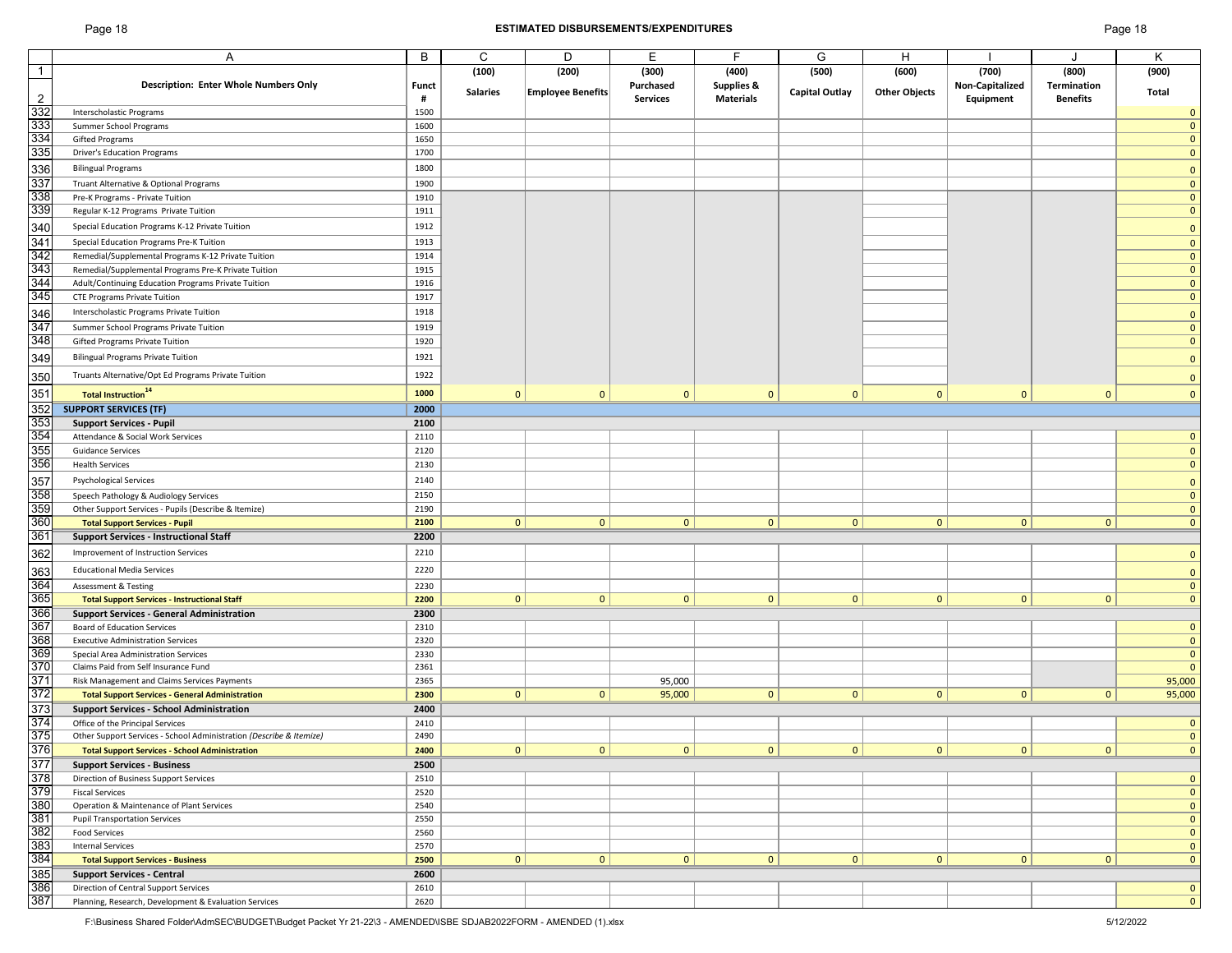## ESTIMATED DISBURSEMENTS/EXPENDITURES

| | A | B | C | D | E | F | G | H | I | J | K |
|---|---|---|---|---|---|---|---|---|---|---|---|
| 1 | | | (100) | (200) | (300) | (400) | (500) | (600) | (700) | (800) | (900) |
| 2 | **Description: Enter Whole Numbers Only** | **Funct #** | **Salaries** | **Employee Benefits** | **Purchased Services** | **Supplies & Materials** | **Capital Outlay** | **Other Objects** | **Non-Capitalized Equipment** | **Termination Benefits** | **Total** |
| 332 | Interscholastic Programs | 1500 | | | | | | | | | 0 |
| 333 | Summer School Programs | 1600 | | | | | | | | | 0 |
| 334 | Gifted Programs | 1650 | | | | | | | | | 0 |
| 335 | Driver's Education Programs | 1700 | | | | | | | | | 0 |
| 336 | Bilingual Programs | 1800 | | | | | | | | | 0 |
| 337 | Truant Alternative & Optional Programs | 1900 | | | | | | | | | 0 |
| 338 | Pre-K Programs - Private Tuition | 1910 | | | | | | | | | 0 |
| 339 | Regular K-12 Programs Private Tuition | 1911 | | | | | | | | | 0 |
| 340 | Special Education Programs K-12 Private Tuition | 1912 | | | | | | | | | 0 |
| 341 | Special Education Programs Pre-K Tuition | 1913 | | | | | | | | | 0 |
| 342 | Remedial/Supplemental Programs K-12 Private Tuition | 1914 | | | | | | | | | 0 |
| 343 | Remedial/Supplemental Programs Pre-K Private Tuition | 1915 | | | | | | | | | 0 |
| 344 | Adult/Continuing Education Programs Private Tuition | 1916 | | | | | | | | | 0 |
| 345 | CTE Programs Private Tuition | 1917 | | | | | | | | | 0 |
| 346 | Interscholastic Programs Private Tuition | 1918 | | | | | | | | | 0 |
| 347 | Summer School Programs Private Tuition | 1919 | | | | | | | | | 0 |
| 348 | Gifted Programs Private Tuition | 1920 | | | | | | | | | 0 |
| 349 | Bilingual Programs Private Tuition | 1921 | | | | | | | | | 0 |
| 350 | Truants Alternative/Opt Ed Programs Private Tuition | 1922 | | | | | | | | | 0 |
| 351 | **Total Instruction[14]** | **1000** | 0 | 0 | 0 | 0 | 0 | 0 | 0 | 0 | 0 |
| 352 | **SUPPORT SERVICES (TF)** | **2000** | | | | | | | | | |
| 353 | **Support Services - Pupil** | **2100** | | | | | | | | | |
| 354 | Attendance & Social Work Services | 2110 | | | | | | | | | 0 |
| 355 | Guidance Services | 2120 | | | | | | | | | 0 |
| 356 | Health Services | 2130 | | | | | | | | | 0 |
| 357 | Psychological Services | 2140 | | | | | | | | | 0 |
| 358 | Speech Pathology & Audiology Services | 2150 | | | | | | | | | 0 |
| 359 | Other Support Services - Pupils (Describe & Itemize) | 2190 | | | | | | | | | 0 |
| 360 | **Total Support Services - Pupil** | **2100** | 0 | 0 | 0 | 0 | 0 | 0 | 0 | 0 | 0 |
| 361 | **Support Services - Instructional Staff** | **2200** | | | | | | | | | |
| 362 | Improvement of Instruction Services | 2210 | | | | | | | | | 0 |
| 363 | Educational Media Services | 2220 | | | | | | | | | 0 |
| 364 | Assessment & Testing | 2230 | | | | | | | | | 0 |
| 365 | **Total Support Services - Instructional Staff** | **2200** | 0 | 0 | 0 | 0 | 0 | 0 | 0 | 0 | 0 |
| 366 | **Support Services - General Administration** | **2300** | | | | | | | | | |
| 367 | Board of Education Services | 2310 | | | | | | | | | 0 |
| 368 | Executive Administration Services | 2320 | | | | | | | | | 0 |
| 369 | Special Area Administration Services | 2330 | | | | | | | | | 0 |
| 370 | Claims Paid from Self Insurance Fund | 2361 | | | | | | | | | 0 |
| 371 | Risk Management and Claims Services Payments | 2365 | | | 95,000 | | | | | | 95,000 |
| 372 | **Total Support Services - General Administration** | **2300** | 0 | 0 | 95,000 | 0 | 0 | 0 | 0 | 0 | 95,000 |
| 373 | **Support Services - School Administration** | **2400** | | | | | | | | | |
| 374 | Office of the Principal Services | 2410 | | | | | | | | | 0 |
| 375 | Other Support Services - School Administration *(Describe & Itemize)* | 2490 | | | | | | | | | 0 |
| 376 | **Total Support Services - School Administration** | **2400** | 0 | 0 | 0 | 0 | 0 | 0 | 0 | 0 | 0 |
| 377 | **Support Services - Business** | **2500** | | | | | | | | | |
| 378 | Direction of Business Support Services | 2510 | | | | | | | | | 0 |
| 379 | Fiscal Services | 2520 | | | | | | | | | 0 |
| 380 | Operation & Maintenance of Plant Services | 2540 | | | | | | | | | 0 |
| 381 | Pupil Transportation Services | 2550 | | | | | | | | | 0 |
| 382 | Food Services | 2560 | | | | | | | | | 0 |
| 383 | Internal Services | 2570 | | | | | | | | | 0 |
| 384 | **Total Support Services - Business** | **2500** | 0 | 0 | 0 | 0 | 0 | 0 | 0 | 0 | 0 |
| 385 | **Support Services - Central** | **2600** | | | | | | | | | |
| 386 | Direction of Central Support Services | 2610 | | | | | | | | | 0 |
| 387 | Planning, Research, Development & Evaluation Services | 2620 | | | | | | | | | 0 |

F:\Business Shared Folder\AdmSEC\BUDGET\Budget Packet Yr 21-22\3 - AMENDED\ISBE SDJAB2022FORM - AMENDED (1).xlsx 5/12/2022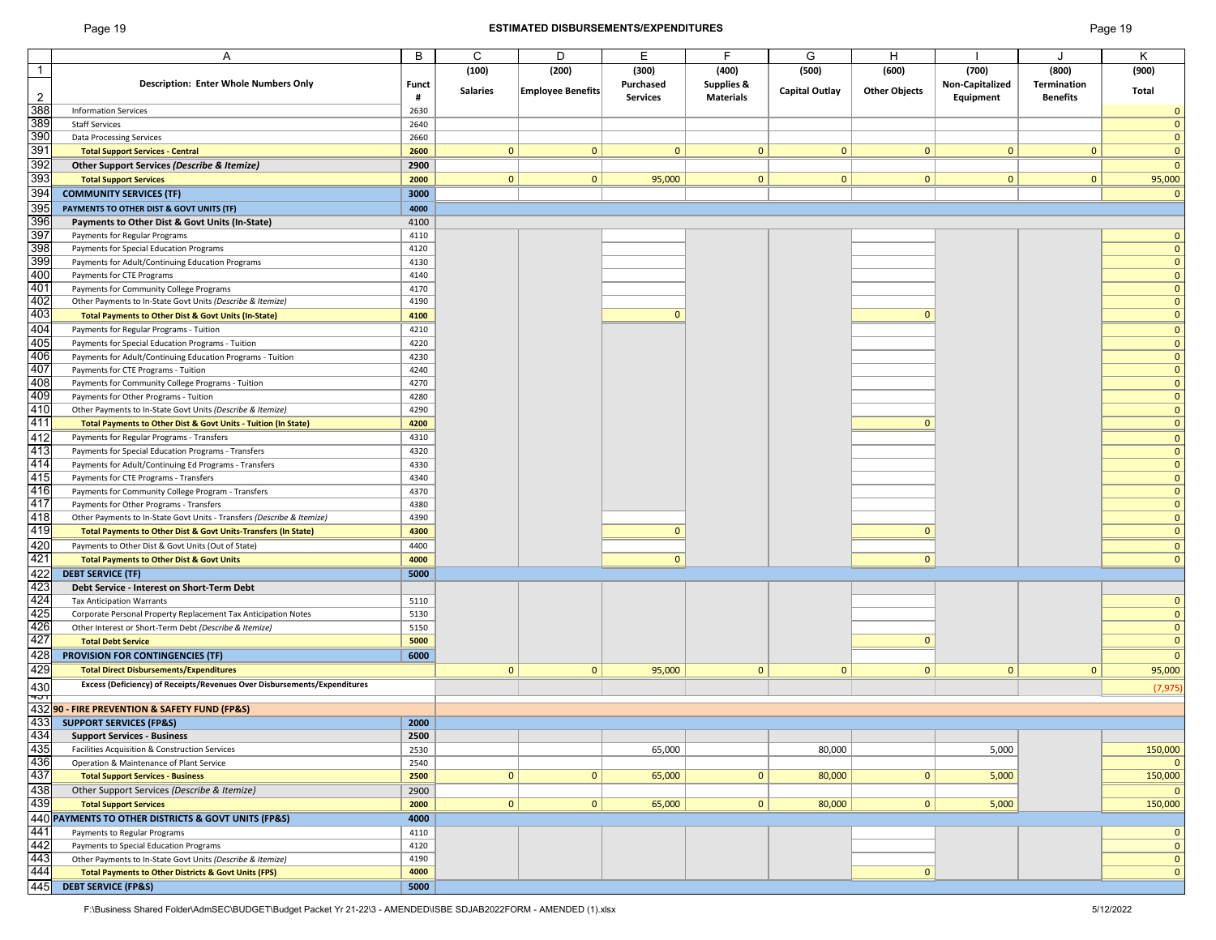## ESTIMATED DISBURSEMENTS/EXPENDITURES

| | A | B | C | D | E | F | G | H | I | J | K |
|---|---|---|---|---|---|---|---|---|---|---|---|
| 1 | | | (100) | (200) | (300) | (400) | (500) | (600) | (700) | (800) | (900) |
| 2 | **Description: Enter Whole Numbers Only** | **Funct #** | **Salaries** | **Employee Benefits** | **Purchased Services** | **Supplies & Materials** | **Capital Outlay** | **Other Objects** | **Non-Capitalized Equipment** | **Termination Benefits** | **Total** |
| 388 | Information Services | 2630 | | | | | | | | | 0 |
| 389 | Staff Services | 2640 | | | | | | | | | 0 |
| 390 | Data Processing Services | 2660 | | | | | | | | | 0 |
| 391 | **Total Support Services - Central** | **2600** | 0 | 0 | 0 | 0 | 0 | 0 | 0 | 0 | 0 |
| 392 | **Other Support Services *(Describe & Itemize)*** | **2900** | | | | | | | | | 0 |
| 393 | **Total Support Services** | **2000** | 0 | 0 | 95,000 | 0 | 0 | 0 | 0 | 0 | 95,000 |
| 394 | **COMMUNITY SERVICES (TF)** | **3000** | | | | | | | | | 0 |
| 395 | **PAYMENTS TO OTHER DIST & GOVT UNITS (TF)** | **4000** | | | | | | | | | |
| 396 | **Payments to Other Dist & Govt Units (In-State)** | 4100 | | | | | | | | | |
| 397 | Payments for Regular Programs | 4110 | | | | | | | | | 0 |
| 398 | Payments for Special Education Programs | 4120 | | | | | | | | | 0 |
| 399 | Payments for Adult/Continuing Education Programs | 4130 | | | | | | | | | 0 |
| 400 | Payments for CTE Programs | 4140 | | | | | | | | | 0 |
| 401 | Payments for Community College Programs | 4170 | | | | | | | | | 0 |
| 402 | Other Payments to In-State Govt Units *(Describe & Itemize)* | 4190 | | | | | | | | | 0 |
| 403 | **Total Payments to Other Dist & Govt Units (In-State)** | **4100** | | | 0 | | | 0 | | | 0 |
| 404 | Payments for Regular Programs - Tuition | 4210 | | | | | | | | | 0 |
| 405 | Payments for Special Education Programs - Tuition | 4220 | | | | | | | | | 0 |
| 406 | Payments for Adult/Continuing Education Programs - Tuition | 4230 | | | | | | | | | 0 |
| 407 | Payments for CTE Programs - Tuition | 4240 | | | | | | | | | 0 |
| 408 | Payments for Community College Programs - Tuition | 4270 | | | | | | | | | 0 |
| 409 | Payments for Other Programs - Tuition | 4280 | | | | | | | | | 0 |
| 410 | Other Payments to In-State Govt Units *(Describe & Itemize)* | 4290 | | | | | | | | | 0 |
| 411 | **Total Payments to Other Dist & Govt Units - Tuition (In State)** | **4200** | | | | | | 0 | | | 0 |
| 412 | Payments for Regular Programs - Transfers | 4310 | | | | | | | | | 0 |
| 413 | Payments for Special Education Programs - Transfers | 4320 | | | | | | | | | 0 |
| 414 | Payments for Adult/Continuing Ed Programs - Transfers | 4330 | | | | | | | | | 0 |
| 415 | Payments for CTE Programs - Transfers | 4340 | | | | | | | | | 0 |
| 416 | Payments for Community College Program - Transfers | 4370 | | | | | | | | | 0 |
| 417 | Payments for Other Programs - Transfers | 4380 | | | | | | | | | 0 |
| 418 | Other Payments to In-State Govt Units - Transfers *(Describe & Itemize)* | 4390 | | | | | | | | | 0 |
| 419 | **Total Payments to Other Dist & Govt Units-Transfers (In State)** | **4300** | | | 0 | | | 0 | | | 0 |
| 420 | Payments to Other Dist & Govt Units (Out of State) | 4400 | | | | | | | | | 0 |
| 421 | **Total Payments to Other Dist & Govt Units** | **4000** | | | 0 | | | 0 | | | 0 |
| 422 | **DEBT SERVICE (TF)** | **5000** | | | | | | | | | |
| 423 | **Debt Service - Interest on Short-Term Debt** | | | | | | | | | | |
| 424 | Tax Anticipation Warrants | 5110 | | | | | | | | | 0 |
| 425 | Corporate Personal Property Replacement Tax Anticipation Notes | 5130 | | | | | | | | | 0 |
| 426 | Other Interest or Short-Term Debt *(Describe & Itemize)* | 5150 | | | | | | | | | 0 |
| 427 | **Total Debt Service** | **5000** | | | | | | 0 | | | 0 |
| 428 | **PROVISION FOR CONTINGENCIES (TF)** | **6000** | | | | | | | | | 0 |
| 429 | **Total Direct Disbursements/Expenditures** | | 0 | 0 | 95,000 | 0 | 0 | 0 | 0 | 0 | 95,000 |
| 430 | **Excess (Deficiency) of Receipts/Revenues Over Disbursements/Expenditures** | | | | | | | | | | (7,975) |
| 432 | **90 - FIRE PREVENTION & SAFETY FUND (FP&S)** | | | | | | | | | | |
| 433 | **SUPPORT SERVICES (FP&S)** | **2000** | | | | | | | | | |
| 434 | **Support Services - Business** | **2500** | | | | | | | | | |
| 435 | Facilities Acquisition & Construction Services | 2530 | | | 65,000 | | 80,000 | | 5,000 | | 150,000 |
| 436 | Operation & Maintenance of Plant Service | 2540 | | | | | | | | | 0 |
| 437 | **Total Support Services - Business** | **2500** | 0 | 0 | 65,000 | 0 | 80,000 | 0 | 5,000 | | 150,000 |
| 438 | Other Support Services *(Describe & Itemize)* | 2900 | | | | | | | | | 0 |
| 439 | **Total Support Services** | **2000** | 0 | 0 | 65,000 | 0 | 80,000 | 0 | 5,000 | | 150,000 |
| 440 | **PAYMENTS TO OTHER DISTRICTS & GOVT UNITS (FP&S)** | **4000** | | | | | | | | | |
| 441 | Payments to Regular Programs | 4110 | | | | | | | | | 0 |
| 442 | Payments to Special Education Programs | 4120 | | | | | | | | | 0 |
| 443 | Other Payments to In-State Govt Units *(Describe & Itemize)* | 4190 | | | | | | | | | 0 |
| 444 | **Total Payments to Other Districts & Govt Units (FPS)** | **4000** | | | | | | 0 | | | 0 |
| 445 | **DEBT SERVICE (FP&S)** | **5000** | | | | | | | | | |

F:\Business Shared Folder\AdmSEC\BUDGET\Budget Packet Yr 21-22\3 - AMENDED\ISBE SDJAB2022FORM - AMENDED (1).xlsx 5/12/2022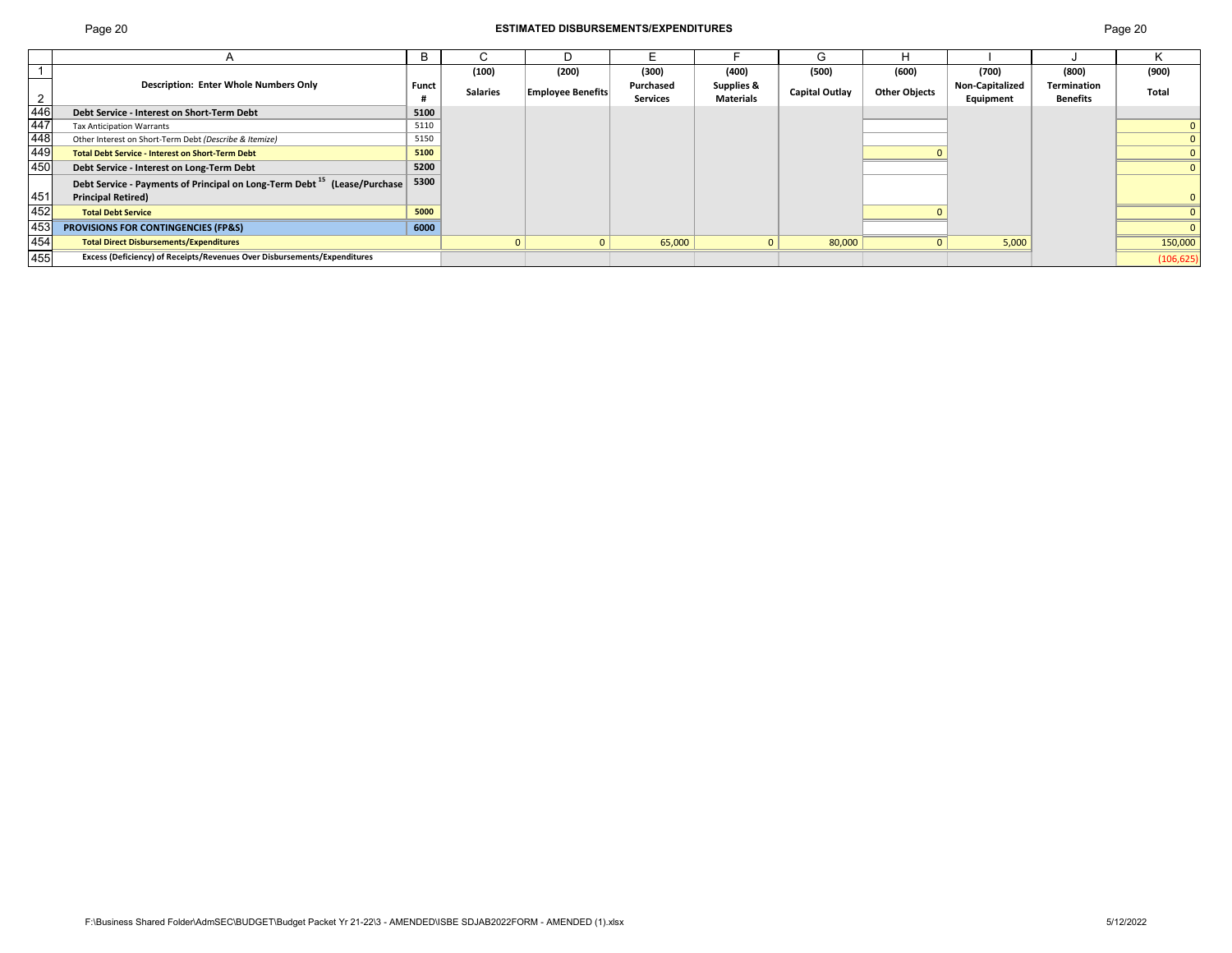## ESTIMATED DISBURSEMENTS/EXPENDITURES

| | A | B | C | D | E | F | G | H | I | J | K |
|---|---|---|---|---|---|---|---|---|---|---|---|
| 1 | | | (100) | (200) | (300) | (400) | (500) | (600) | (700) | (800) | (900) |
| 2 | Description: Enter Whole Numbers Only | Funct # | Salaries | Employee Benefits | Purchased Services | Supplies & Materials | Capital Outlay | Other Objects | Non-Capitalized Equipment | Termination Benefits | Total |
| 446 | **Debt Service - Interest on Short-Term Debt** | **5100** | | | | | | | | | |
| 447 | Tax Anticipation Warrants | 5110 | | | | | | | | | 0 |
| 448 | Other Interest on Short-Term Debt *(Describe & Itemize)* | 5150 | | | | | | | | | 0 |
| 449 | **Total Debt Service - Interest on Short-Term Debt** | **5100** | | | | | | 0 | | | 0 |
| 450 | **Debt Service - Interest on Long-Term Debt** | **5200** | | | | | | | | | 0 |
| 451 | **Debt Service - Payments of Principal on Long-Term Debt [15] (Lease/Purchase Principal Retired)** | **5300** | | | | | | | | | 0 |
| 452 | **Total Debt Service** | **5000** | | | | | | 0 | | | 0 |
| 453 | **PROVISIONS FOR CONTINGENCIES (FP&S)** | **6000** | | | | | | | | | 0 |
| 454 | **Total Direct Disbursements/Expenditures** | | 0 | 0 | 65,000 | 0 | 80,000 | 0 | 5,000 | | 150,000 |
| 455 | **Excess (Deficiency) of Receipts/Revenues Over Disbursements/Expenditures** | | | | | | | | | | (106,625) |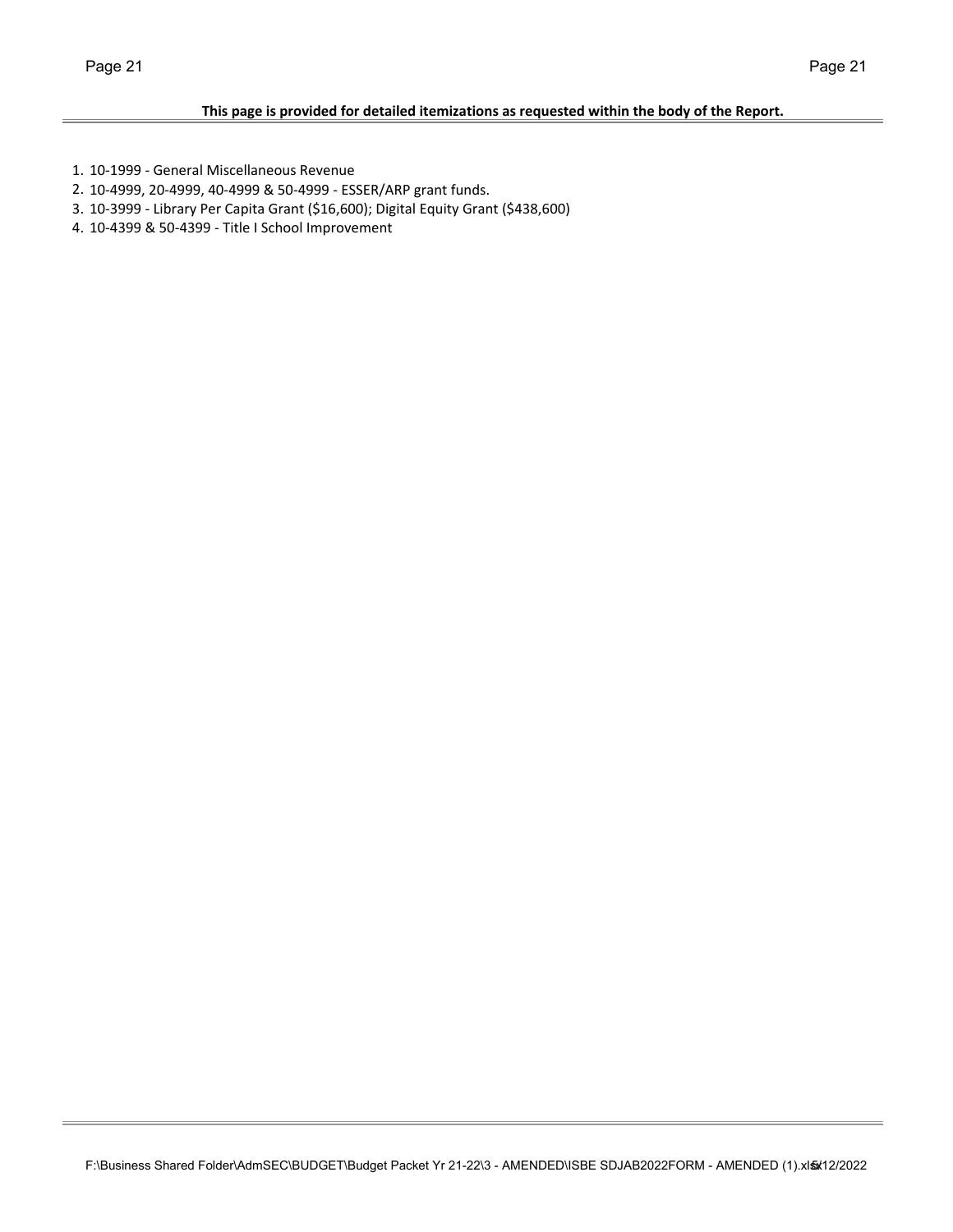**This page is provided for detailed itemizations as requested within the body of the Report.**

1. 10-1999 - General Miscellaneous Revenue
2. 10-4999, 20-4999, 40-4999 & 50-4999 - ESSER/ARP grant funds.
3. 10-3999 - Library Per Capita Grant ($16,600); Digital Equity Grant ($438,600)
4. 10-4399 & 50-4399 - Title I School Improvement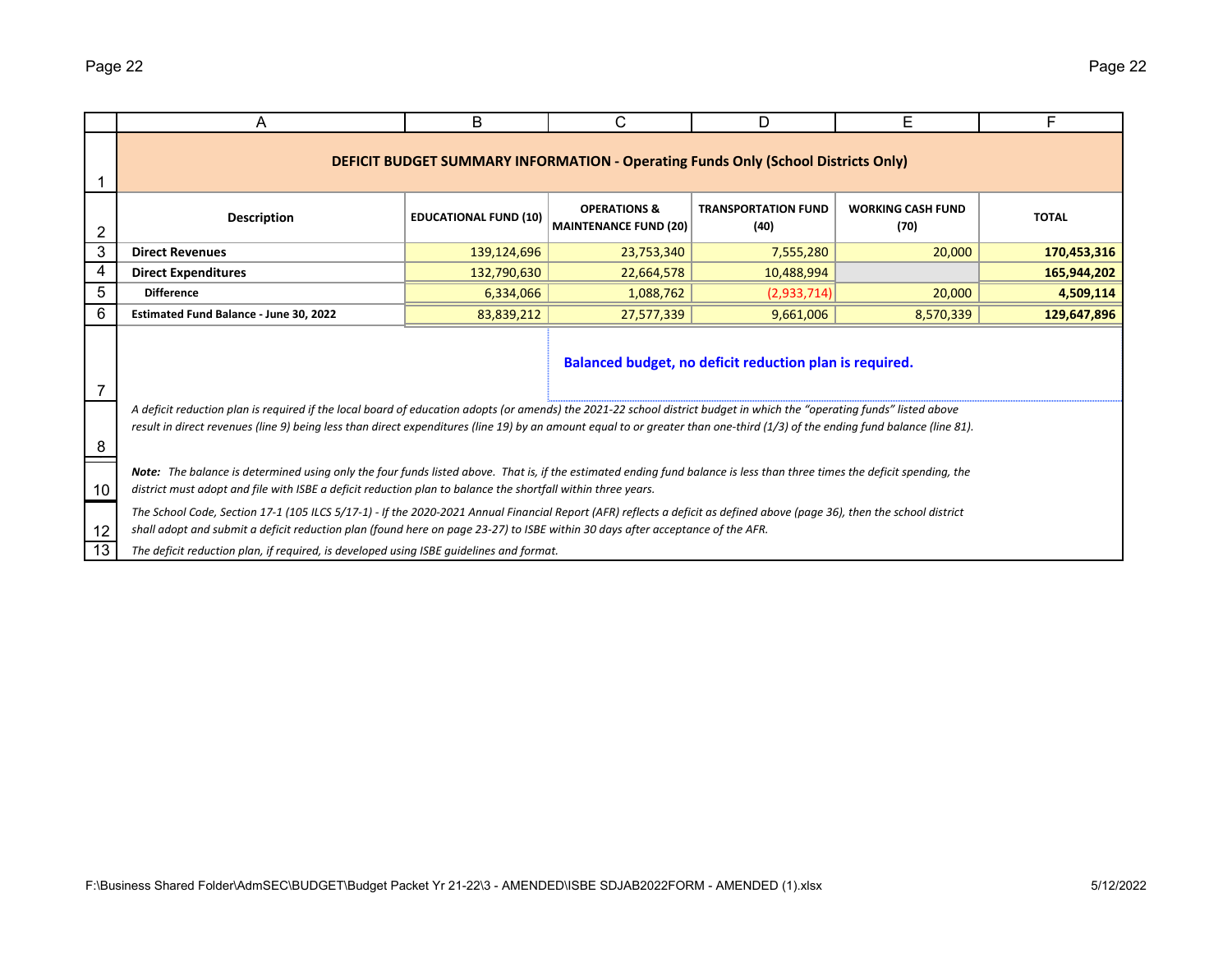## DEFICIT BUDGET SUMMARY INFORMATION - Operating Funds Only (School Districts Only)

| Description | EDUCATIONAL FUND (10) | OPERATIONS & MAINTENANCE FUND (20) | TRANSPORTATION FUND (40) | WORKING CASH FUND (70) | TOTAL |
|---|---|---|---|---|---|
| **Direct Revenues** | 139,124,696 | 23,753,340 | 7,555,280 | 20,000 | **170,453,316** |
| **Direct Expenditures** | 132,790,630 | 22,664,578 | 10,488,994 | | **165,944,202** |
| **Difference** | 6,334,066 | 1,088,762 | (2,933,714) | 20,000 | **4,509,114** |
| **Estimated Fund Balance - June 30, 2022** | 83,839,212 | 27,577,339 | 9,661,006 | 8,570,339 | **129,647,896** |

**Balanced budget, no deficit reduction plan is required.**

*A deficit reduction plan is required if the local board of education adopts (or amends) the 2021-22 school district budget in which the "operating funds" listed above result in direct revenues (line 9) being less than direct expenditures (line 19) by an amount equal to or greater than one-third (1/3) of the ending fund balance (line 81).*

***Note:*** *The balance is determined using only the four funds listed above. That is, if the estimated ending fund balance is less than three times the deficit spending, the district must adopt and file with ISBE a deficit reduction plan to balance the shortfall within three years.*

*The School Code, Section 17-1 (105 ILCS 5/17-1) - If the 2020-2021 Annual Financial Report (AFR) reflects a deficit as defined above (page 36), then the school district shall adopt and submit a deficit reduction plan (found here on page 23-27) to ISBE within 30 days after acceptance of the AFR.*

*The deficit reduction plan, if required, is developed using ISBE guidelines and format.*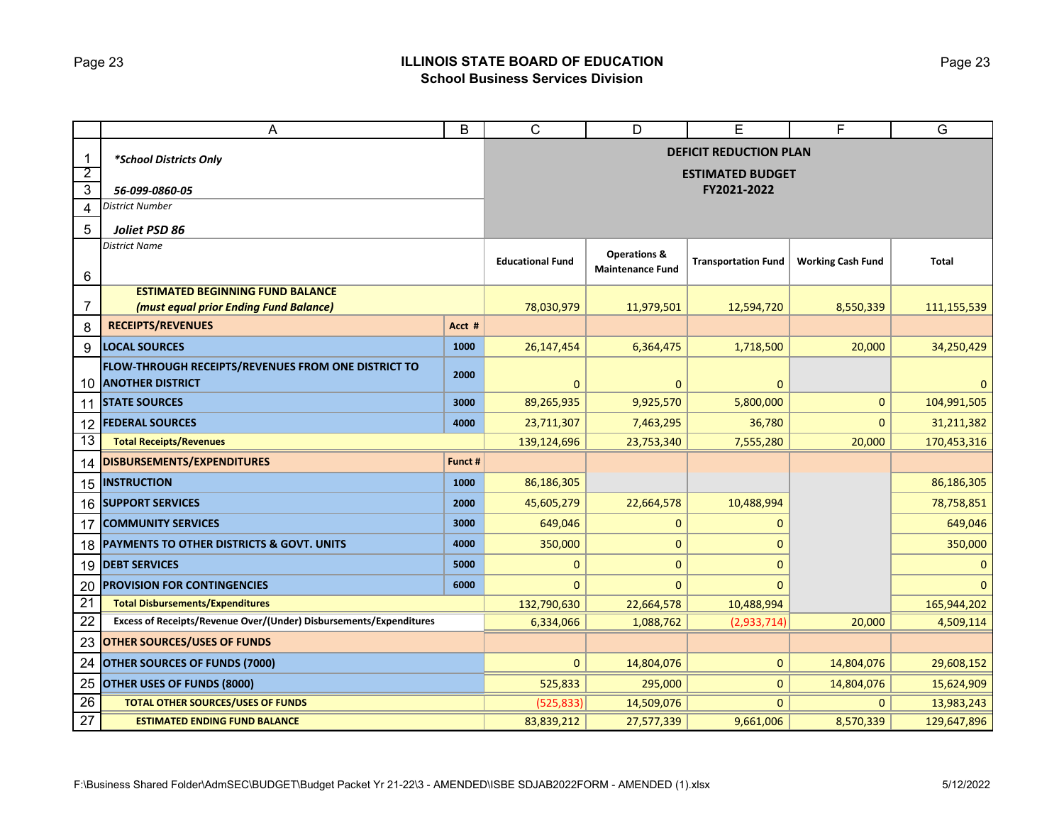## ILLINOIS STATE BOARD OF EDUCATION
### School Business Services Division

| | A | B | C | D | E | F | G |
|---|---|---|---|---|---|---|---|
| 1 | *\*School Districts Only* | | DEFICIT REDUCTION PLAN | | | | |
| 2 | | | ESTIMATED BUDGET | | | | |
| 3 | *56-099-0860-05* | | FY2021-2022 | | | | |
| 4 | *District Number* | | | | | | |
| 5 | ***Joliet PSD 86*** | | | | | | |
| 6 | *District Name* | | **Educational Fund** | **Operations & Maintenance Fund** | **Transportation Fund** | **Working Cash Fund** | **Total** |
| 7 | **ESTIMATED BEGINNING FUND BALANCE *(must equal prior Ending Fund Balance)*** | | 78,030,979 | 11,979,501 | 12,594,720 | 8,550,339 | 111,155,539 |
| 8 | **RECEIPTS/REVENUES** | **Acct #** | | | | | |
| 9 | **LOCAL SOURCES** | **1000** | 26,147,454 | 6,364,475 | 1,718,500 | 20,000 | 34,250,429 |
| 10 | **FLOW-THROUGH RECEIPTS/REVENUES FROM ONE DISTRICT TO ANOTHER DISTRICT** | **2000** | 0 | 0 | 0 | | 0 |
| 11 | **STATE SOURCES** | **3000** | 89,265,935 | 9,925,570 | 5,800,000 | 0 | 104,991,505 |
| 12 | **FEDERAL SOURCES** | **4000** | 23,711,307 | 7,463,295 | 36,780 | 0 | 31,211,382 |
| 13 | **Total Receipts/Revenues** | | 139,124,696 | 23,753,340 | 7,555,280 | 20,000 | 170,453,316 |
| 14 | **DISBURSEMENTS/EXPENDITURES** | **Funct #** | | | | | |
| 15 | **INSTRUCTION** | **1000** | 86,186,305 | | | | 86,186,305 |
| 16 | **SUPPORT SERVICES** | **2000** | 45,605,279 | 22,664,578 | 10,488,994 | | 78,758,851 |
| 17 | **COMMUNITY SERVICES** | **3000** | 649,046 | 0 | 0 | | 649,046 |
| 18 | **PAYMENTS TO OTHER DISTRICTS & GOVT. UNITS** | **4000** | 350,000 | 0 | 0 | | 350,000 |
| 19 | **DEBT SERVICES** | **5000** | 0 | 0 | 0 | | 0 |
| 20 | **PROVISION FOR CONTINGENCIES** | **6000** | 0 | 0 | 0 | | 0 |
| 21 | **Total Disbursements/Expenditures** | | 132,790,630 | 22,664,578 | 10,488,994 | | 165,944,202 |
| 22 | **Excess of Receipts/Revenue Over/(Under) Disbursements/Expenditures** | | 6,334,066 | 1,088,762 | (2,933,714) | 20,000 | 4,509,114 |
| 23 | **OTHER SOURCES/USES OF FUNDS** | | | | | | |
| 24 | **OTHER SOURCES OF FUNDS (7000)** | | 0 | 14,804,076 | 0 | 14,804,076 | 29,608,152 |
| 25 | **OTHER USES OF FUNDS (8000)** | | 525,833 | 295,000 | 0 | 14,804,076 | 15,624,909 |
| 26 | **TOTAL OTHER SOURCES/USES OF FUNDS** | | (525,833) | 14,509,076 | 0 | 0 | 13,983,243 |
| 27 | **ESTIMATED ENDING FUND BALANCE** | | 83,839,212 | 27,577,339 | 9,661,006 | 8,570,339 | 129,647,896 |

F:\Business Shared Folder\AdmSEC\BUDGET\Budget Packet Yr 21-22\3 - AMENDED\ISBE SDJAB2022FORM - AMENDED (1).xlsx 5/12/2022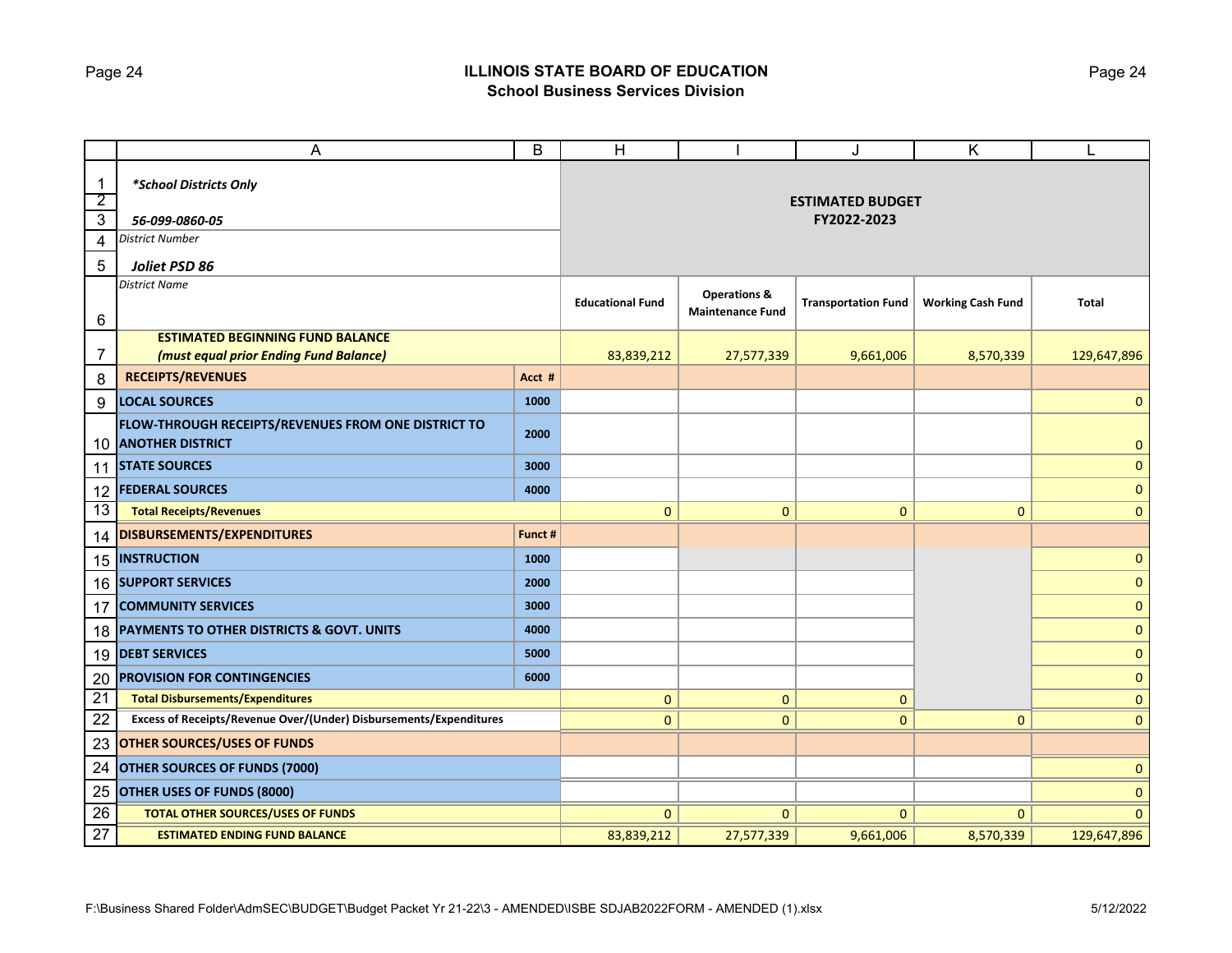## ILLINOIS STATE BOARD OF EDUCATION
### School Business Services Division

| | A | B | H | I | J | K | L |
|---|---|---|---|---|---|---|---|
| 1 | *\*School Districts Only* | | **ESTIMATED BUDGET FY2022-2023** | | | | |
| 2 | | | | | | | |
| 3 | ***56-099-0860-05*** | | | | | | |
| 4 | *District Number* | | | | | | |
| 5 | ***Joliet PSD 86*** | | | | | | |
| 6 | *District Name* | | **Educational Fund** | **Operations & Maintenance Fund** | **Transportation Fund** | **Working Cash Fund** | **Total** |
| 7 | **ESTIMATED BEGINNING FUND BALANCE** ***(must equal prior Ending Fund Balance)*** | | 83,839,212 | 27,577,339 | 9,661,006 | 8,570,339 | 129,647,896 |
| 8 | **RECEIPTS/REVENUES** | **Acct #** | | | | | |
| 9 | **LOCAL SOURCES** | **1000** | | | | | 0 |
| 10 | **FLOW-THROUGH RECEIPTS/REVENUES FROM ONE DISTRICT TO ANOTHER DISTRICT** | **2000** | | | | | 0 |
| 11 | **STATE SOURCES** | **3000** | | | | | 0 |
| 12 | **FEDERAL SOURCES** | **4000** | | | | | 0 |
| 13 | **Total Receipts/Revenues** | | 0 | 0 | 0 | 0 | 0 |
| 14 | **DISBURSEMENTS/EXPENDITURES** | **Funct #** | | | | | |
| 15 | **INSTRUCTION** | **1000** | | | | | 0 |
| 16 | **SUPPORT SERVICES** | **2000** | | | | | 0 |
| 17 | **COMMUNITY SERVICES** | **3000** | | | | | 0 |
| 18 | **PAYMENTS TO OTHER DISTRICTS & GOVT. UNITS** | **4000** | | | | | 0 |
| 19 | **DEBT SERVICES** | **5000** | | | | | 0 |
| 20 | **PROVISION FOR CONTINGENCIES** | **6000** | | | | | 0 |
| 21 | **Total Disbursements/Expenditures** | | 0 | 0 | 0 | | 0 |
| 22 | **Excess of Receipts/Revenue Over/(Under) Disbursements/Expenditures** | | 0 | 0 | 0 | 0 | 0 |
| 23 | **OTHER SOURCES/USES OF FUNDS** | | | | | | |
| 24 | **OTHER SOURCES OF FUNDS (7000)** | | | | | | 0 |
| 25 | **OTHER USES OF FUNDS (8000)** | | | | | | 0 |
| 26 | **TOTAL OTHER SOURCES/USES OF FUNDS** | | 0 | 0 | 0 | 0 | 0 |
| 27 | **ESTIMATED ENDING FUND BALANCE** | | 83,839,212 | 27,577,339 | 9,661,006 | 8,570,339 | 129,647,896 |

F:\Business Shared Folder\AdmSEC\BUDGET\Budget Packet Yr 21-22\3 - AMENDED\ISBE SDJAB2022FORM - AMENDED (1).xlsx 5/12/2022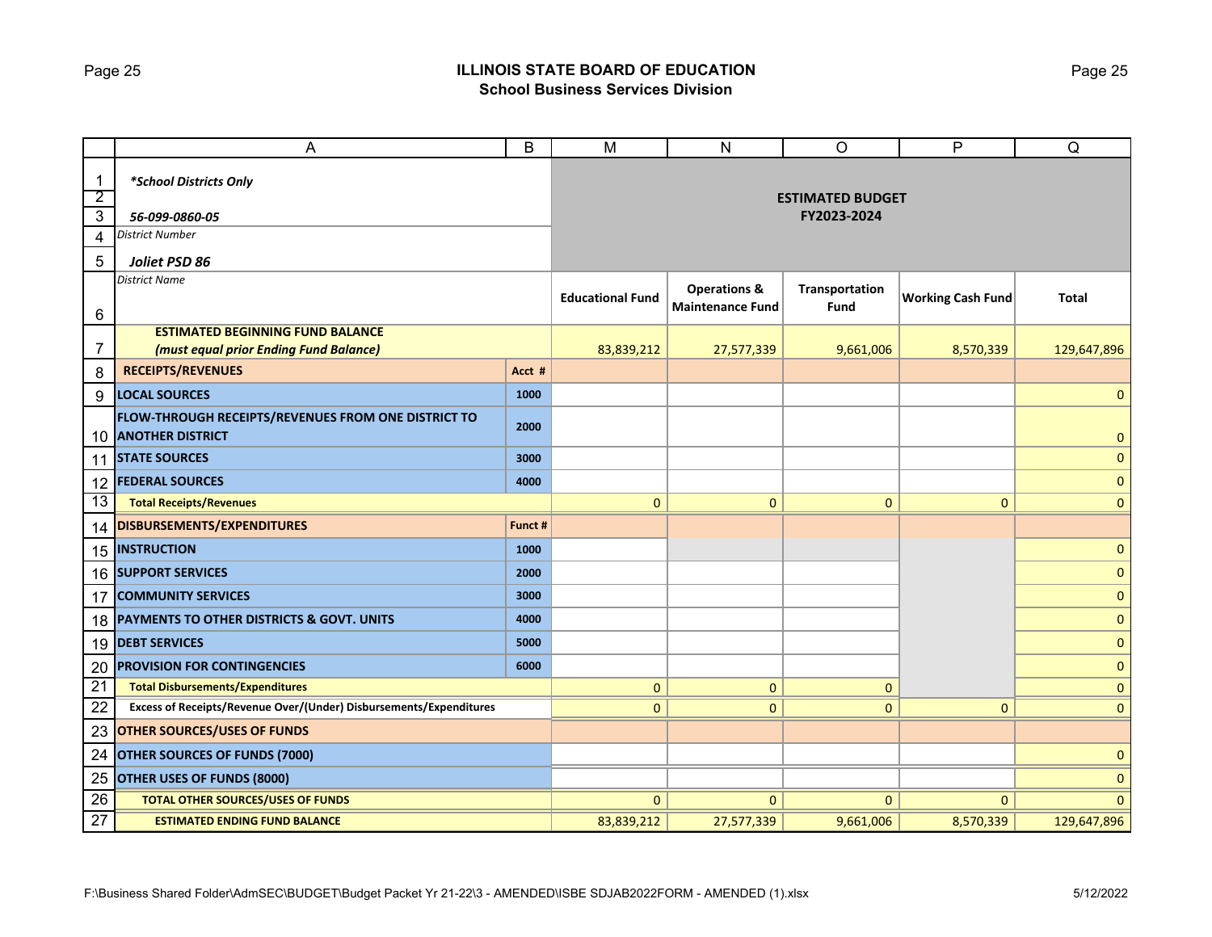## ILLINOIS STATE BOARD OF EDUCATION
### School Business Services Division

| | A | B | M | N | O | P | Q |
|---|---|---|---|---|---|---|---|
| 1 | *School Districts Only* | | ESTIMATED BUDGET FY2023-2024 | | | | |
| 2 | | | | | | | |
| 3 | *56-099-0860-05* | | | | | | |
| 4 | District Number | | | | | | |
| 5 | ***Joliet PSD 86*** | | | | | | |
| 6 | District Name | | **Educational Fund** | **Operations & Maintenance Fund** | **Transportation Fund** | **Working Cash Fund** | **Total** |
| 7 | **ESTIMATED BEGINNING FUND BALANCE** ***(must equal prior Ending Fund Balance)*** | | 83,839,212 | 27,577,339 | 9,661,006 | 8,570,339 | 129,647,896 |
| 8 | **RECEIPTS/REVENUES** | **Acct #** | | | | | |
| 9 | **LOCAL SOURCES** | **1000** | | | | | 0 |
| 10 | **FLOW-THROUGH RECEIPTS/REVENUES FROM ONE DISTRICT TO ANOTHER DISTRICT** | **2000** | | | | | 0 |
| 11 | **STATE SOURCES** | **3000** | | | | | 0 |
| 12 | **FEDERAL SOURCES** | **4000** | | | | | 0 |
| 13 | **Total Receipts/Revenues** | | 0 | 0 | 0 | 0 | 0 |
| 14 | **DISBURSEMENTS/EXPENDITURES** | **Funct #** | | | | | |
| 15 | **INSTRUCTION** | **1000** | | | | | 0 |
| 16 | **SUPPORT SERVICES** | **2000** | | | | | 0 |
| 17 | **COMMUNITY SERVICES** | **3000** | | | | | 0 |
| 18 | **PAYMENTS TO OTHER DISTRICTS & GOVT. UNITS** | **4000** | | | | | 0 |
| 19 | **DEBT SERVICES** | **5000** | | | | | 0 |
| 20 | **PROVISION FOR CONTINGENCIES** | **6000** | | | | | 0 |
| 21 | **Total Disbursements/Expenditures** | | 0 | 0 | 0 | | 0 |
| 22 | **Excess of Receipts/Revenue Over/(Under) Disbursements/Expenditures** | | 0 | 0 | 0 | 0 | 0 |
| 23 | **OTHER SOURCES/USES OF FUNDS** | | | | | | |
| 24 | **OTHER SOURCES OF FUNDS (7000)** | | | | | | 0 |
| 25 | **OTHER USES OF FUNDS (8000)** | | | | | | 0 |
| 26 | **TOTAL OTHER SOURCES/USES OF FUNDS** | | 0 | 0 | 0 | 0 | 0 |
| 27 | **ESTIMATED ENDING FUND BALANCE** | | 83,839,212 | 27,577,339 | 9,661,006 | 8,570,339 | 129,647,896 |

F:\Business Shared Folder\AdmSEC\BUDGET\Budget Packet Yr 21-22\3 - AMENDED\ISBE SDJAB2022FORM - AMENDED (1).xlsx 5/12/2022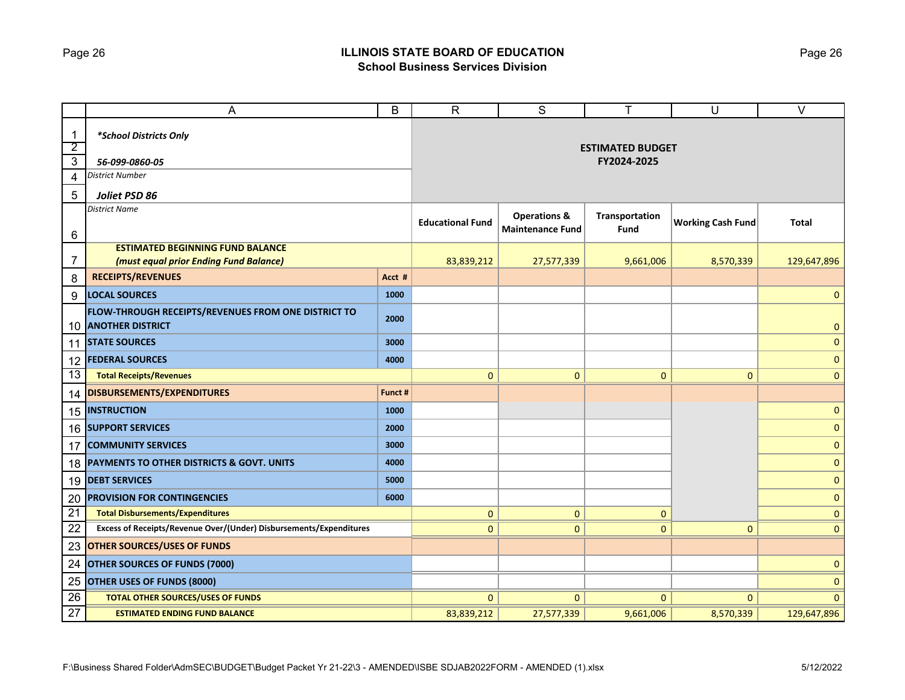## ILLINOIS STATE BOARD OF EDUCATION
### School Business Services Division

| | A | B | R | S | T | U | V |
|---|---|---|---|---|---|---|---|
| 1 | *School Districts Only* | | ESTIMATED BUDGET FY2024-2025 | | | | |
| 2 | | | | | | | |
| 3 | *56-099-0860-05* | | | | | | |
| 4 | *District Number* | | | | | | |
| 5 | *Joliet PSD 86* | | | | | | |
| 6 | *District Name* | | Educational Fund | Operations & Maintenance Fund | Transportation Fund | Working Cash Fund | Total |
| 7 | **ESTIMATED BEGINNING FUND BALANCE** ***(must equal prior Ending Fund Balance)*** | | 83,839,212 | 27,577,339 | 9,661,006 | 8,570,339 | 129,647,896 |
| 8 | **RECEIPTS/REVENUES** | **Acct #** | | | | | |
| 9 | **LOCAL SOURCES** | **1000** | | | | | 0 |
| 10 | **FLOW-THROUGH RECEIPTS/REVENUES FROM ONE DISTRICT TO ANOTHER DISTRICT** | **2000** | | | | | 0 |
| 11 | **STATE SOURCES** | **3000** | | | | | 0 |
| 12 | **FEDERAL SOURCES** | **4000** | | | | | 0 |
| 13 | **Total Receipts/Revenues** | | 0 | 0 | 0 | 0 | 0 |
| 14 | **DISBURSEMENTS/EXPENDITURES** | **Funct #** | | | | | |
| 15 | **INSTRUCTION** | **1000** | | | | | 0 |
| 16 | **SUPPORT SERVICES** | **2000** | | | | | 0 |
| 17 | **COMMUNITY SERVICES** | **3000** | | | | | 0 |
| 18 | **PAYMENTS TO OTHER DISTRICTS & GOVT. UNITS** | **4000** | | | | | 0 |
| 19 | **DEBT SERVICES** | **5000** | | | | | 0 |
| 20 | **PROVISION FOR CONTINGENCIES** | **6000** | | | | | 0 |
| 21 | **Total Disbursements/Expenditures** | | 0 | 0 | 0 | | 0 |
| 22 | **Excess of Receipts/Revenue Over/(Under) Disbursements/Expenditures** | | 0 | 0 | 0 | 0 | 0 |
| 23 | **OTHER SOURCES/USES OF FUNDS** | | | | | | |
| 24 | **OTHER SOURCES OF FUNDS (7000)** | | | | | | 0 |
| 25 | **OTHER USES OF FUNDS (8000)** | | | | | | 0 |
| 26 | **TOTAL OTHER SOURCES/USES OF FUNDS** | | 0 | 0 | 0 | 0 | 0 |
| 27 | **ESTIMATED ENDING FUND BALANCE** | | 83,839,212 | 27,577,339 | 9,661,006 | 8,570,339 | 129,647,896 |

F:\Business Shared Folder\AdmSEC\BUDGET\Budget Packet Yr 21-22\3 - AMENDED\ISBE SDJAB2022FORM - AMENDED (1).xlsx 5/12/2022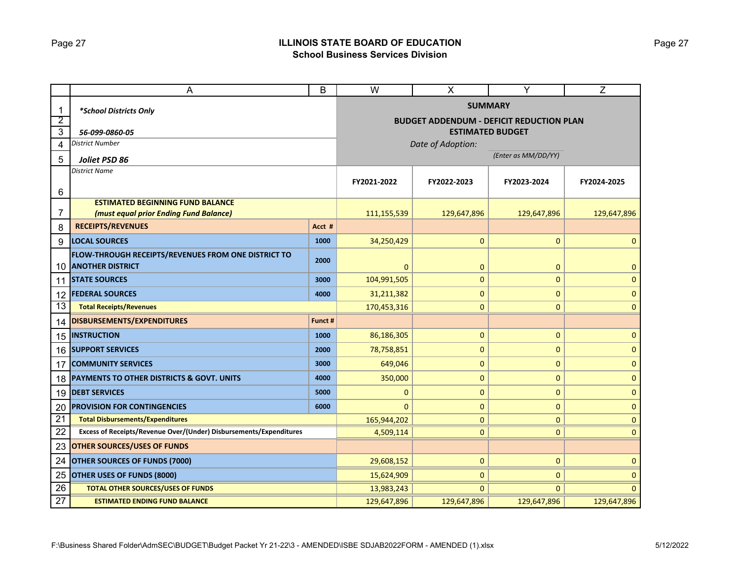# ILLINOIS STATE BOARD OF EDUCATION
## School Business Services Division

*School Districts Only*

**56-099-0860-05**
*District Number*

**Joliet PSD 86**
*District Name*

**SUMMARY**
**BUDGET ADDENDUM - DEFICIT REDUCTION PLAN**
**ESTIMATED BUDGET**

*Date of Adoption:* _______ *(Enter as MM/DD/YY)*

| | Acct # / Funct # | FY2021-2022 | FY2022-2023 | FY2023-2024 | FY2024-2025 |
|---|---|---|---|---|---|
| **ESTIMATED BEGINNING FUND BALANCE** ***(must equal prior Ending Fund Balance)*** | | 111,155,539 | 129,647,896 | 129,647,896 | 129,647,896 |
| **RECEIPTS/REVENUES** | **Acct #** | | | | |
| **LOCAL SOURCES** | 1000 | 34,250,429 | 0 | 0 | 0 |
| **FLOW-THROUGH RECEIPTS/REVENUES FROM ONE DISTRICT TO ANOTHER DISTRICT** | 2000 | 0 | 0 | 0 | 0 |
| **STATE SOURCES** | 3000 | 104,991,505 | 0 | 0 | 0 |
| **FEDERAL SOURCES** | 4000 | 31,211,382 | 0 | 0 | 0 |
| **Total Receipts/Revenues** | | 170,453,316 | 0 | 0 | 0 |
| **DISBURSEMENTS/EXPENDITURES** | **Funct #** | | | | |
| **INSTRUCTION** | 1000 | 86,186,305 | 0 | 0 | 0 |
| **SUPPORT SERVICES** | 2000 | 78,758,851 | 0 | 0 | 0 |
| **COMMUNITY SERVICES** | 3000 | 649,046 | 0 | 0 | 0 |
| **PAYMENTS TO OTHER DISTRICTS & GOVT. UNITS** | 4000 | 350,000 | 0 | 0 | 0 |
| **DEBT SERVICES** | 5000 | 0 | 0 | 0 | 0 |
| **PROVISION FOR CONTINGENCIES** | 6000 | 0 | 0 | 0 | 0 |
| **Total Disbursements/Expenditures** | | 165,944,202 | 0 | 0 | 0 |
| **Excess of Receipts/Revenue Over/(Under) Disbursements/Expenditures** | | 4,509,114 | 0 | 0 | 0 |
| **OTHER SOURCES/USES OF FUNDS** | | | | | |
| **OTHER SOURCES OF FUNDS (7000)** | | 29,608,152 | 0 | 0 | 0 |
| **OTHER USES OF FUNDS (8000)** | | 15,624,909 | 0 | 0 | 0 |
| **TOTAL OTHER SOURCES/USES OF FUNDS** | | 13,983,243 | 0 | 0 | 0 |
| **ESTIMATED ENDING FUND BALANCE** | | 129,647,896 | 129,647,896 | 129,647,896 | 129,647,896 |

F:\Business Shared Folder\AdmSEC\BUDGET\Budget Packet Yr 21-22\3 - AMENDED\ISBE SDJAB2022FORM - AMENDED (1).xlsx 5/12/2022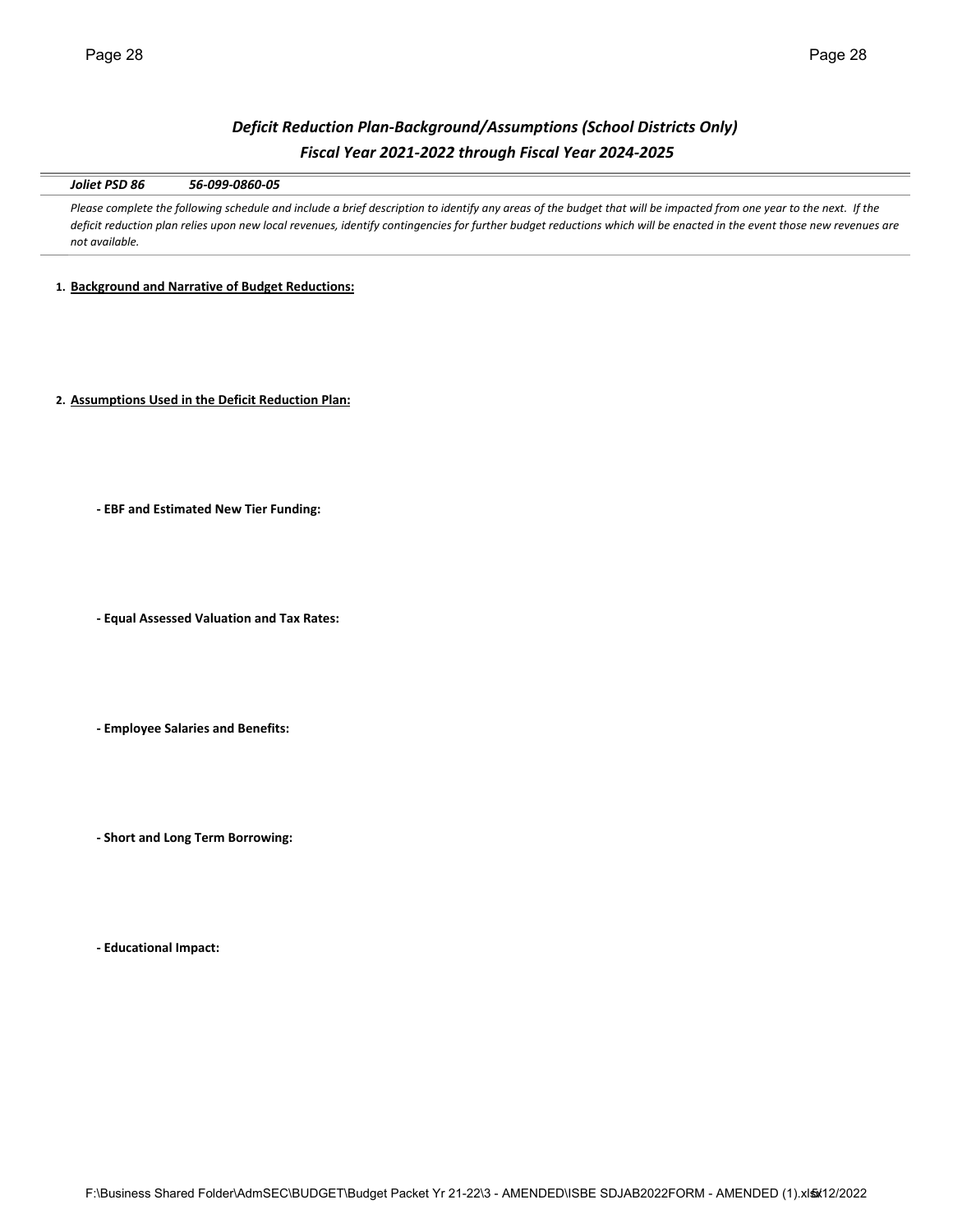## *Deficit Reduction Plan-Background/Assumptions (School Districts Only)*
## *Fiscal Year 2021-2022 through Fiscal Year 2024-2025*

***Joliet PSD 86*** ***56-099-0860-05***

*Please complete the following schedule and include a brief description to identify any areas of the budget that will be impacted from one year to the next. If the deficit reduction plan relies upon new local revenues, identify contingencies for further budget reductions which will be enacted in the event those new revenues are not available.*

1. **Background and Narrative of Budget Reductions:**

2. **Assumptions Used in the Deficit Reduction Plan:**

   - **EBF and Estimated New Tier Funding:**

   - **Equal Assessed Valuation and Tax Rates:**

   - **Employee Salaries and Benefits:**

   - **Short and Long Term Borrowing:**

   - **Educational Impact:**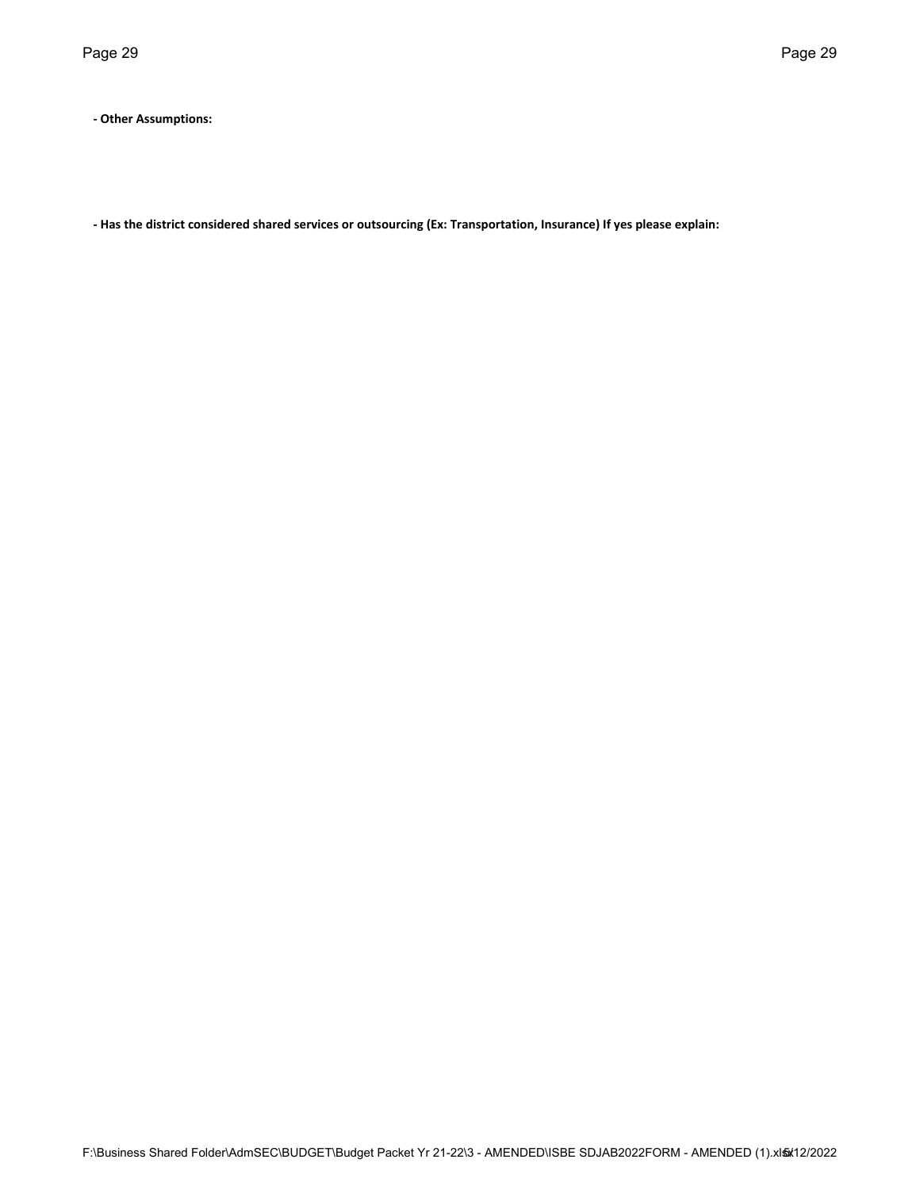**- Other Assumptions:**

**- Has the district considered shared services or outsourcing (Ex: Transportation, Insurance) If yes please explain:**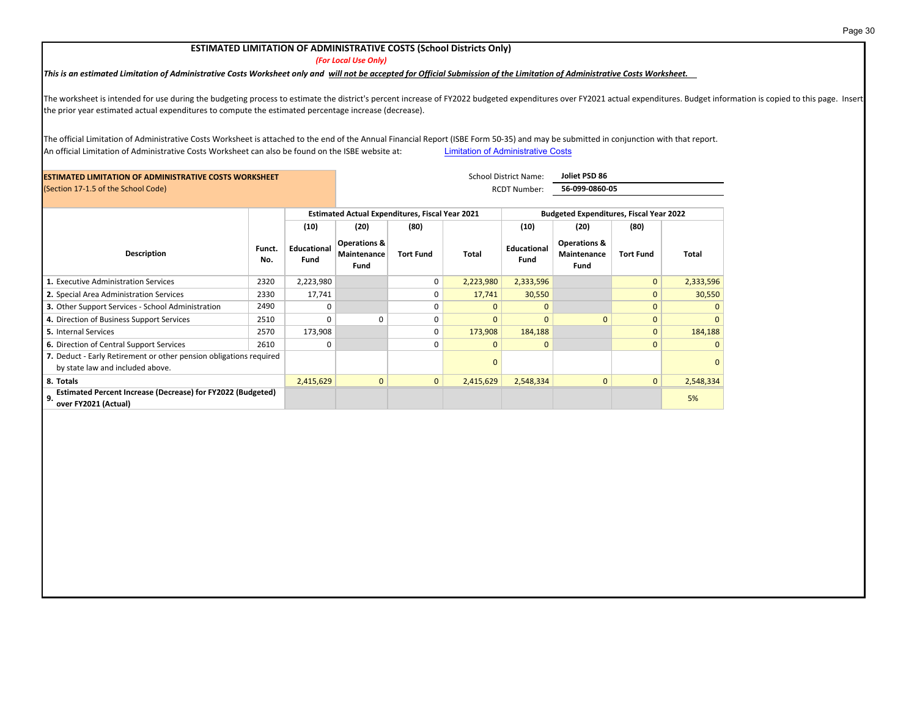## ESTIMATED LIMITATION OF ADMINISTRATIVE COSTS (School Districts Only)

*(For Local Use Only)*

***This is an estimated Limitation of Administrative Costs Worksheet only and will not be accepted for Official Submission of the Limitation of Administrative Costs Worksheet.***

The worksheet is intended for use during the budgeting process to estimate the district's percent increase of FY2022 budgeted expenditures over FY2021 actual expenditures. Budget information is copied to this page. Insert the prior year estimated actual expenditures to compute the estimated percentage increase (decrease).

The official Limitation of Administrative Costs Worksheet is attached to the end of the Annual Financial Report (ISBE Form 50-35) and may be submitted in conjunction with that report.
An official Limitation of Administrative Costs Worksheet can also be found on the ISBE website at: Limitation of Administrative Costs

**ESTIMATED LIMITATION OF ADMINISTRATIVE COSTS WORKSHEET**
(Section 17-1.5 of the School Code)

School District Name: **Joliet PSD 86**
RCDT Number: **56-099-0860-05**

| Description | Funct. No. | Estimated Actual Expenditures, Fiscal Year 2021 | | | | Budgeted Expenditures, Fiscal Year 2022 | | | |
|---|---|---|---|---|---|---|---|---|---|
| | | (10) Educational Fund | (20) Operations & Maintenance Fund | (80) Tort Fund | Total | (10) Educational Fund | (20) Operations & Maintenance Fund | (80) Tort Fund | Total |
| **1.** Executive Administration Services | 2320 | 2,223,980 | | 0 | 2,223,980 | 2,333,596 | | 0 | 2,333,596 |
| **2.** Special Area Administration Services | 2330 | 17,741 | | 0 | 17,741 | 30,550 | | 0 | 30,550 |
| **3.** Other Support Services - School Administration | 2490 | 0 | | 0 | 0 | 0 | | 0 | 0 |
| **4.** Direction of Business Support Services | 2510 | 0 | 0 | 0 | 0 | 0 | 0 | 0 | 0 |
| **5.** Internal Services | 2570 | 173,908 | | 0 | 173,908 | 184,188 | | 0 | 184,188 |
| **6.** Direction of Central Support Services | 2610 | 0 | | 0 | 0 | 0 | | 0 | 0 |
| **7.** Deduct - Early Retirement or other pension obligations required by state law and included above. | | | | | 0 | | | | 0 |
| **8. Totals** | | 2,415,629 | 0 | 0 | 2,415,629 | 2,548,334 | 0 | 0 | 2,548,334 |
| **9. Estimated Percent Increase (Decrease) for FY2022 (Budgeted) over FY2021 (Actual)** | | | | | | | | | 5% |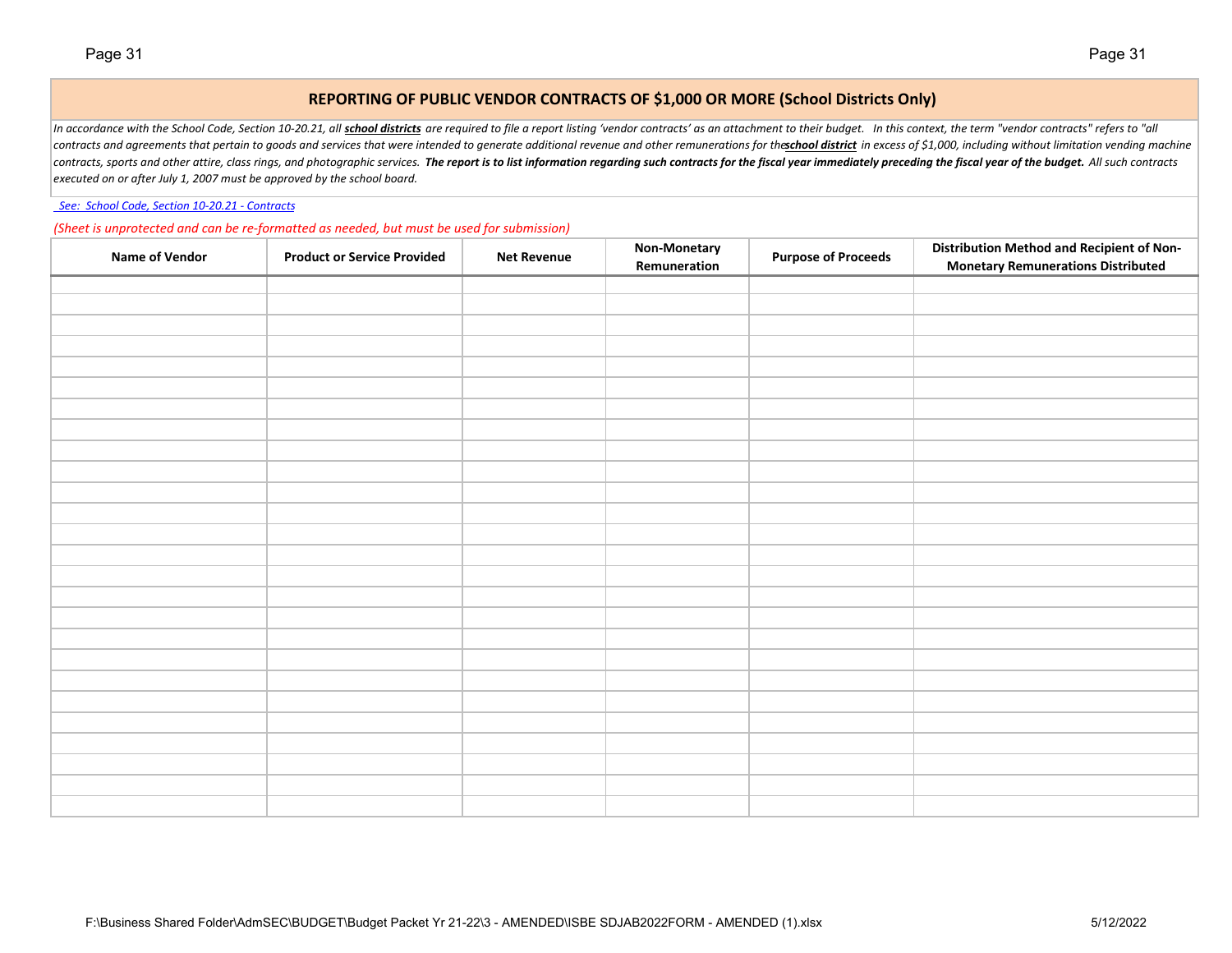## REPORTING OF PUBLIC VENDOR CONTRACTS OF $1,000 OR MORE (School Districts Only)

*In accordance with the School Code, Section 10-20.21, all* ***school districts*** *are required to file a report listing 'vendor contracts' as an attachment to their budget. In this context, the term "vendor contracts" refers to "all contracts and agreements that pertain to goods and services that were intended to generate additional revenue and other remunerations for the* ***school district*** *in excess of $1,000, including without limitation vending machine contracts, sports and other attire, class rings, and photographic services.* ***The report is to list information regarding such contracts for the fiscal year immediately preceding the fiscal year of the budget.*** *All such contracts executed on or after July 1, 2007 must be approved by the school board.*

*See: School Code, Section 10-20.21 - Contracts*

*(Sheet is unprotected and can be re-formatted as needed, but must be used for submission)*

| Name of Vendor | Product or Service Provided | Net Revenue | Non-Monetary Remuneration | Purpose of Proceeds | Distribution Method and Recipient of Non-Monetary Remunerations Distributed |
|---|---|---|---|---|---|
| | | | | | |
| | | | | | |
| | | | | | |
| | | | | | |
| | | | | | |
| | | | | | |
| | | | | | |
| | | | | | |
| | | | | | |
| | | | | | |
| | | | | | |
| | | | | | |
| | | | | | |
| | | | | | |
| | | | | | |
| | | | | | |
| | | | | | |
| | | | | | |
| | | | | | |
| | | | | | |
| | | | | | |
| | | | | | |
| | | | | | |
| | | | | | |
| | | | | | |
| | | | | | |

F:\Business Shared Folder\AdmSEC\BUDGET\Budget Packet Yr 21-22\3 - AMENDED\ISBE SDJAB2022FORM - AMENDED (1).xlsx 5/12/2022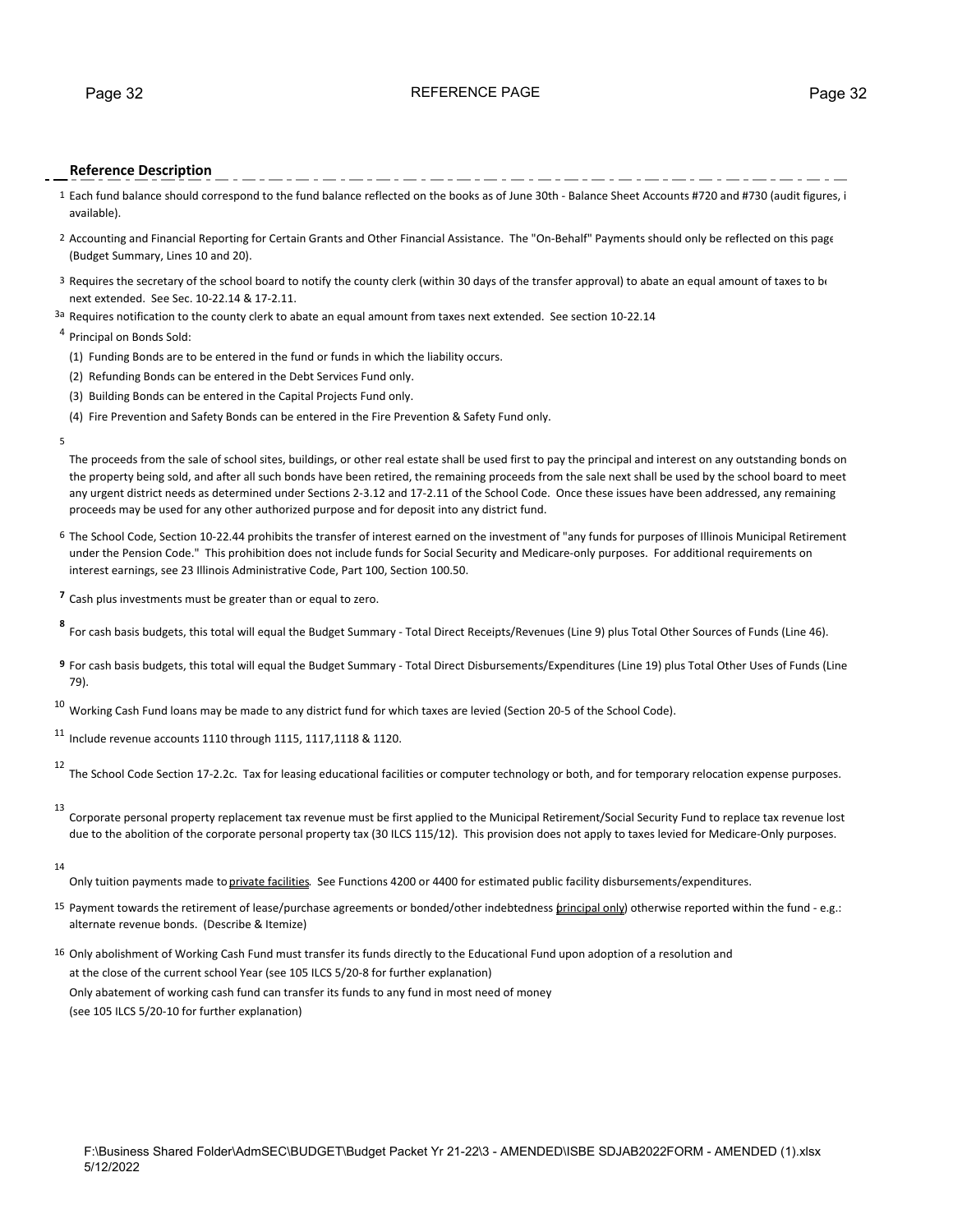REFERENCE PAGE

## Reference Description

1 Each fund balance should correspond to the fund balance reflected on the books as of June 30th - Balance Sheet Accounts #720 and #730 (audit figures, i available).

2 Accounting and Financial Reporting for Certain Grants and Other Financial Assistance. The "On-Behalf" Payments should only be reflected on this page (Budget Summary, Lines 10 and 20).

3 Requires the secretary of the school board to notify the county clerk (within 30 days of the transfer approval) to abate an equal amount of taxes to be next extended. See Sec. 10-22.14 & 17-2.11.

3a Requires notification to the county clerk to abate an equal amount from taxes next extended. See section 10-22.14

4 Principal on Bonds Sold:

(1) Funding Bonds are to be entered in the fund or funds in which the liability occurs.

(2) Refunding Bonds can be entered in the Debt Services Fund only.

(3) Building Bonds can be entered in the Capital Projects Fund only.

(4) Fire Prevention and Safety Bonds can be entered in the Fire Prevention & Safety Fund only.

5 The proceeds from the sale of school sites, buildings, or other real estate shall be used first to pay the principal and interest on any outstanding bonds on the property being sold, and after all such bonds have been retired, the remaining proceeds from the sale next shall be used by the school board to meet any urgent district needs as determined under Sections 2-3.12 and 17-2.11 of the School Code. Once these issues have been addressed, any remaining proceeds may be used for any other authorized purpose and for deposit into any district fund.

6 The School Code, Section 10-22.44 prohibits the transfer of interest earned on the investment of "any funds for purposes of Illinois Municipal Retirement under the Pension Code." This prohibition does not include funds for Social Security and Medicare-only purposes. For additional requirements on interest earnings, see 23 Illinois Administrative Code, Part 100, Section 100.50.

**7** Cash plus investments must be greater than or equal to zero.

**8** For cash basis budgets, this total will equal the Budget Summary - Total Direct Receipts/Revenues (Line 9) plus Total Other Sources of Funds (Line 46).

**9** For cash basis budgets, this total will equal the Budget Summary - Total Direct Disbursements/Expenditures (Line 19) plus Total Other Uses of Funds (Line 79).

10 Working Cash Fund loans may be made to any district fund for which taxes are levied (Section 20-5 of the School Code).

11 Include revenue accounts 1110 through 1115, 1117,1118 & 1120.

12 The School Code Section 17-2.2c. Tax for leasing educational facilities or computer technology or both, and for temporary relocation expense purposes.

13 Corporate personal property replacement tax revenue must be first applied to the Municipal Retirement/Social Security Fund to replace tax revenue lost due to the abolition of the corporate personal property tax (30 ILCS 115/12). This provision does not apply to taxes levied for Medicare-Only purposes.

14 Only tuition payments made to <u>private facilities</u>. See Functions 4200 or 4400 for estimated public facility disbursements/expenditures.

15 Payment towards the retirement of lease/purchase agreements or bonded/other indebtedness (<u>principal only</u>) otherwise reported within the fund - e.g.: alternate revenue bonds. (Describe & Itemize)

16 Only abolishment of Working Cash Fund must transfer its funds directly to the Educational Fund upon adoption of a resolution and at the close of the current school Year (see 105 ILCS 5/20-8 for further explanation)
Only abatement of working cash fund can transfer its funds to any fund in most need of money
(see 105 ILCS 5/20-10 for further explanation)

F:\Business Shared Folder\AdmSEC\BUDGET\Budget Packet Yr 21-22\3 - AMENDED\ISBE SDJAB2022FORM - AMENDED (1).xlsx
5/12/2022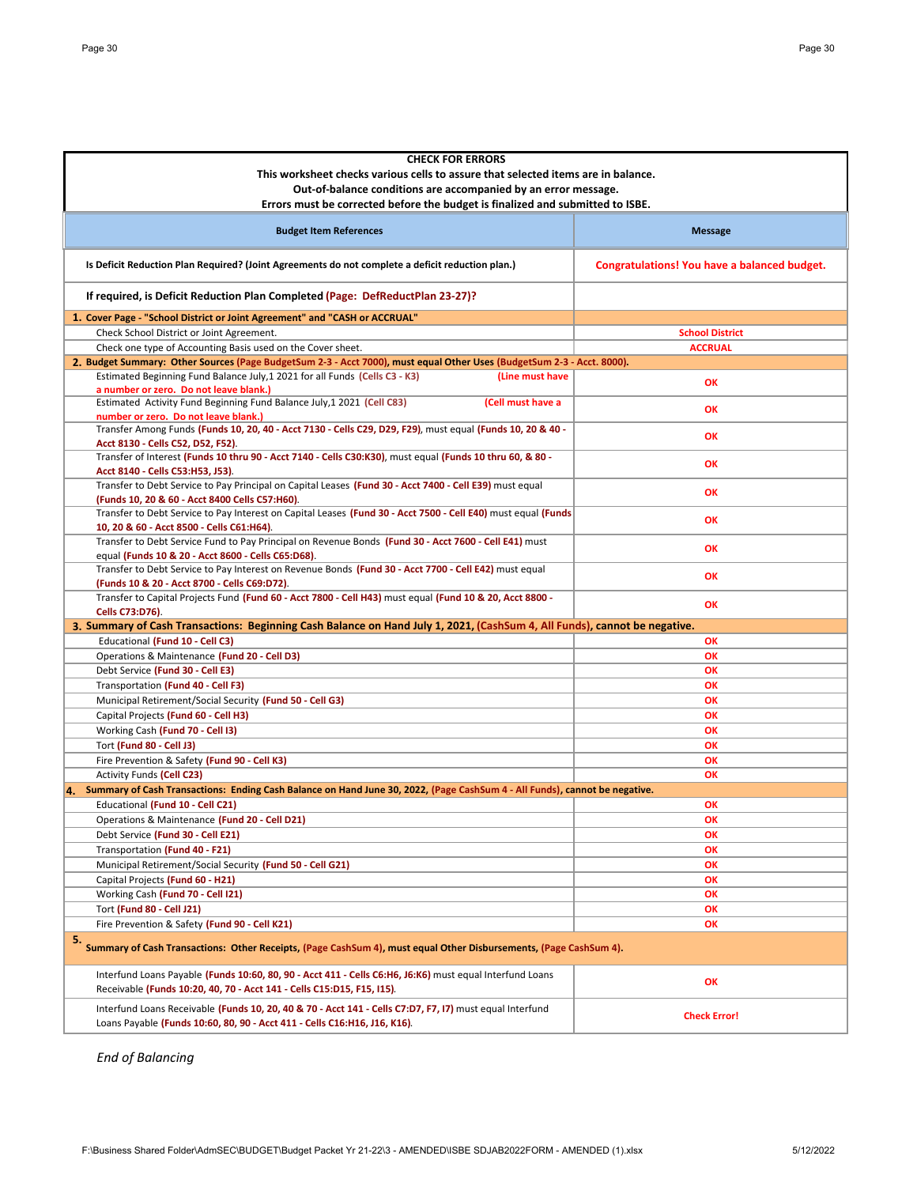**CHECK FOR ERRORS**

**This worksheet checks various cells to assure that selected items are in balance.**

**Out-of-balance conditions are accompanied by an error message.**

**Errors must be corrected before the budget is finalized and submitted to ISBE.**

| Budget Item References | Message |
|---|---|
| **Is Deficit Reduction Plan Required? (Joint Agreements do not complete a deficit reduction plan.)** | **Congratulations! You have a balanced budget.** |
| **If required, is Deficit Reduction Plan Completed (Page: DefReductPlan 23-27)?** | |
| **1. Cover Page - "School District or Joint Agreement" and "CASH or ACCRUAL"** | |
| Check School District or Joint Agreement. | **School District** |
| Check one type of Accounting Basis used on the Cover sheet. | **ACCRUAL** |
| **2. Budget Summary: Other Sources (Page BudgetSum 2-3 - Acct 7000), must equal Other Uses (BudgetSum 2-3 - Acct. 8000).** | |
| Estimated Beginning Fund Balance July,1 2021 for all Funds **(Cells C3 - K3)** **(Line must have a number or zero. Do not leave blank.)** | **OK** |
| Estimated Activity Fund Beginning Fund Balance July,1 2021 **(Cell C83)** **(Cell must have a number or zero. Do not leave blank.)** | **OK** |
| Transfer Among Funds **(Funds 10, 20, 40 - Acct 7130 - Cells C29, D29, F29)**, must equal **(Funds 10, 20 & 40 - Acct 8130 - Cells C52, D52, F52)**. | **OK** |
| Transfer of Interest **(Funds 10 thru 90 - Acct 7140 - Cells C30:K30)**, must equal **(Funds 10 thru 60, & 80 - Acct 8140 - Cells C53:H53, J53)**. | **OK** |
| Transfer to Debt Service to Pay Principal on Capital Leases **(Fund 30 - Acct 7400 - Cell E39)** must equal **(Funds 10, 20 & 60 - Acct 8400 Cells C57:H60)**. | **OK** |
| Transfer to Debt Service to Pay Interest on Capital Leases **(Fund 30 - Acct 7500 - Cell E40)** must equal **(Funds 10, 20 & 60 - Acct 8500 - Cells C61:H64)**. | **OK** |
| Transfer to Debt Service Fund to Pay Principal on Revenue Bonds **(Fund 30 - Acct 7600 - Cell E41)** must equal **(Funds 10 & 20 - Acct 8600 - Cells C65:D68)**. | **OK** |
| Transfer to Debt Service to Pay Interest on Revenue Bonds **(Fund 30 - Acct 7700 - Cell E42)** must equal **(Funds 10 & 20 - Acct 8700 - Cells C69:D72)**. | **OK** |
| Transfer to Capital Projects Fund **(Fund 60 - Acct 7800 - Cell H43)** must equal **(Fund 10 & 20, Acct 8800 - Cells C73:D76)**. | **OK** |
| **3. Summary of Cash Transactions: Beginning Cash Balance on Hand July 1, 2021, (CashSum 4, All Funds), cannot be negative.** | |
| Educational **(Fund 10 - Cell C3)** | **OK** |
| Operations & Maintenance **(Fund 20 - Cell D3)** | **OK** |
| Debt Service **(Fund 30 - Cell E3)** | **OK** |
| Transportation **(Fund 40 - Cell F3)** | **OK** |
| Municipal Retirement/Social Security **(Fund 50 - Cell G3)** | **OK** |
| Capital Projects **(Fund 60 - Cell H3)** | **OK** |
| Working Cash **(Fund 70 - Cell I3)** | **OK** |
| Tort **(Fund 80 - Cell J3)** | **OK** |
| Fire Prevention & Safety **(Fund 90 - Cell K3)** | **OK** |
| Activity Funds **(Cell C23)** | **OK** |
| **4. Summary of Cash Transactions: Ending Cash Balance on Hand June 30, 2022, (Page CashSum 4 - All Funds), cannot be negative.** | |
| Educational **(Fund 10 - Cell C21)** | **OK** |
| Operations & Maintenance **(Fund 20 - Cell D21)** | **OK** |
| Debt Service **(Fund 30 - Cell E21)** | **OK** |
| Transportation **(Fund 40 - F21)** | **OK** |
| Municipal Retirement/Social Security **(Fund 50 - Cell G21)** | **OK** |
| Capital Projects **(Fund 60 - H21)** | **OK** |
| Working Cash **(Fund 70 - Cell I21)** | **OK** |
| Tort **(Fund 80 - Cell J21)** | **OK** |
| Fire Prevention & Safety **(Fund 90 - Cell K21)** | **OK** |
| **5. Summary of Cash Transactions: Other Receipts, (Page CashSum 4), must equal Other Disbursements, (Page CashSum 4).** | |
| Interfund Loans Payable **(Funds 10:60, 80, 90 - Acct 411 - Cells C6:H6, J6:K6)** must equal Interfund Loans Receivable **(Funds 10:20, 40, 70 - Acct 141 - Cells C15:D15, F15, I15)**. | **OK** |
| Interfund Loans Receivable **(Funds 10, 20, 40 & 70 - Acct 141 - Cells C7:D7, F7, I7)** must equal Interfund Loans Payable **(Funds 10:60, 80, 90 - Acct 411 - Cells C16:H16, J16, K16)**. | **Check Error!** |

*End of Balancing*